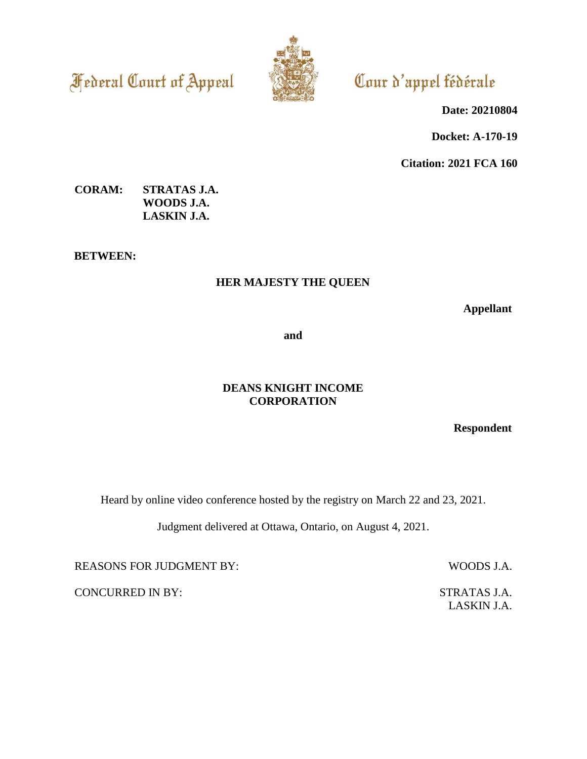Federal Court of Appeal

Cour d'appel fédérale

**Date: 20210804**

**Docket: A-170-19**

**Citation: 2021 FCA 160**

**CORAM:** **STRATAS J.A.**
**WOODS J.A.**
**LASKIN J.A.**

**BETWEEN:**

**HER MAJESTY THE QUEEN**

**Appellant**

**and**

**DEANS KNIGHT INCOME CORPORATION**

**Respondent**

Heard by online video conference hosted by the registry on March 22 and 23, 2021.

Judgment delivered at Ottawa, Ontario, on August 4, 2021.

REASONS FOR JUDGMENT BY: WOODS J.A.

CONCURRED IN BY: STRATAS J.A.
LASKIN J.A.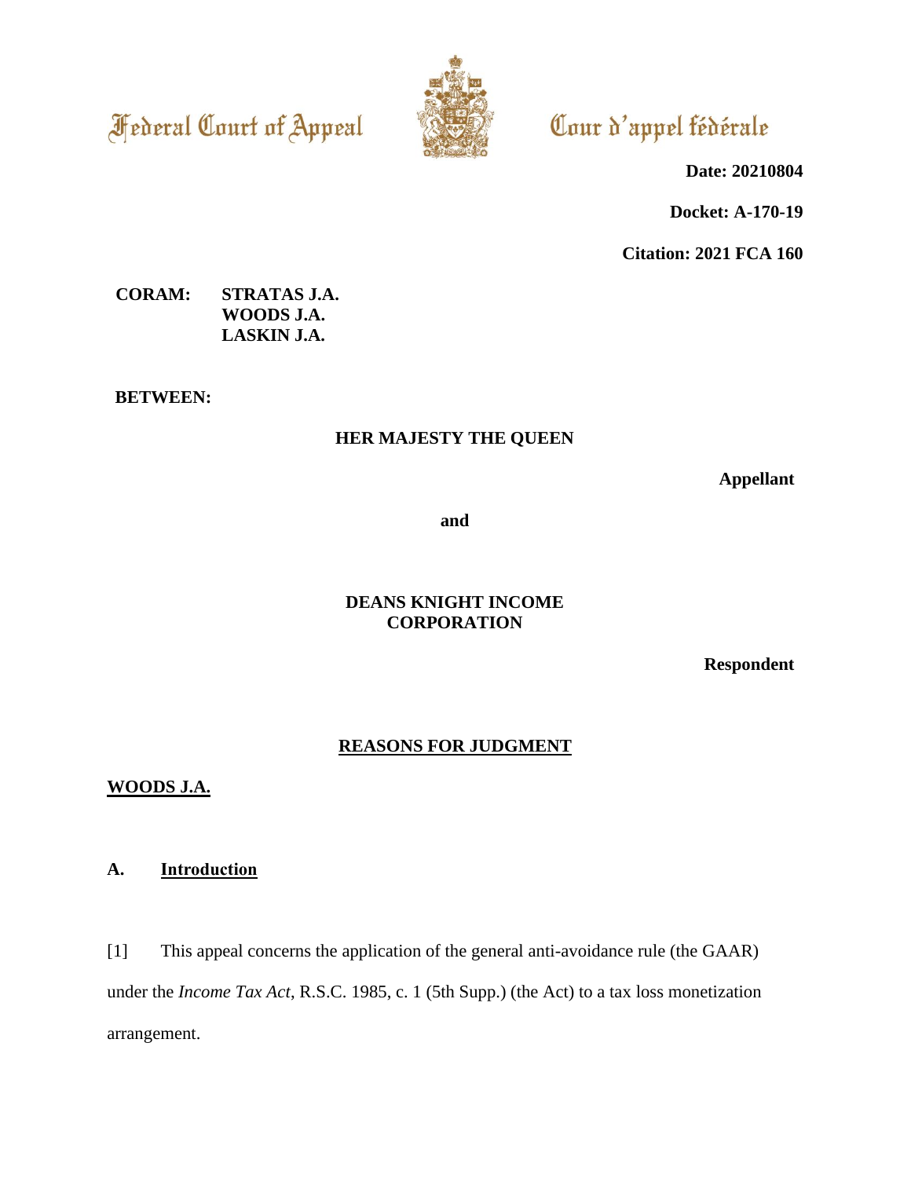Federal Court of Appeal

Cour d'appel fédérale

**Date: 20210804**

**Docket: A-170-19**

**Citation: 2021 FCA 160**

**CORAM:** **STRATAS J.A.**
**WOODS J.A.**
**LASKIN J.A.**

**BETWEEN:**

**HER MAJESTY THE QUEEN**

**Appellant**

**and**

**DEANS KNIGHT INCOME CORPORATION**

**Respondent**

## REASONS FOR JUDGMENT

**WOODS J.A.**

### A. Introduction

[1] This appeal concerns the application of the general anti-avoidance rule (the GAAR) under the *Income Tax Act*, R.S.C. 1985, c. 1 (5th Supp.) (the Act) to a tax loss monetization arrangement.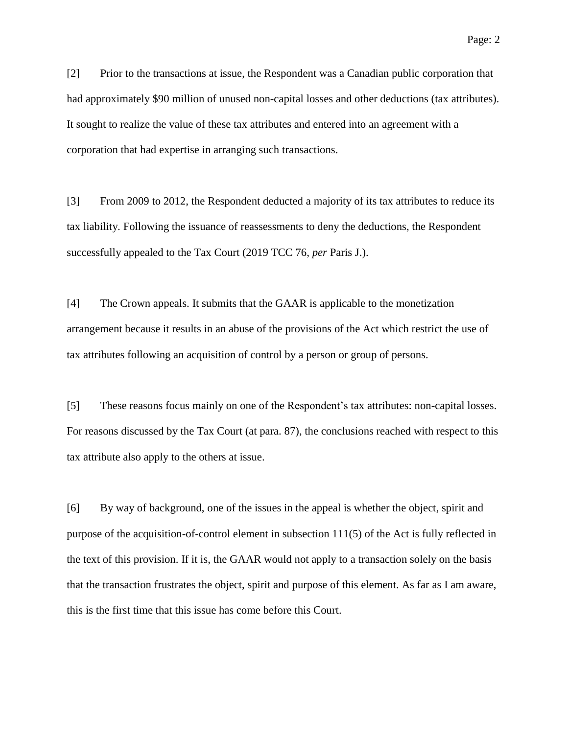[2] Prior to the transactions at issue, the Respondent was a Canadian public corporation that had approximately $90 million of unused non-capital losses and other deductions (tax attributes). It sought to realize the value of these tax attributes and entered into an agreement with a corporation that had expertise in arranging such transactions.

[3] From 2009 to 2012, the Respondent deducted a majority of its tax attributes to reduce its tax liability. Following the issuance of reassessments to deny the deductions, the Respondent successfully appealed to the Tax Court (2019 TCC 76, *per* Paris J.).

[4] The Crown appeals. It submits that the GAAR is applicable to the monetization arrangement because it results in an abuse of the provisions of the Act which restrict the use of tax attributes following an acquisition of control by a person or group of persons.

[5] These reasons focus mainly on one of the Respondent's tax attributes: non-capital losses. For reasons discussed by the Tax Court (at para. 87), the conclusions reached with respect to this tax attribute also apply to the others at issue.

[6] By way of background, one of the issues in the appeal is whether the object, spirit and purpose of the acquisition-of-control element in subsection 111(5) of the Act is fully reflected in the text of this provision. If it is, the GAAR would not apply to a transaction solely on the basis that the transaction frustrates the object, spirit and purpose of this element. As far as I am aware, this is the first time that this issue has come before this Court.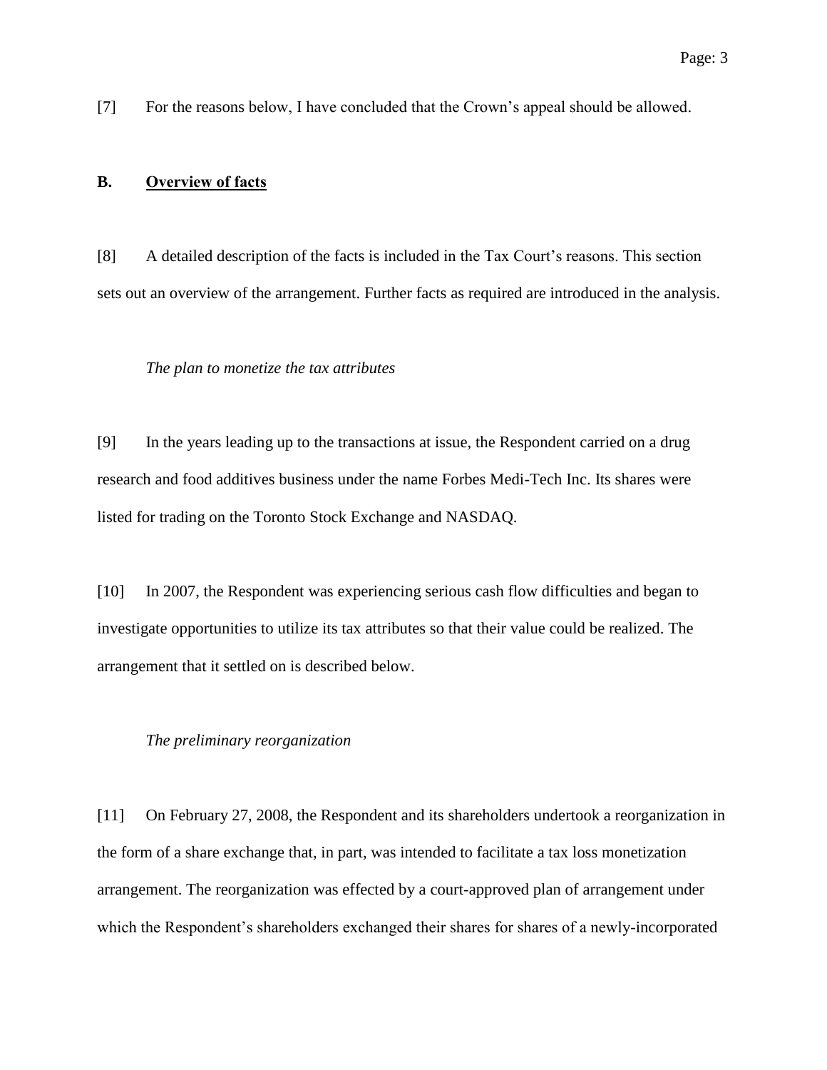[7] For the reasons below, I have concluded that the Crown's appeal should be allowed.

## B. Overview of facts

[8] A detailed description of the facts is included in the Tax Court's reasons. This section sets out an overview of the arrangement. Further facts as required are introduced in the analysis.

*The plan to monetize the tax attributes*

[9] In the years leading up to the transactions at issue, the Respondent carried on a drug research and food additives business under the name Forbes Medi-Tech Inc. Its shares were listed for trading on the Toronto Stock Exchange and NASDAQ.

[10] In 2007, the Respondent was experiencing serious cash flow difficulties and began to investigate opportunities to utilize its tax attributes so that their value could be realized. The arrangement that it settled on is described below.

*The preliminary reorganization*

[11] On February 27, 2008, the Respondent and its shareholders undertook a reorganization in the form of a share exchange that, in part, was intended to facilitate a tax loss monetization arrangement. The reorganization was effected by a court-approved plan of arrangement under which the Respondent's shareholders exchanged their shares for shares of a newly-incorporated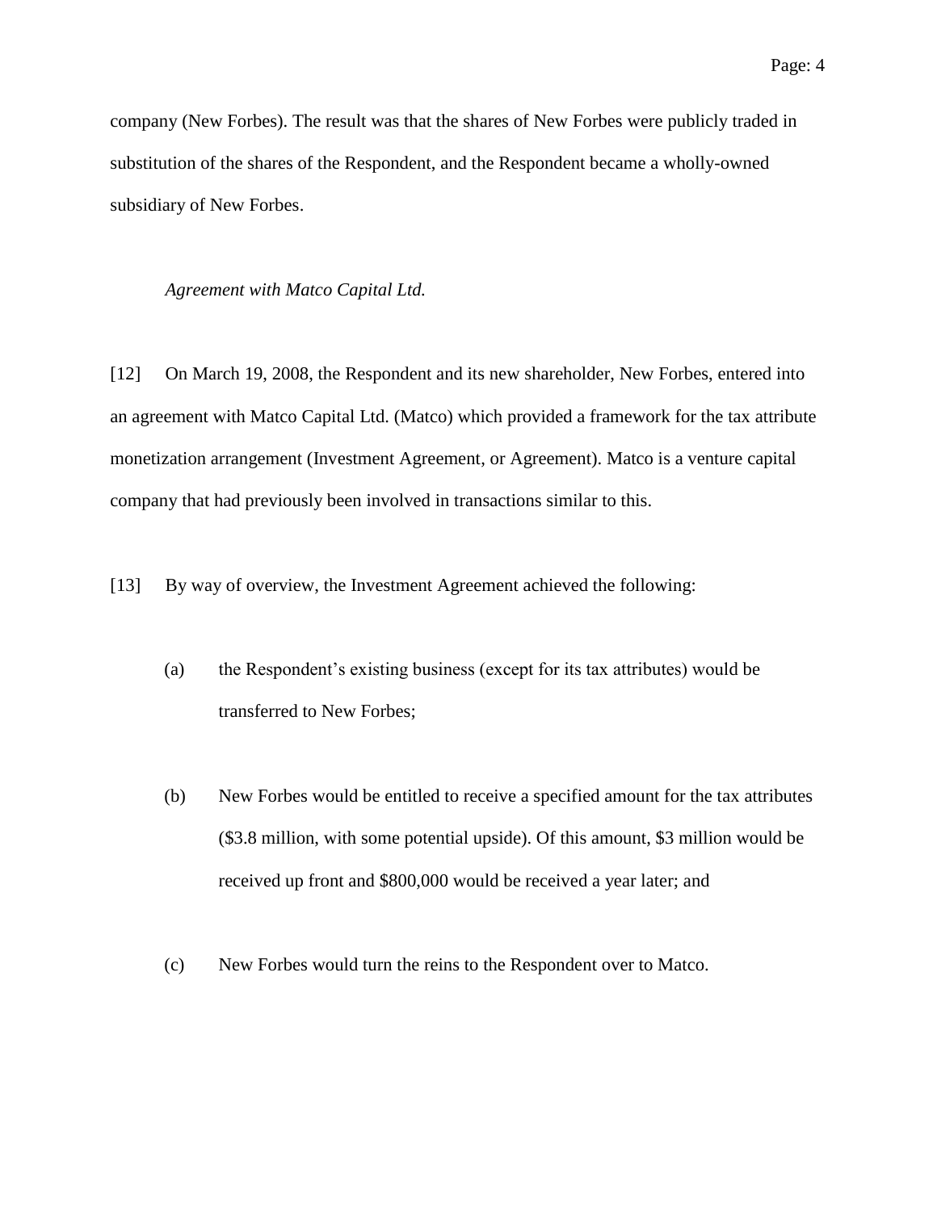company (New Forbes). The result was that the shares of New Forbes were publicly traded in substitution of the shares of the Respondent, and the Respondent became a wholly-owned subsidiary of New Forbes.

*Agreement with Matco Capital Ltd.*

[12] On March 19, 2008, the Respondent and its new shareholder, New Forbes, entered into an agreement with Matco Capital Ltd. (Matco) which provided a framework for the tax attribute monetization arrangement (Investment Agreement, or Agreement). Matco is a venture capital company that had previously been involved in transactions similar to this.

[13] By way of overview, the Investment Agreement achieved the following:

(a) the Respondent's existing business (except for its tax attributes) would be transferred to New Forbes;

(b) New Forbes would be entitled to receive a specified amount for the tax attributes ($3.8 million, with some potential upside). Of this amount, $3 million would be received up front and $800,000 would be received a year later; and

(c) New Forbes would turn the reins to the Respondent over to Matco.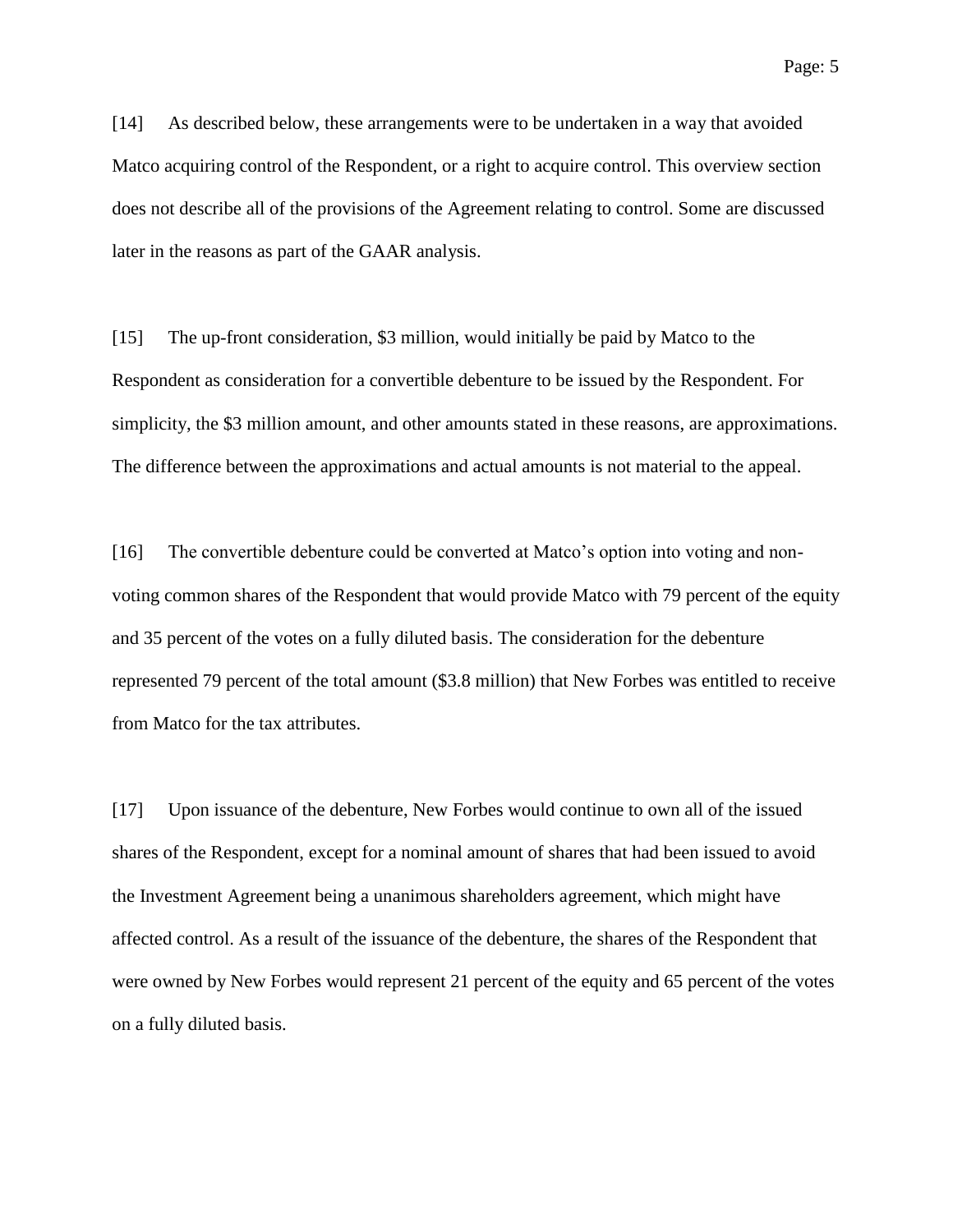[14] As described below, these arrangements were to be undertaken in a way that avoided Matco acquiring control of the Respondent, or a right to acquire control. This overview section does not describe all of the provisions of the Agreement relating to control. Some are discussed later in the reasons as part of the GAAR analysis.

[15] The up-front consideration, $3 million, would initially be paid by Matco to the Respondent as consideration for a convertible debenture to be issued by the Respondent. For simplicity, the $3 million amount, and other amounts stated in these reasons, are approximations. The difference between the approximations and actual amounts is not material to the appeal.

[16] The convertible debenture could be converted at Matco's option into voting and non-voting common shares of the Respondent that would provide Matco with 79 percent of the equity and 35 percent of the votes on a fully diluted basis. The consideration for the debenture represented 79 percent of the total amount ($3.8 million) that New Forbes was entitled to receive from Matco for the tax attributes.

[17] Upon issuance of the debenture, New Forbes would continue to own all of the issued shares of the Respondent, except for a nominal amount of shares that had been issued to avoid the Investment Agreement being a unanimous shareholders agreement, which might have affected control. As a result of the issuance of the debenture, the shares of the Respondent that were owned by New Forbes would represent 21 percent of the equity and 65 percent of the votes on a fully diluted basis.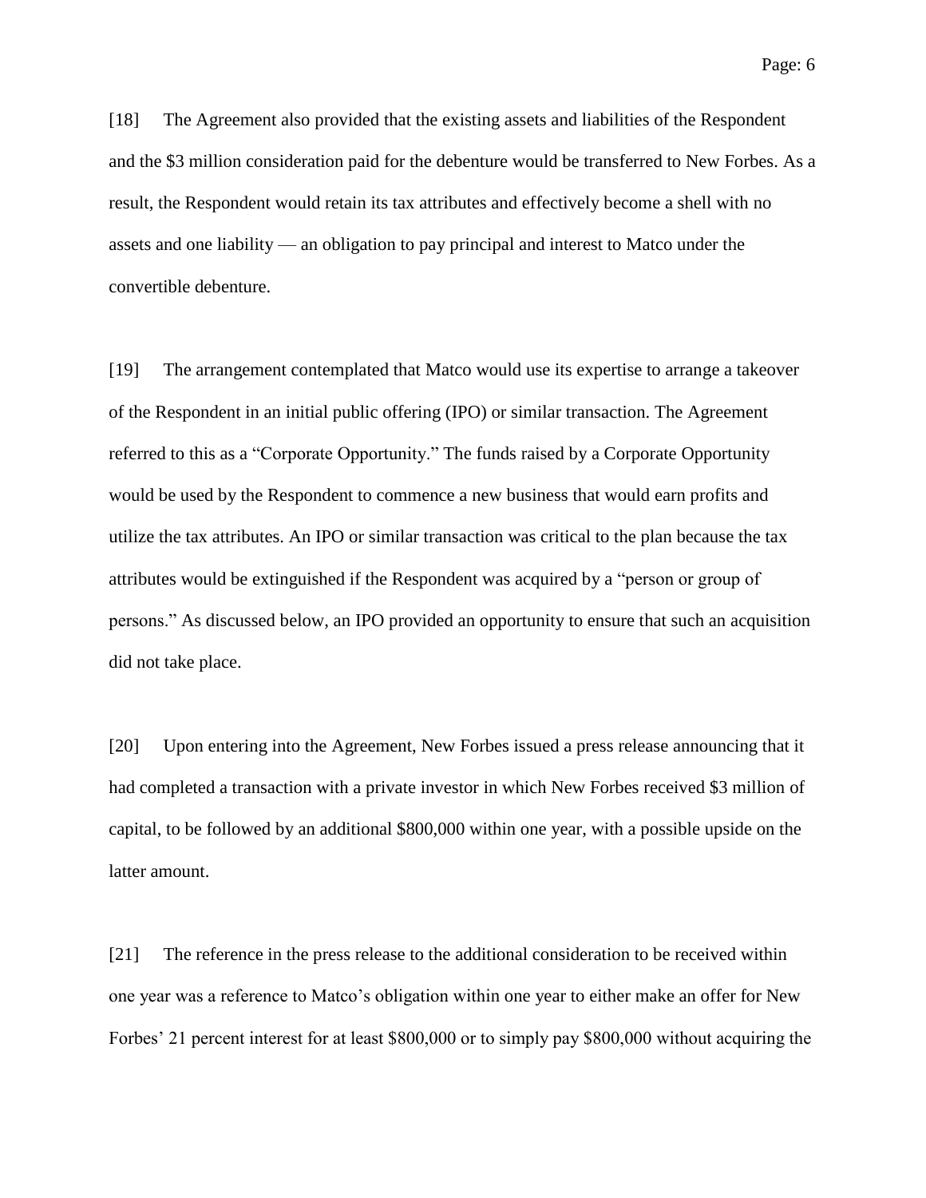[18] The Agreement also provided that the existing assets and liabilities of the Respondent and the \$3 million consideration paid for the debenture would be transferred to New Forbes. As a result, the Respondent would retain its tax attributes and effectively become a shell with no assets and one liability — an obligation to pay principal and interest to Matco under the convertible debenture.

[19] The arrangement contemplated that Matco would use its expertise to arrange a takeover of the Respondent in an initial public offering (IPO) or similar transaction. The Agreement referred to this as a "Corporate Opportunity." The funds raised by a Corporate Opportunity would be used by the Respondent to commence a new business that would earn profits and utilize the tax attributes. An IPO or similar transaction was critical to the plan because the tax attributes would be extinguished if the Respondent was acquired by a "person or group of persons." As discussed below, an IPO provided an opportunity to ensure that such an acquisition did not take place.

[20] Upon entering into the Agreement, New Forbes issued a press release announcing that it had completed a transaction with a private investor in which New Forbes received \$3 million of capital, to be followed by an additional \$800,000 within one year, with a possible upside on the latter amount.

[21] The reference in the press release to the additional consideration to be received within one year was a reference to Matco's obligation within one year to either make an offer for New Forbes' 21 percent interest for at least \$800,000 or to simply pay \$800,000 without acquiring the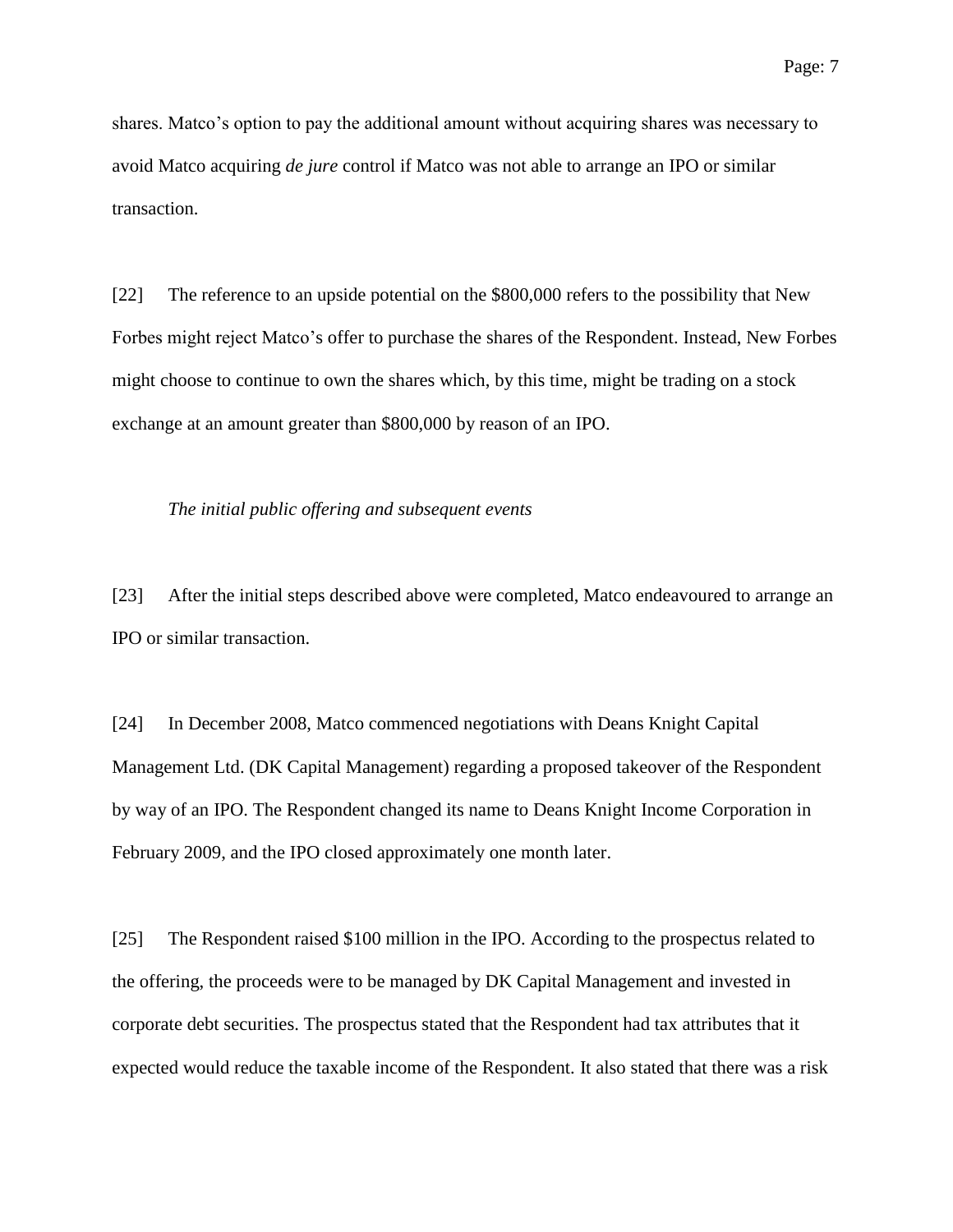shares. Matco's option to pay the additional amount without acquiring shares was necessary to avoid Matco acquiring *de jure* control if Matco was not able to arrange an IPO or similar transaction.

[22] The reference to an upside potential on the $800,000 refers to the possibility that New Forbes might reject Matco's offer to purchase the shares of the Respondent. Instead, New Forbes might choose to continue to own the shares which, by this time, might be trading on a stock exchange at an amount greater than $800,000 by reason of an IPO.

*The initial public offering and subsequent events*

[23] After the initial steps described above were completed, Matco endeavoured to arrange an IPO or similar transaction.

[24] In December 2008, Matco commenced negotiations with Deans Knight Capital Management Ltd. (DK Capital Management) regarding a proposed takeover of the Respondent by way of an IPO. The Respondent changed its name to Deans Knight Income Corporation in February 2009, and the IPO closed approximately one month later.

[25] The Respondent raised $100 million in the IPO. According to the prospectus related to the offering, the proceeds were to be managed by DK Capital Management and invested in corporate debt securities. The prospectus stated that the Respondent had tax attributes that it expected would reduce the taxable income of the Respondent. It also stated that there was a risk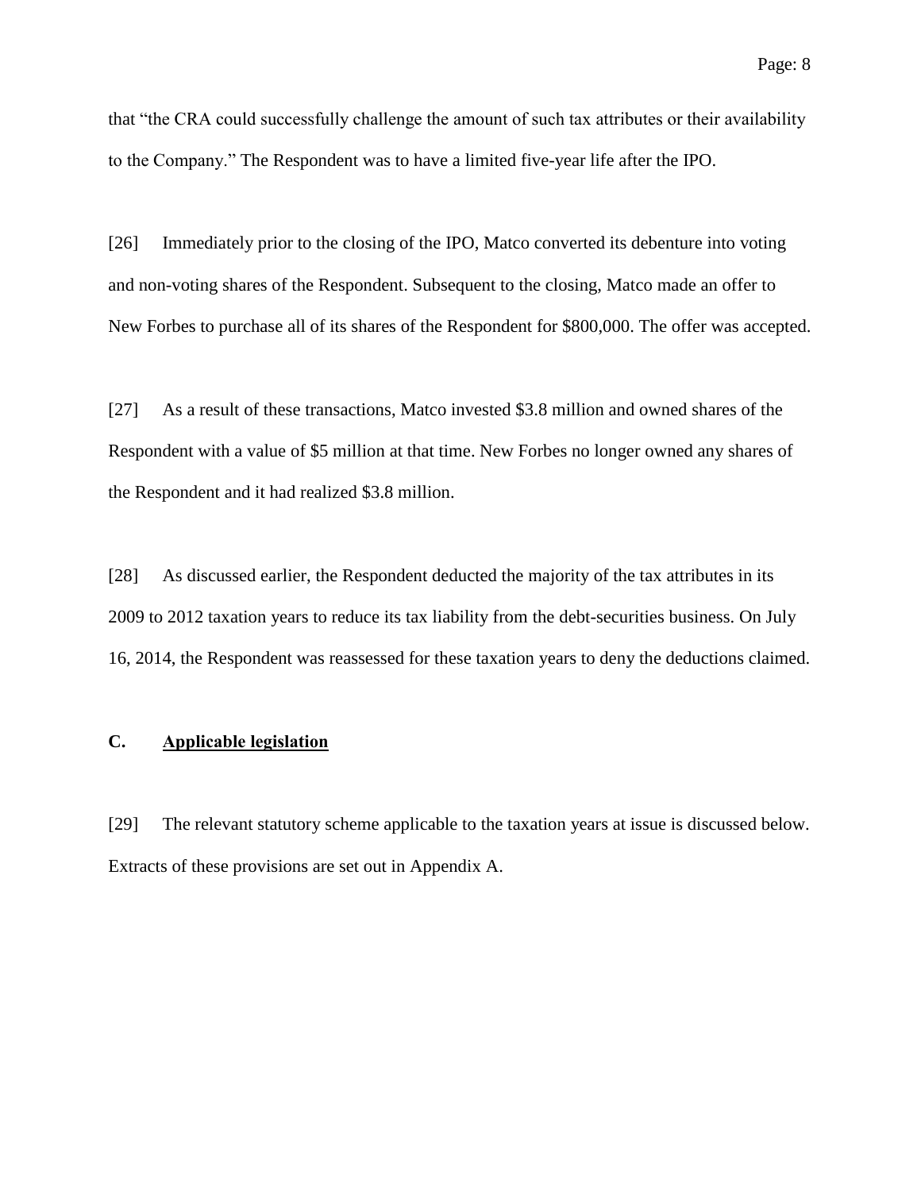that "the CRA could successfully challenge the amount of such tax attributes or their availability to the Company." The Respondent was to have a limited five-year life after the IPO.

[26] Immediately prior to the closing of the IPO, Matco converted its debenture into voting and non-voting shares of the Respondent. Subsequent to the closing, Matco made an offer to New Forbes to purchase all of its shares of the Respondent for $800,000. The offer was accepted.

[27] As a result of these transactions, Matco invested $3.8 million and owned shares of the Respondent with a value of $5 million at that time. New Forbes no longer owned any shares of the Respondent and it had realized $3.8 million.

[28] As discussed earlier, the Respondent deducted the majority of the tax attributes in its 2009 to 2012 taxation years to reduce its tax liability from the debt-securities business. On July 16, 2014, the Respondent was reassessed for these taxation years to deny the deductions claimed.

### C. <u>Applicable legislation</u>

[29] The relevant statutory scheme applicable to the taxation years at issue is discussed below. Extracts of these provisions are set out in Appendix A.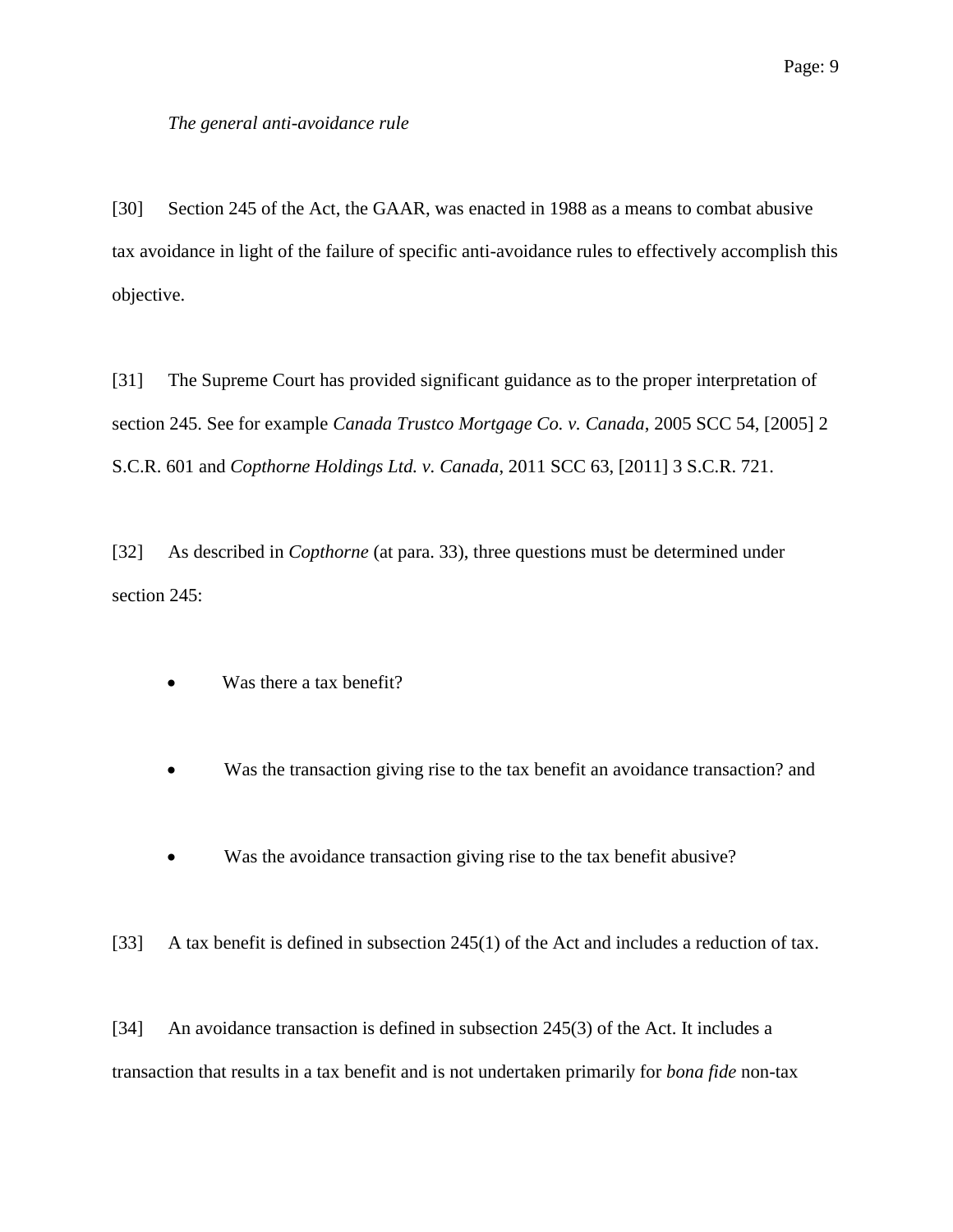*The general anti-avoidance rule*

[30] Section 245 of the Act, the GAAR, was enacted in 1988 as a means to combat abusive tax avoidance in light of the failure of specific anti-avoidance rules to effectively accomplish this objective.

[31] The Supreme Court has provided significant guidance as to the proper interpretation of section 245. See for example *Canada Trustco Mortgage Co. v. Canada*, 2005 SCC 54, [2005] 2 S.C.R. 601 and *Copthorne Holdings Ltd. v. Canada*, 2011 SCC 63, [2011] 3 S.C.R. 721.

[32] As described in *Copthorne* (at para. 33), three questions must be determined under section 245:

- Was there a tax benefit?
- Was the transaction giving rise to the tax benefit an avoidance transaction? and
- Was the avoidance transaction giving rise to the tax benefit abusive?

[33] A tax benefit is defined in subsection 245(1) of the Act and includes a reduction of tax.

[34] An avoidance transaction is defined in subsection 245(3) of the Act. It includes a transaction that results in a tax benefit and is not undertaken primarily for *bona fide* non-tax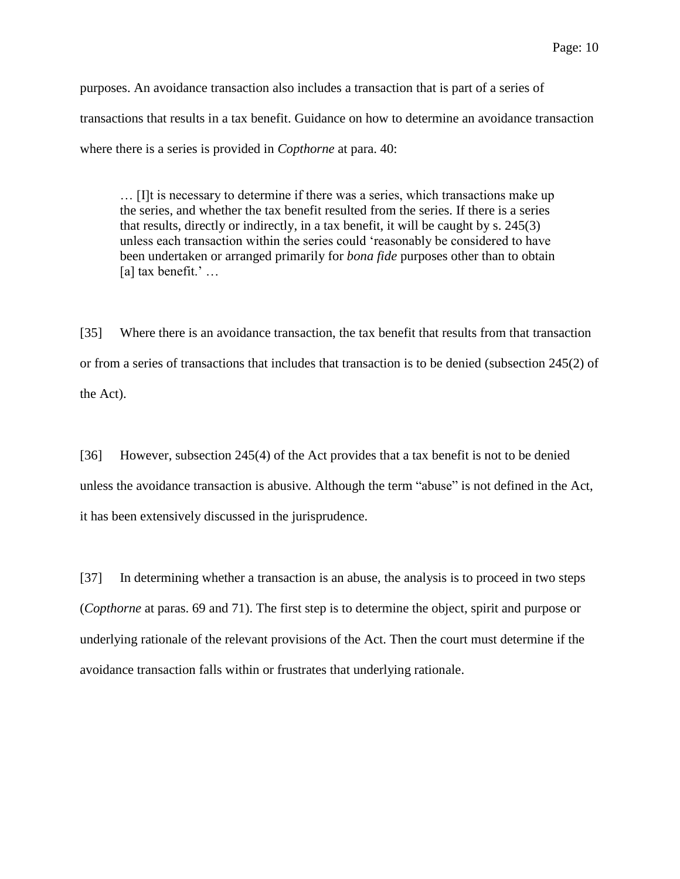purposes. An avoidance transaction also includes a transaction that is part of a series of transactions that results in a tax benefit. Guidance on how to determine an avoidance transaction where there is a series is provided in *Copthorne* at para. 40:

> … [I]t is necessary to determine if there was a series, which transactions make up the series, and whether the tax benefit resulted from the series. If there is a series that results, directly or indirectly, in a tax benefit, it will be caught by s. 245(3) unless each transaction within the series could 'reasonably be considered to have been undertaken or arranged primarily for *bona fide* purposes other than to obtain [a] tax benefit.' …

[35] Where there is an avoidance transaction, the tax benefit that results from that transaction or from a series of transactions that includes that transaction is to be denied (subsection 245(2) of the Act).

[36] However, subsection 245(4) of the Act provides that a tax benefit is not to be denied unless the avoidance transaction is abusive. Although the term "abuse" is not defined in the Act, it has been extensively discussed in the jurisprudence.

[37] In determining whether a transaction is an abuse, the analysis is to proceed in two steps (*Copthorne* at paras. 69 and 71). The first step is to determine the object, spirit and purpose or underlying rationale of the relevant provisions of the Act. Then the court must determine if the avoidance transaction falls within or frustrates that underlying rationale.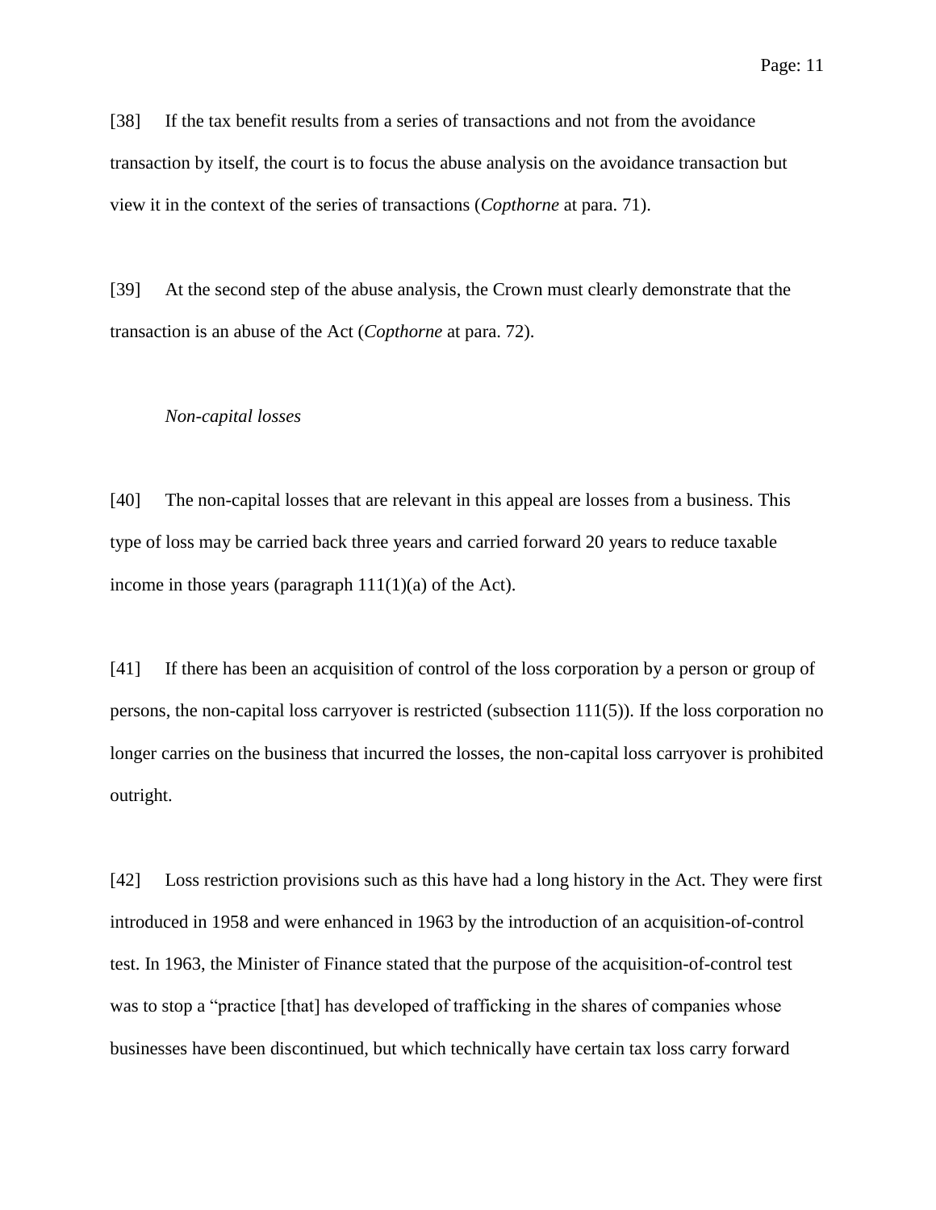[38] If the tax benefit results from a series of transactions and not from the avoidance transaction by itself, the court is to focus the abuse analysis on the avoidance transaction but view it in the context of the series of transactions (*Copthorne* at para. 71).

[39] At the second step of the abuse analysis, the Crown must clearly demonstrate that the transaction is an abuse of the Act (*Copthorne* at para. 72).

*Non-capital losses*

[40] The non-capital losses that are relevant in this appeal are losses from a business. This type of loss may be carried back three years and carried forward 20 years to reduce taxable income in those years (paragraph 111(1)(a) of the Act).

[41] If there has been an acquisition of control of the loss corporation by a person or group of persons, the non-capital loss carryover is restricted (subsection 111(5)). If the loss corporation no longer carries on the business that incurred the losses, the non-capital loss carryover is prohibited outright.

[42] Loss restriction provisions such as this have had a long history in the Act. They were first introduced in 1958 and were enhanced in 1963 by the introduction of an acquisition-of-control test. In 1963, the Minister of Finance stated that the purpose of the acquisition-of-control test was to stop a "practice [that] has developed of trafficking in the shares of companies whose businesses have been discontinued, but which technically have certain tax loss carry forward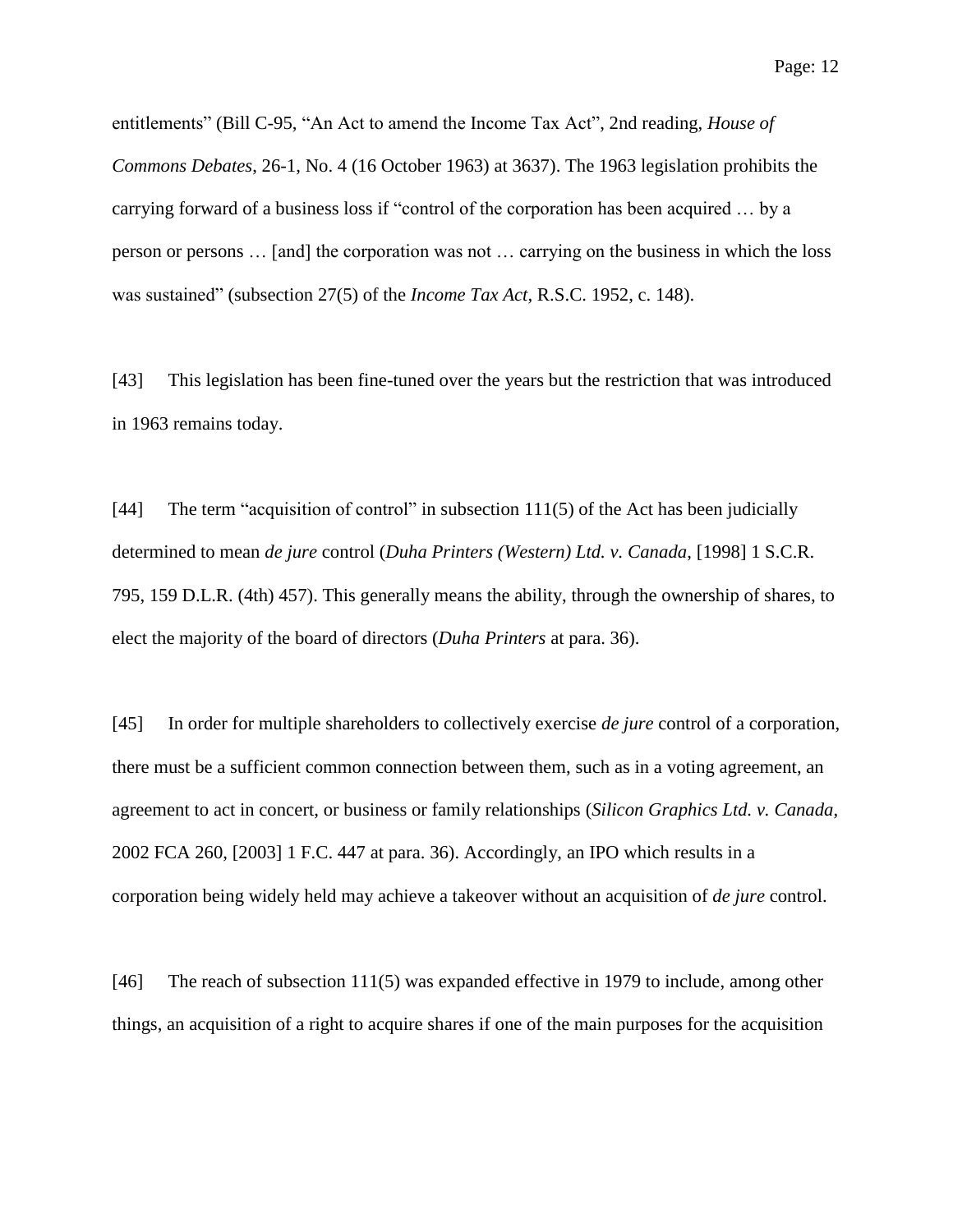entitlements" (Bill C-95, "An Act to amend the Income Tax Act", 2nd reading, *House of Commons Debates*, 26-1, No. 4 (16 October 1963) at 3637). The 1963 legislation prohibits the carrying forward of a business loss if "control of the corporation has been acquired … by a person or persons … [and] the corporation was not … carrying on the business in which the loss was sustained" (subsection 27(5) of the *Income Tax Act*, R.S.C. 1952, c. 148).

[43] This legislation has been fine-tuned over the years but the restriction that was introduced in 1963 remains today.

[44] The term "acquisition of control" in subsection 111(5) of the Act has been judicially determined to mean *de jure* control (*Duha Printers (Western) Ltd. v. Canada*, [1998] 1 S.C.R. 795, 159 D.L.R. (4th) 457). This generally means the ability, through the ownership of shares, to elect the majority of the board of directors (*Duha Printers* at para. 36).

[45] In order for multiple shareholders to collectively exercise *de jure* control of a corporation, there must be a sufficient common connection between them, such as in a voting agreement, an agreement to act in concert, or business or family relationships (*Silicon Graphics Ltd. v. Canada*, 2002 FCA 260, [2003] 1 F.C. 447 at para. 36). Accordingly, an IPO which results in a corporation being widely held may achieve a takeover without an acquisition of *de jure* control.

[46] The reach of subsection 111(5) was expanded effective in 1979 to include, among other things, an acquisition of a right to acquire shares if one of the main purposes for the acquisition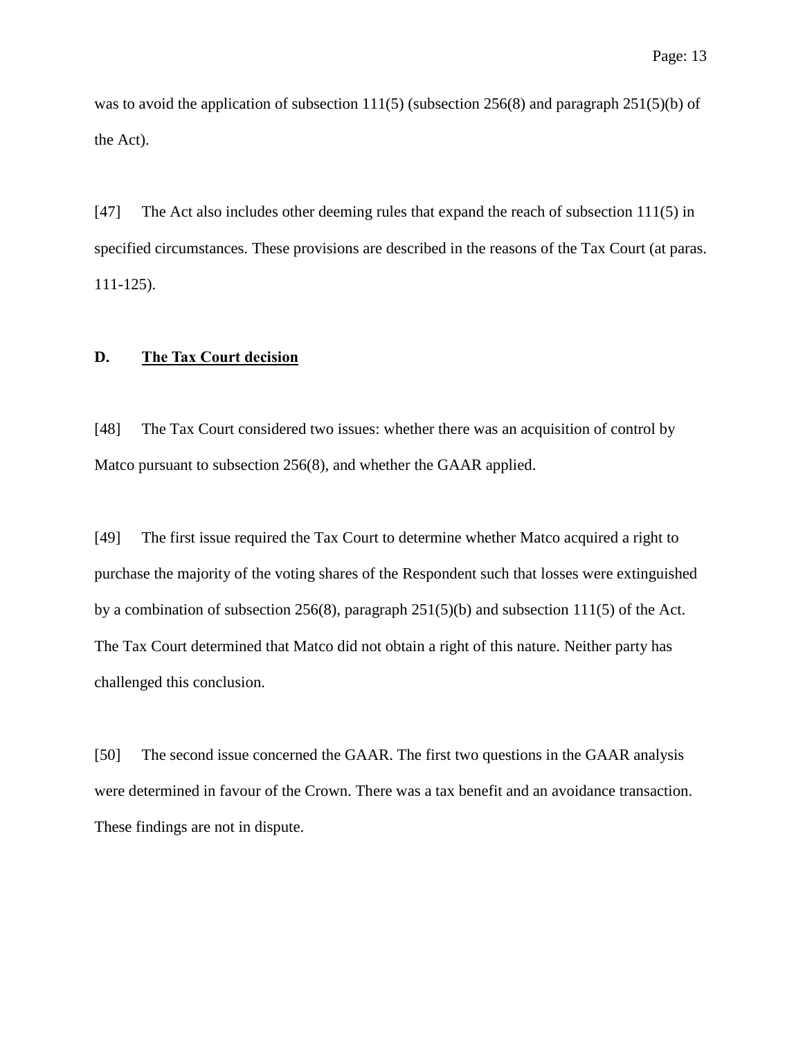was to avoid the application of subsection 111(5) (subsection 256(8) and paragraph 251(5)(b) of the Act).

[47] The Act also includes other deeming rules that expand the reach of subsection 111(5) in specified circumstances. These provisions are described in the reasons of the Tax Court (at paras. 111-125).

### D. <u>The Tax Court decision</u>

[48] The Tax Court considered two issues: whether there was an acquisition of control by Matco pursuant to subsection 256(8), and whether the GAAR applied.

[49] The first issue required the Tax Court to determine whether Matco acquired a right to purchase the majority of the voting shares of the Respondent such that losses were extinguished by a combination of subsection 256(8), paragraph 251(5)(b) and subsection 111(5) of the Act. The Tax Court determined that Matco did not obtain a right of this nature. Neither party has challenged this conclusion.

[50] The second issue concerned the GAAR. The first two questions in the GAAR analysis were determined in favour of the Crown. There was a tax benefit and an avoidance transaction. These findings are not in dispute.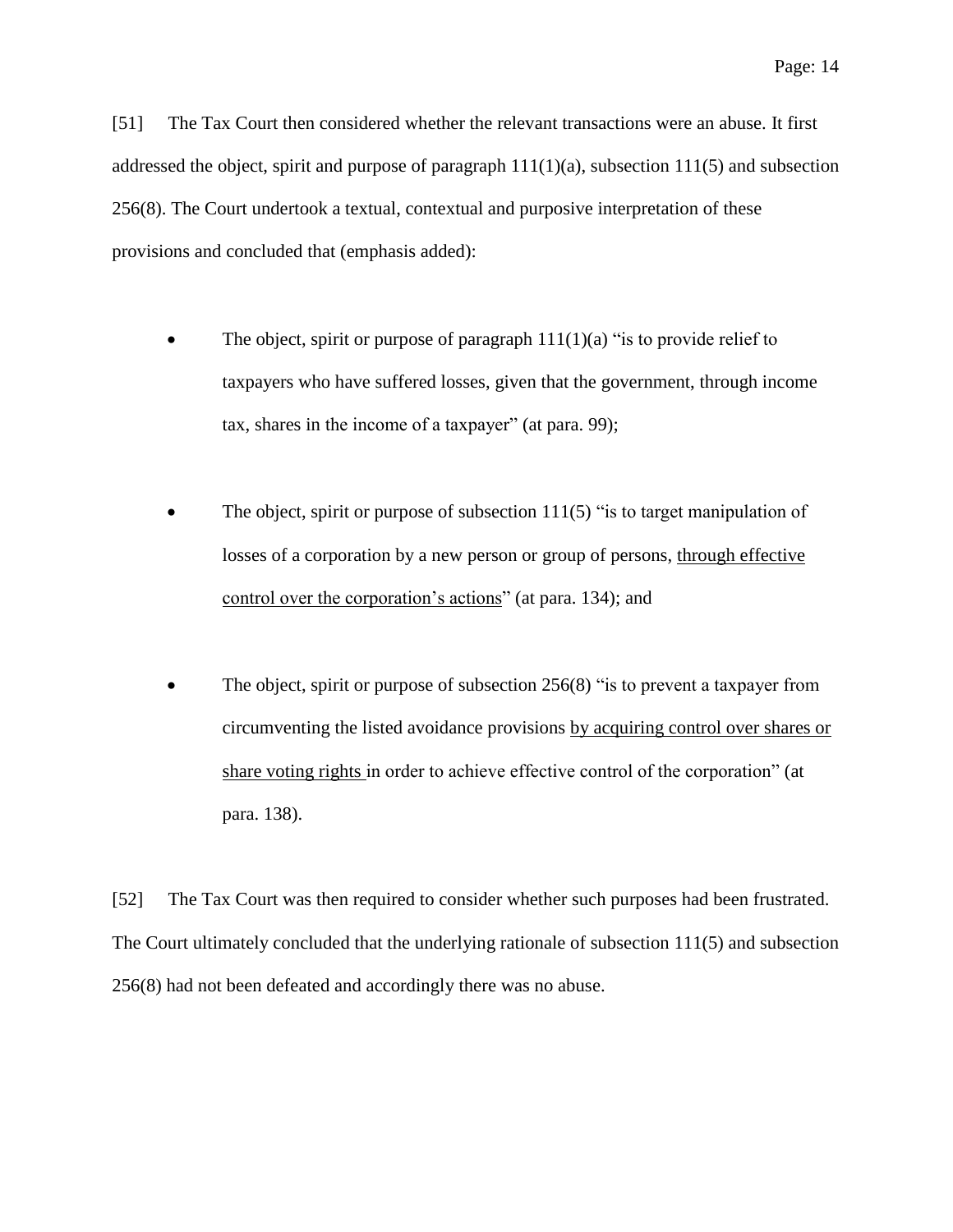[51] The Tax Court then considered whether the relevant transactions were an abuse. It first addressed the object, spirit and purpose of paragraph 111(1)(a), subsection 111(5) and subsection 256(8). The Court undertook a textual, contextual and purposive interpretation of these provisions and concluded that (emphasis added):

- The object, spirit or purpose of paragraph 111(1)(a) "is to provide relief to taxpayers who have suffered losses, given that the government, through income tax, shares in the income of a taxpayer" (at para. 99);

- The object, spirit or purpose of subsection 111(5) "is to target manipulation of losses of a corporation by a new person or group of persons, <u>through effective control over the corporation's actions</u>" (at para. 134); and

- The object, spirit or purpose of subsection 256(8) "is to prevent a taxpayer from circumventing the listed avoidance provisions <u>by acquiring control over shares or share voting rights</u> in order to achieve effective control of the corporation" (at para. 138).

[52] The Tax Court was then required to consider whether such purposes had been frustrated. The Court ultimately concluded that the underlying rationale of subsection 111(5) and subsection 256(8) had not been defeated and accordingly there was no abuse.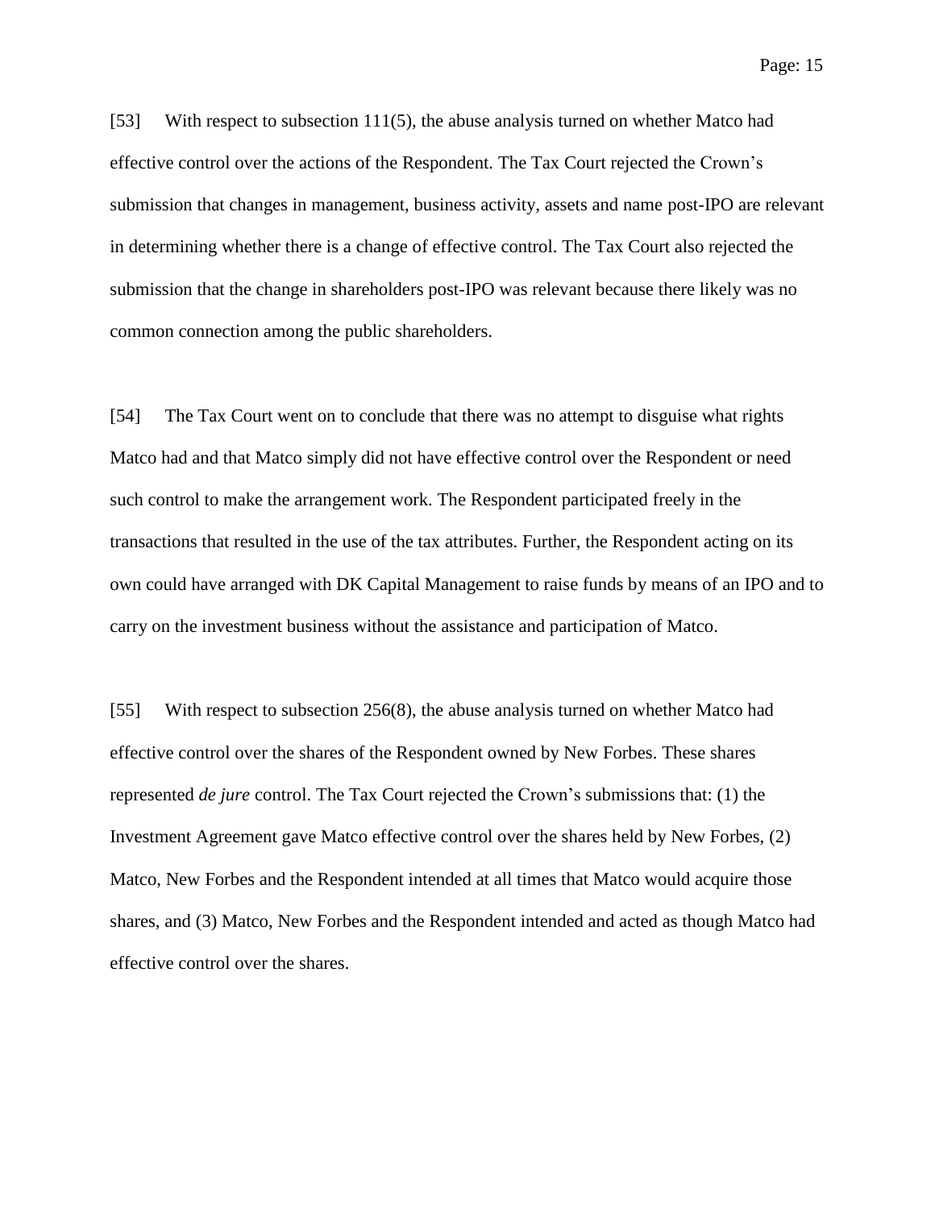[53] With respect to subsection 111(5), the abuse analysis turned on whether Matco had effective control over the actions of the Respondent. The Tax Court rejected the Crown's submission that changes in management, business activity, assets and name post-IPO are relevant in determining whether there is a change of effective control. The Tax Court also rejected the submission that the change in shareholders post-IPO was relevant because there likely was no common connection among the public shareholders.

[54] The Tax Court went on to conclude that there was no attempt to disguise what rights Matco had and that Matco simply did not have effective control over the Respondent or need such control to make the arrangement work. The Respondent participated freely in the transactions that resulted in the use of the tax attributes. Further, the Respondent acting on its own could have arranged with DK Capital Management to raise funds by means of an IPO and to carry on the investment business without the assistance and participation of Matco.

[55] With respect to subsection 256(8), the abuse analysis turned on whether Matco had effective control over the shares of the Respondent owned by New Forbes. These shares represented *de jure* control. The Tax Court rejected the Crown's submissions that: (1) the Investment Agreement gave Matco effective control over the shares held by New Forbes, (2) Matco, New Forbes and the Respondent intended at all times that Matco would acquire those shares, and (3) Matco, New Forbes and the Respondent intended and acted as though Matco had effective control over the shares.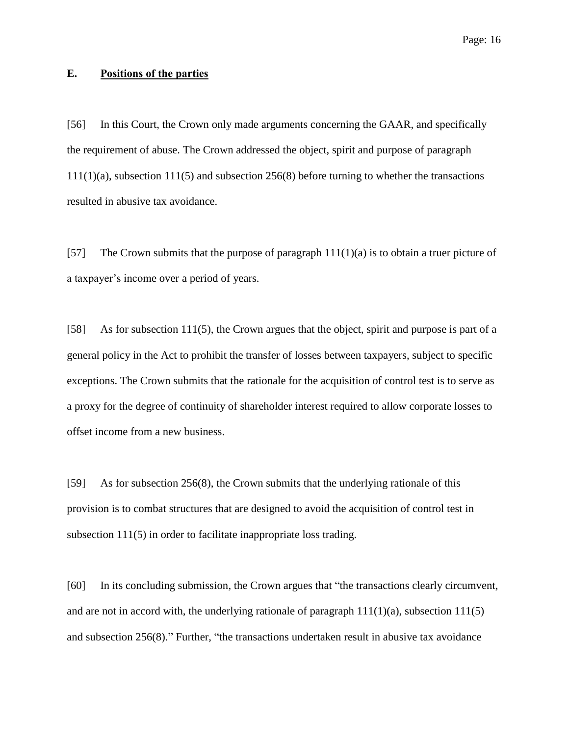## E. Positions of the parties

[56] In this Court, the Crown only made arguments concerning the GAAR, and specifically the requirement of abuse. The Crown addressed the object, spirit and purpose of paragraph 111(1)(a), subsection 111(5) and subsection 256(8) before turning to whether the transactions resulted in abusive tax avoidance.

[57] The Crown submits that the purpose of paragraph 111(1)(a) is to obtain a truer picture of a taxpayer's income over a period of years.

[58] As for subsection 111(5), the Crown argues that the object, spirit and purpose is part of a general policy in the Act to prohibit the transfer of losses between taxpayers, subject to specific exceptions. The Crown submits that the rationale for the acquisition of control test is to serve as a proxy for the degree of continuity of shareholder interest required to allow corporate losses to offset income from a new business.

[59] As for subsection 256(8), the Crown submits that the underlying rationale of this provision is to combat structures that are designed to avoid the acquisition of control test in subsection 111(5) in order to facilitate inappropriate loss trading.

[60] In its concluding submission, the Crown argues that "the transactions clearly circumvent, and are not in accord with, the underlying rationale of paragraph 111(1)(a), subsection 111(5) and subsection 256(8)." Further, "the transactions undertaken result in abusive tax avoidance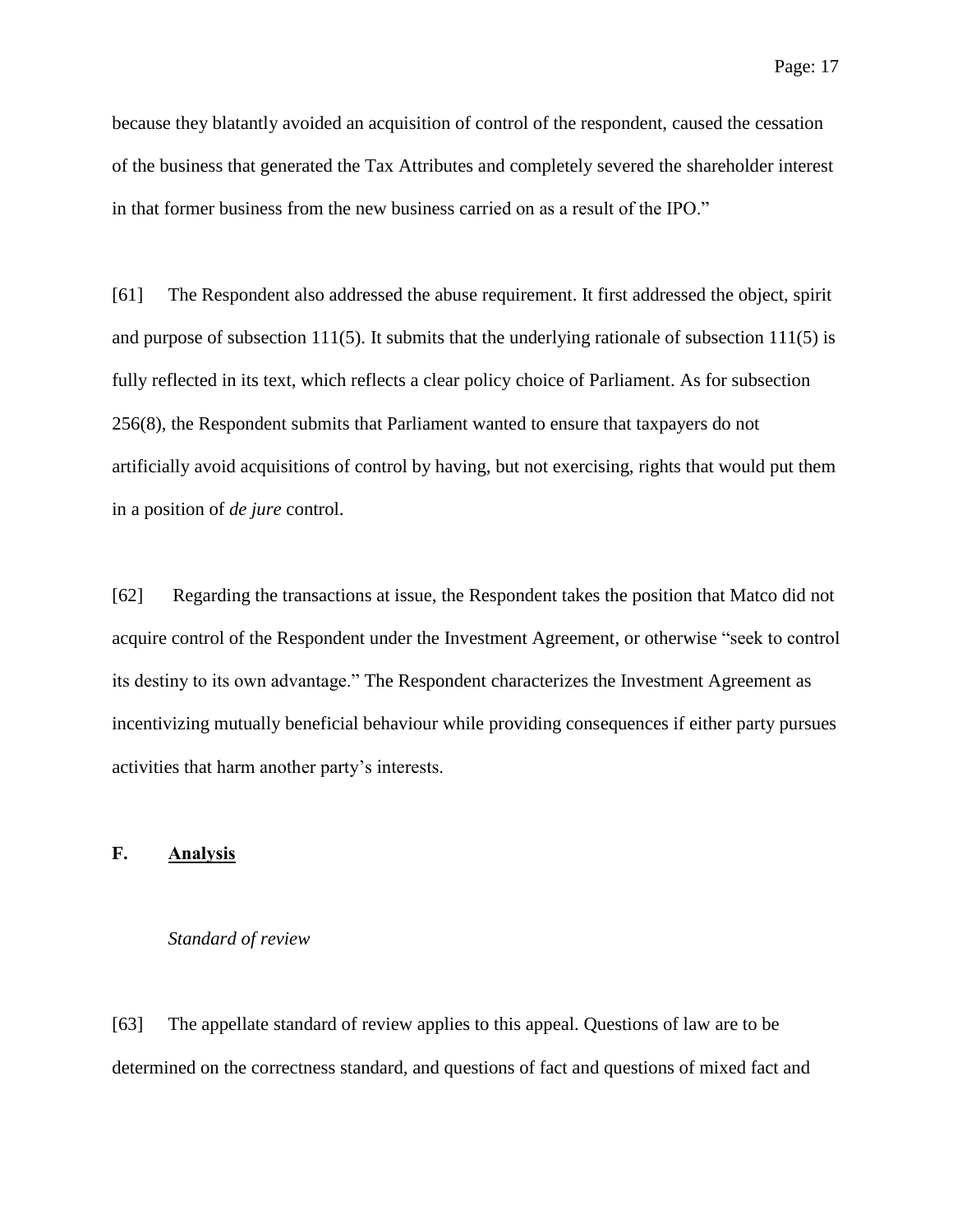because they blatantly avoided an acquisition of control of the respondent, caused the cessation of the business that generated the Tax Attributes and completely severed the shareholder interest in that former business from the new business carried on as a result of the IPO."

[61] The Respondent also addressed the abuse requirement. It first addressed the object, spirit and purpose of subsection 111(5). It submits that the underlying rationale of subsection 111(5) is fully reflected in its text, which reflects a clear policy choice of Parliament. As for subsection 256(8), the Respondent submits that Parliament wanted to ensure that taxpayers do not artificially avoid acquisitions of control by having, but not exercising, rights that would put them in a position of *de jure* control.

[62] Regarding the transactions at issue, the Respondent takes the position that Matco did not acquire control of the Respondent under the Investment Agreement, or otherwise "seek to control its destiny to its own advantage." The Respondent characterizes the Investment Agreement as incentivizing mutually beneficial behaviour while providing consequences if either party pursues activities that harm another party's interests.

## F. Analysis

*Standard of review*

[63] The appellate standard of review applies to this appeal. Questions of law are to be determined on the correctness standard, and questions of fact and questions of mixed fact and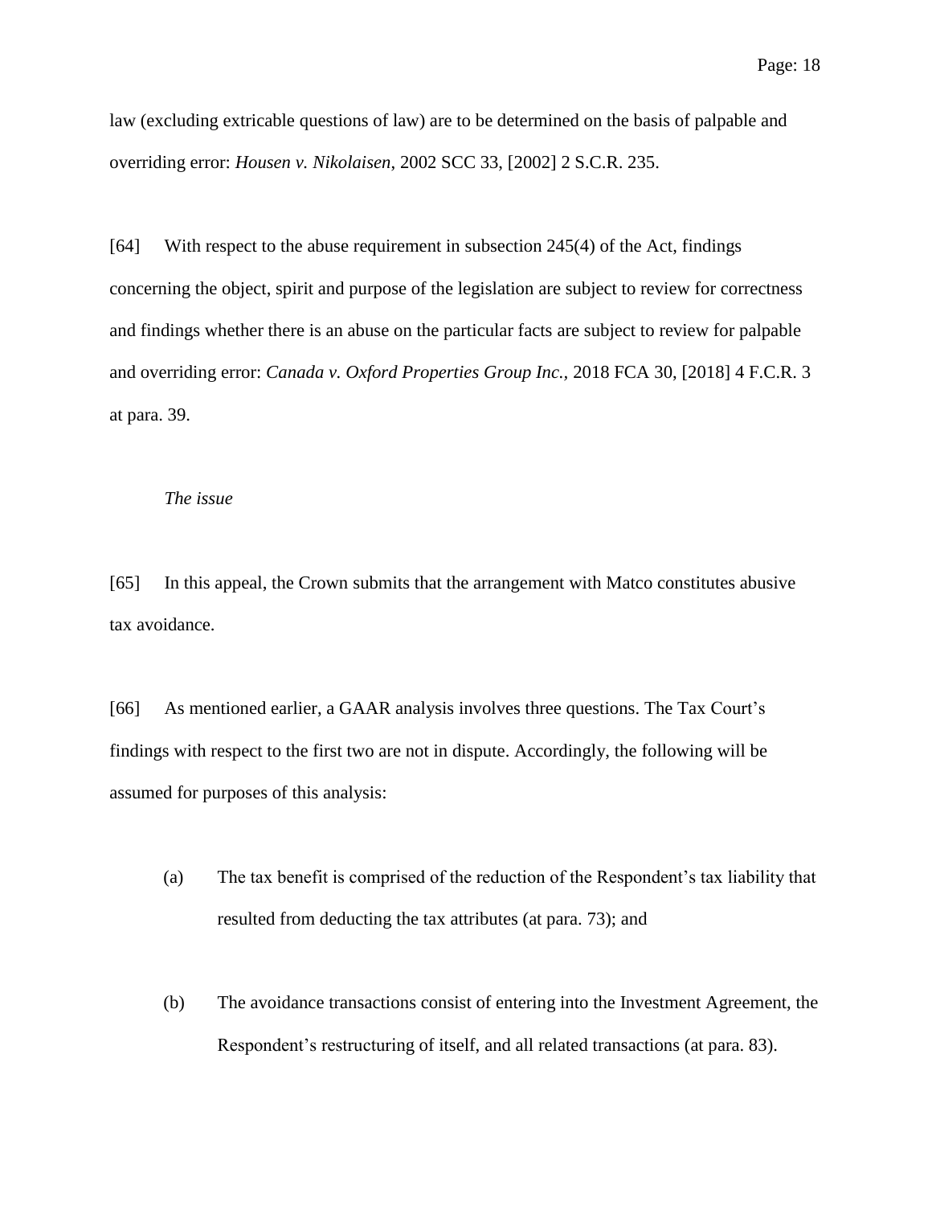law (excluding extricable questions of law) are to be determined on the basis of palpable and overriding error: *Housen v. Nikolaisen*, 2002 SCC 33, [2002] 2 S.C.R. 235.

[64] With respect to the abuse requirement in subsection 245(4) of the Act, findings concerning the object, spirit and purpose of the legislation are subject to review for correctness and findings whether there is an abuse on the particular facts are subject to review for palpable and overriding error: *Canada v. Oxford Properties Group Inc.*, 2018 FCA 30, [2018] 4 F.C.R. 3 at para. 39.

*The issue*

[65] In this appeal, the Crown submits that the arrangement with Matco constitutes abusive tax avoidance.

[66] As mentioned earlier, a GAAR analysis involves three questions. The Tax Court's findings with respect to the first two are not in dispute. Accordingly, the following will be assumed for purposes of this analysis:

(a) The tax benefit is comprised of the reduction of the Respondent's tax liability that resulted from deducting the tax attributes (at para. 73); and

(b) The avoidance transactions consist of entering into the Investment Agreement, the Respondent's restructuring of itself, and all related transactions (at para. 83).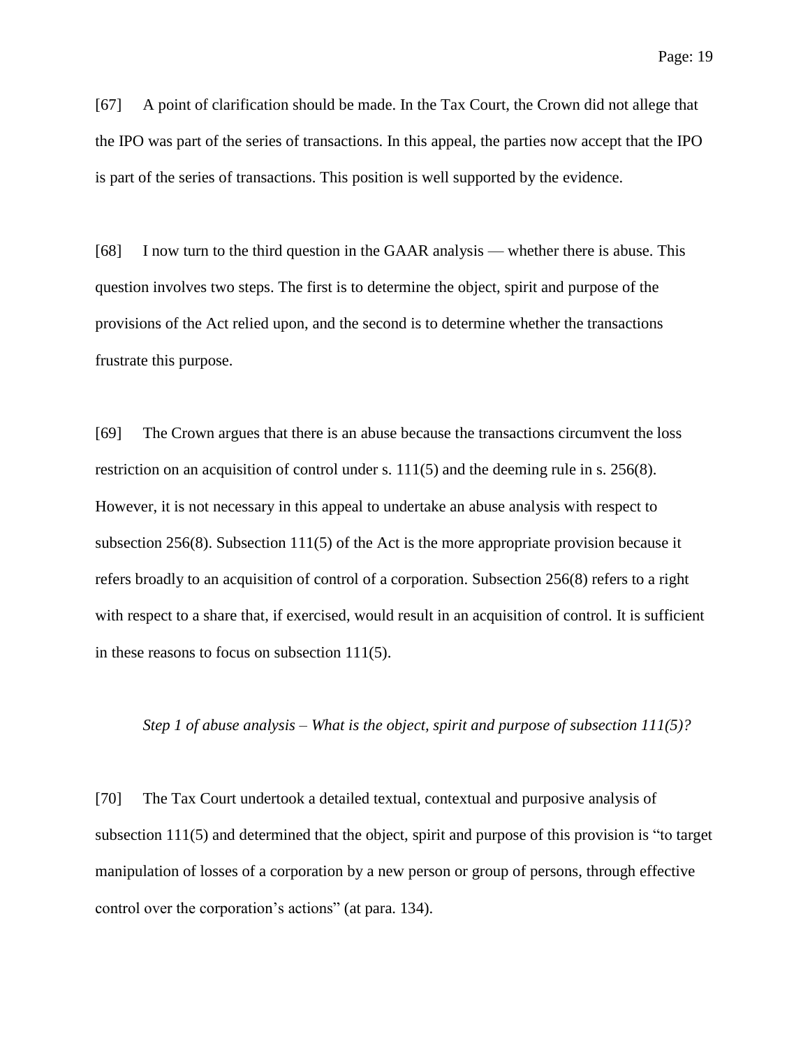[67] A point of clarification should be made. In the Tax Court, the Crown did not allege that the IPO was part of the series of transactions. In this appeal, the parties now accept that the IPO is part of the series of transactions. This position is well supported by the evidence.

[68] I now turn to the third question in the GAAR analysis — whether there is abuse. This question involves two steps. The first is to determine the object, spirit and purpose of the provisions of the Act relied upon, and the second is to determine whether the transactions frustrate this purpose.

[69] The Crown argues that there is an abuse because the transactions circumvent the loss restriction on an acquisition of control under s. 111(5) and the deeming rule in s. 256(8). However, it is not necessary in this appeal to undertake an abuse analysis with respect to subsection 256(8). Subsection 111(5) of the Act is the more appropriate provision because it refers broadly to an acquisition of control of a corporation. Subsection 256(8) refers to a right with respect to a share that, if exercised, would result in an acquisition of control. It is sufficient in these reasons to focus on subsection 111(5).

*Step 1 of abuse analysis – What is the object, spirit and purpose of subsection 111(5)?*

[70] The Tax Court undertook a detailed textual, contextual and purposive analysis of subsection 111(5) and determined that the object, spirit and purpose of this provision is "to target manipulation of losses of a corporation by a new person or group of persons, through effective control over the corporation's actions" (at para. 134).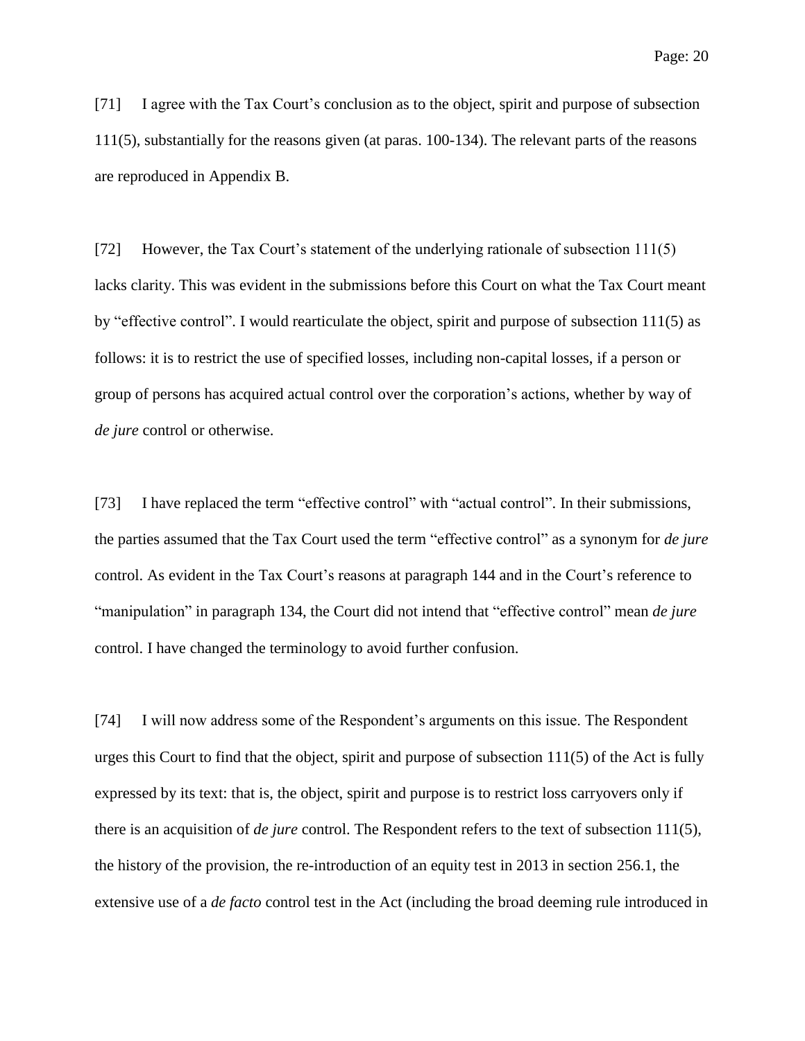[71] I agree with the Tax Court's conclusion as to the object, spirit and purpose of subsection 111(5), substantially for the reasons given (at paras. 100-134). The relevant parts of the reasons are reproduced in Appendix B.

[72] However, the Tax Court's statement of the underlying rationale of subsection 111(5) lacks clarity. This was evident in the submissions before this Court on what the Tax Court meant by "effective control". I would rearticulate the object, spirit and purpose of subsection 111(5) as follows: it is to restrict the use of specified losses, including non-capital losses, if a person or group of persons has acquired actual control over the corporation's actions, whether by way of *de jure* control or otherwise.

[73] I have replaced the term "effective control" with "actual control". In their submissions, the parties assumed that the Tax Court used the term "effective control" as a synonym for *de jure* control. As evident in the Tax Court's reasons at paragraph 144 and in the Court's reference to "manipulation" in paragraph 134, the Court did not intend that "effective control" mean *de jure* control. I have changed the terminology to avoid further confusion.

[74] I will now address some of the Respondent's arguments on this issue. The Respondent urges this Court to find that the object, spirit and purpose of subsection 111(5) of the Act is fully expressed by its text: that is, the object, spirit and purpose is to restrict loss carryovers only if there is an acquisition of *de jure* control. The Respondent refers to the text of subsection 111(5), the history of the provision, the re-introduction of an equity test in 2013 in section 256.1, the extensive use of a *de facto* control test in the Act (including the broad deeming rule introduced in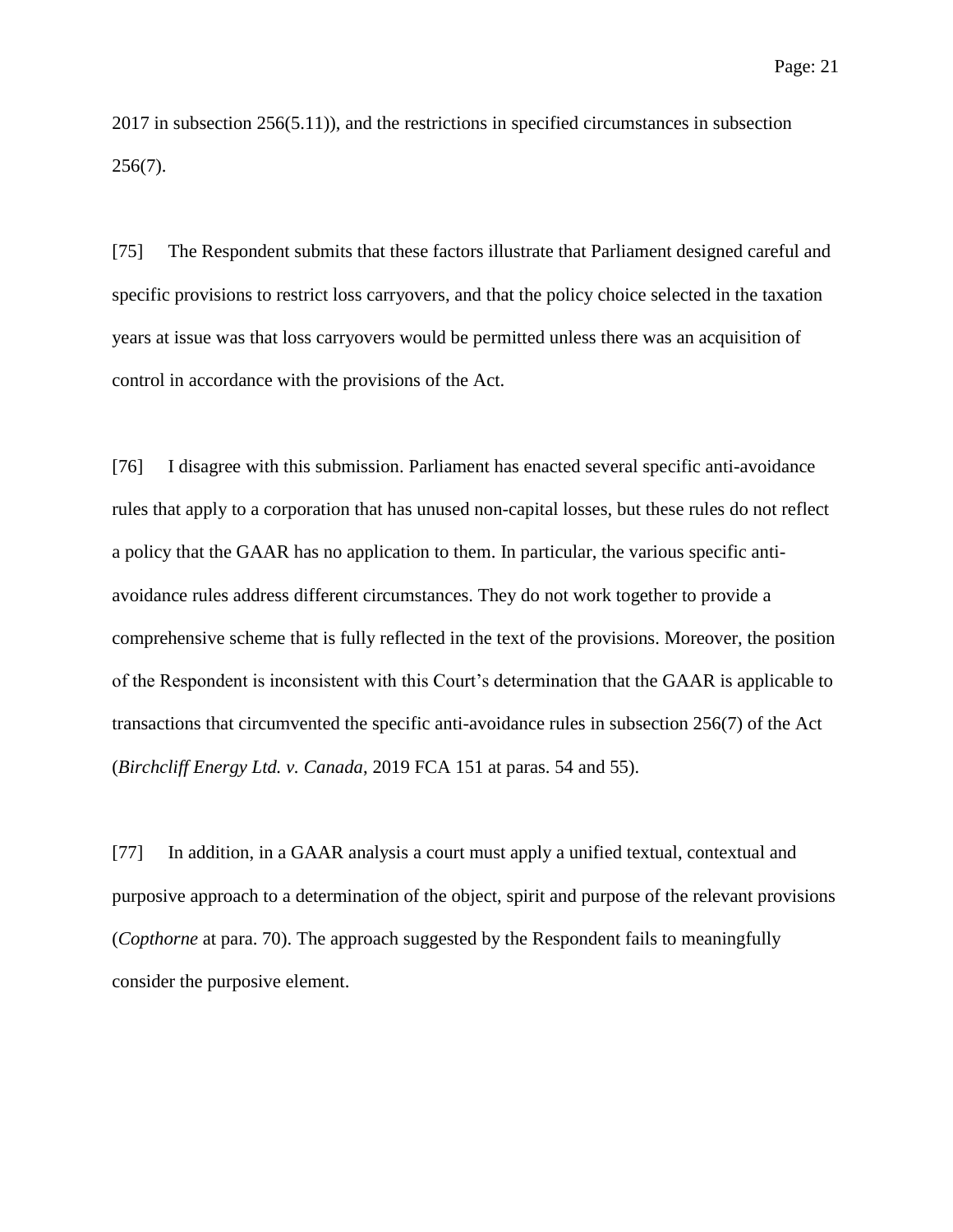2017 in subsection 256(5.11)), and the restrictions in specified circumstances in subsection 256(7).

[75] The Respondent submits that these factors illustrate that Parliament designed careful and specific provisions to restrict loss carryovers, and that the policy choice selected in the taxation years at issue was that loss carryovers would be permitted unless there was an acquisition of control in accordance with the provisions of the Act.

[76] I disagree with this submission. Parliament has enacted several specific anti-avoidance rules that apply to a corporation that has unused non-capital losses, but these rules do not reflect a policy that the GAAR has no application to them. In particular, the various specific anti-avoidance rules address different circumstances. They do not work together to provide a comprehensive scheme that is fully reflected in the text of the provisions. Moreover, the position of the Respondent is inconsistent with this Court's determination that the GAAR is applicable to transactions that circumvented the specific anti-avoidance rules in subsection 256(7) of the Act (*Birchcliff Energy Ltd. v. Canada*, 2019 FCA 151 at paras. 54 and 55).

[77] In addition, in a GAAR analysis a court must apply a unified textual, contextual and purposive approach to a determination of the object, spirit and purpose of the relevant provisions (*Copthorne* at para. 70). The approach suggested by the Respondent fails to meaningfully consider the purposive element.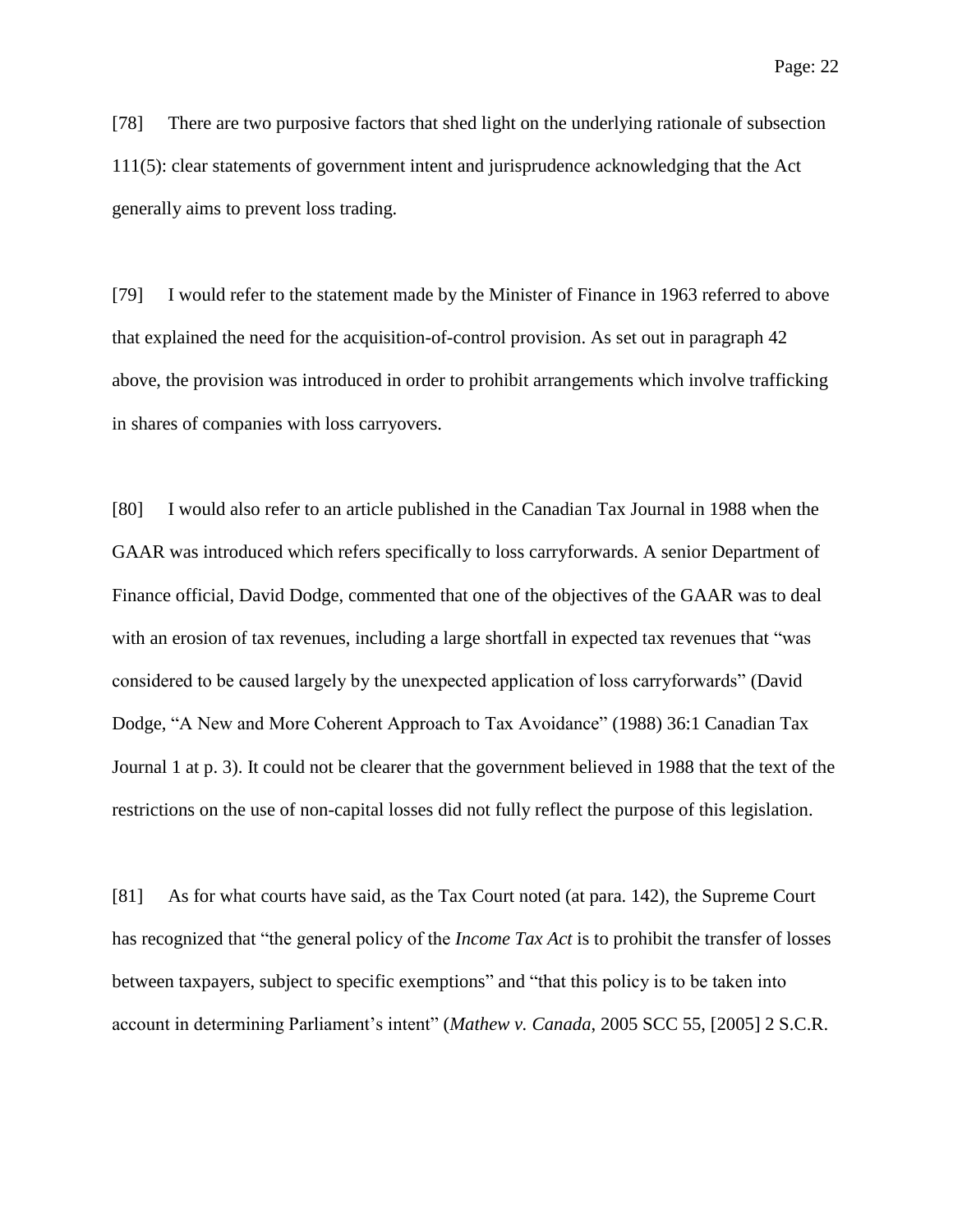[78] There are two purposive factors that shed light on the underlying rationale of subsection 111(5): clear statements of government intent and jurisprudence acknowledging that the Act generally aims to prevent loss trading.

[79] I would refer to the statement made by the Minister of Finance in 1963 referred to above that explained the need for the acquisition-of-control provision. As set out in paragraph 42 above, the provision was introduced in order to prohibit arrangements which involve trafficking in shares of companies with loss carryovers.

[80] I would also refer to an article published in the Canadian Tax Journal in 1988 when the GAAR was introduced which refers specifically to loss carryforwards. A senior Department of Finance official, David Dodge, commented that one of the objectives of the GAAR was to deal with an erosion of tax revenues, including a large shortfall in expected tax revenues that "was considered to be caused largely by the unexpected application of loss carryforwards" (David Dodge, "A New and More Coherent Approach to Tax Avoidance" (1988) 36:1 Canadian Tax Journal 1 at p. 3). It could not be clearer that the government believed in 1988 that the text of the restrictions on the use of non-capital losses did not fully reflect the purpose of this legislation.

[81] As for what courts have said, as the Tax Court noted (at para. 142), the Supreme Court has recognized that "the general policy of the *Income Tax Act* is to prohibit the transfer of losses between taxpayers, subject to specific exemptions" and "that this policy is to be taken into account in determining Parliament's intent" (*Mathew v. Canada*, 2005 SCC 55, [2005] 2 S.C.R.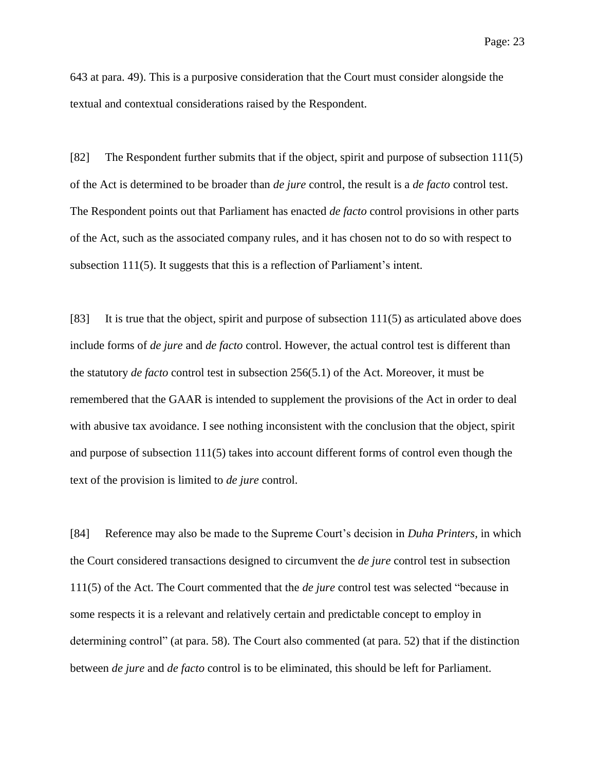643 at para. 49). This is a purposive consideration that the Court must consider alongside the textual and contextual considerations raised by the Respondent.

[82] The Respondent further submits that if the object, spirit and purpose of subsection 111(5) of the Act is determined to be broader than *de jure* control, the result is a *de facto* control test. The Respondent points out that Parliament has enacted *de facto* control provisions in other parts of the Act, such as the associated company rules, and it has chosen not to do so with respect to subsection 111(5). It suggests that this is a reflection of Parliament's intent.

[83] It is true that the object, spirit and purpose of subsection 111(5) as articulated above does include forms of *de jure* and *de facto* control. However, the actual control test is different than the statutory *de facto* control test in subsection 256(5.1) of the Act. Moreover, it must be remembered that the GAAR is intended to supplement the provisions of the Act in order to deal with abusive tax avoidance. I see nothing inconsistent with the conclusion that the object, spirit and purpose of subsection 111(5) takes into account different forms of control even though the text of the provision is limited to *de jure* control.

[84] Reference may also be made to the Supreme Court's decision in *Duha Printers*, in which the Court considered transactions designed to circumvent the *de jure* control test in subsection 111(5) of the Act. The Court commented that the *de jure* control test was selected "because in some respects it is a relevant and relatively certain and predictable concept to employ in determining control" (at para. 58). The Court also commented (at para. 52) that if the distinction between *de jure* and *de facto* control is to be eliminated, this should be left for Parliament.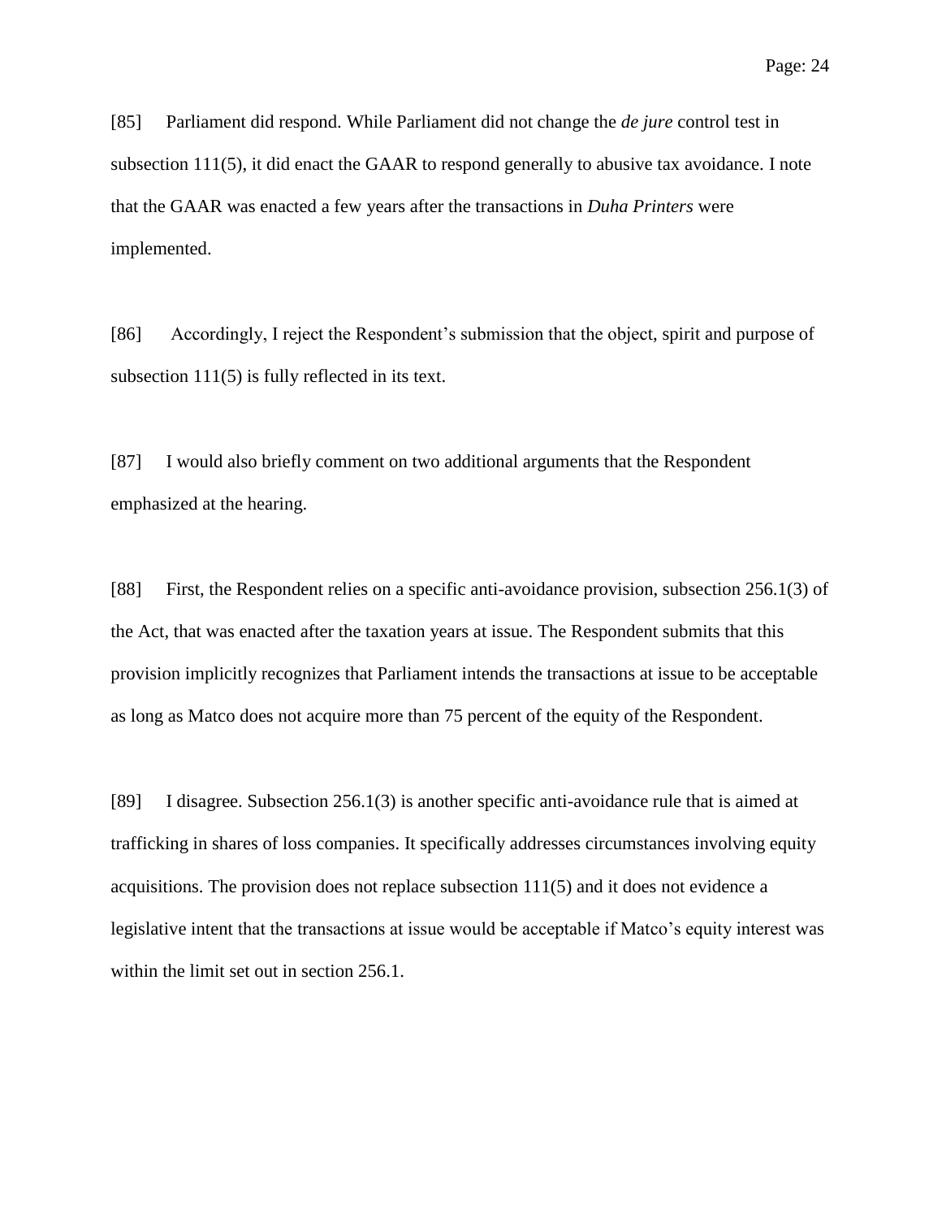[85] Parliament did respond. While Parliament did not change the *de jure* control test in subsection 111(5), it did enact the GAAR to respond generally to abusive tax avoidance. I note that the GAAR was enacted a few years after the transactions in *Duha Printers* were implemented.

[86] Accordingly, I reject the Respondent's submission that the object, spirit and purpose of subsection 111(5) is fully reflected in its text.

[87] I would also briefly comment on two additional arguments that the Respondent emphasized at the hearing.

[88] First, the Respondent relies on a specific anti-avoidance provision, subsection 256.1(3) of the Act, that was enacted after the taxation years at issue. The Respondent submits that this provision implicitly recognizes that Parliament intends the transactions at issue to be acceptable as long as Matco does not acquire more than 75 percent of the equity of the Respondent.

[89] I disagree. Subsection 256.1(3) is another specific anti-avoidance rule that is aimed at trafficking in shares of loss companies. It specifically addresses circumstances involving equity acquisitions. The provision does not replace subsection 111(5) and it does not evidence a legislative intent that the transactions at issue would be acceptable if Matco's equity interest was within the limit set out in section 256.1.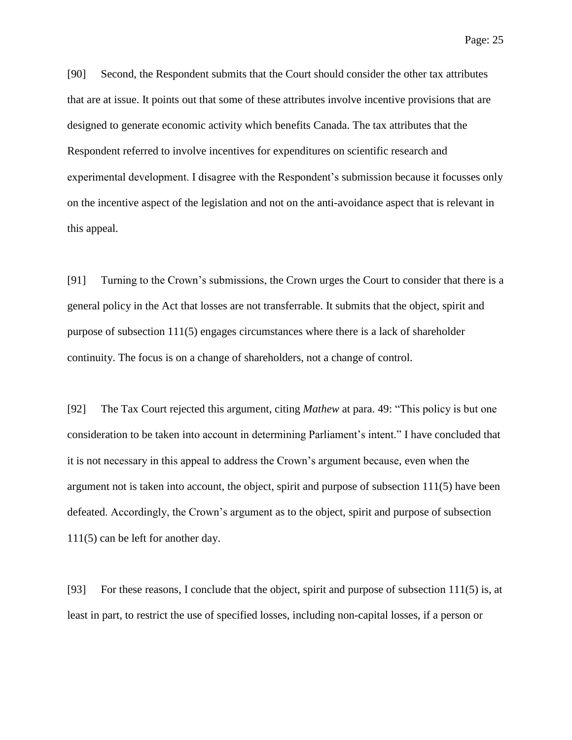[90] Second, the Respondent submits that the Court should consider the other tax attributes that are at issue. It points out that some of these attributes involve incentive provisions that are designed to generate economic activity which benefits Canada. The tax attributes that the Respondent referred to involve incentives for expenditures on scientific research and experimental development. I disagree with the Respondent's submission because it focusses only on the incentive aspect of the legislation and not on the anti-avoidance aspect that is relevant in this appeal.

[91] Turning to the Crown's submissions, the Crown urges the Court to consider that there is a general policy in the Act that losses are not transferrable. It submits that the object, spirit and purpose of subsection 111(5) engages circumstances where there is a lack of shareholder continuity. The focus is on a change of shareholders, not a change of control.

[92] The Tax Court rejected this argument, citing *Mathew* at para. 49: "This policy is but one consideration to be taken into account in determining Parliament's intent." I have concluded that it is not necessary in this appeal to address the Crown's argument because, even when the argument not is taken into account, the object, spirit and purpose of subsection 111(5) have been defeated. Accordingly, the Crown's argument as to the object, spirit and purpose of subsection 111(5) can be left for another day.

[93] For these reasons, I conclude that the object, spirit and purpose of subsection 111(5) is, at least in part, to restrict the use of specified losses, including non-capital losses, if a person or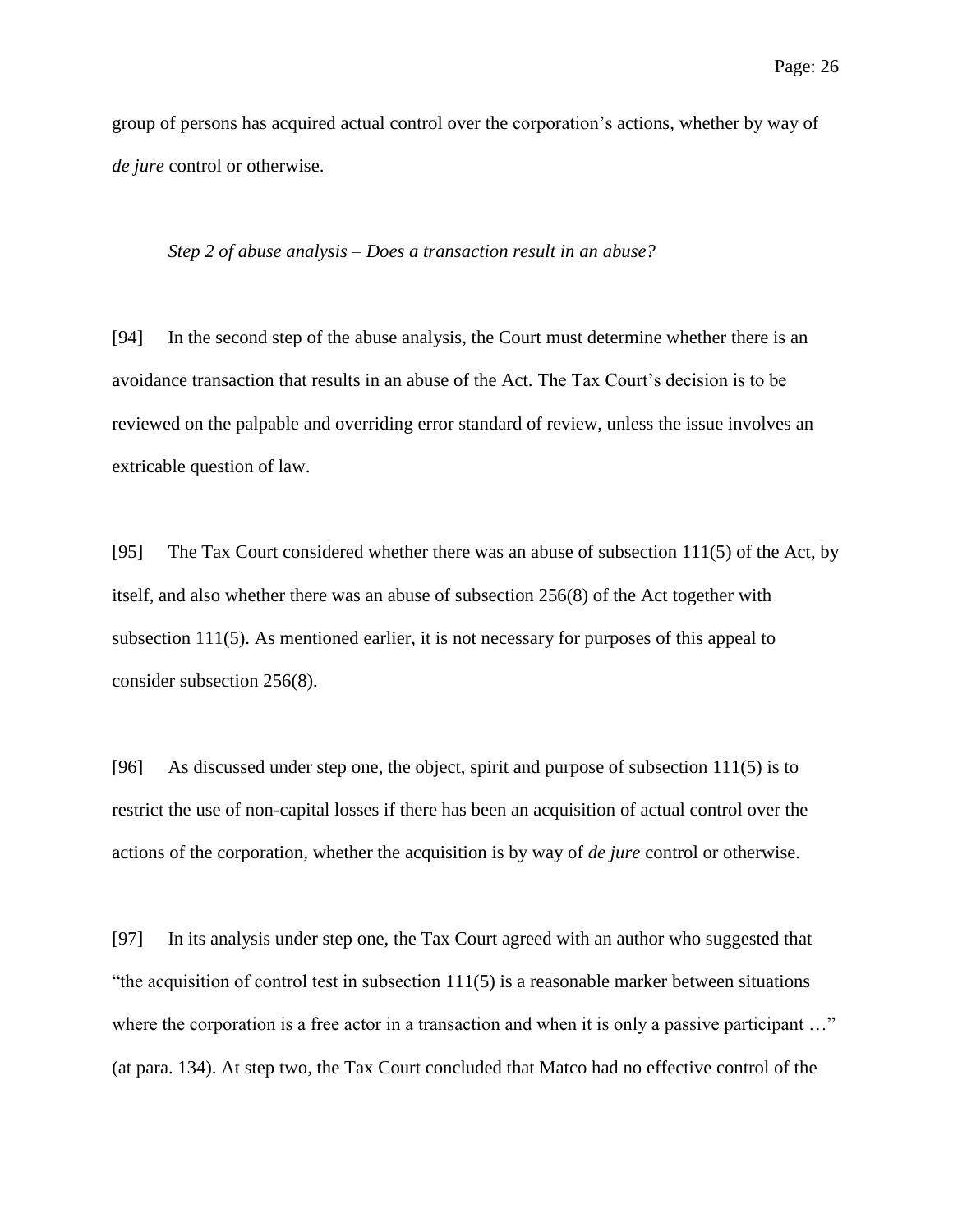group of persons has acquired actual control over the corporation's actions, whether by way of *de jure* control or otherwise.

*Step 2 of abuse analysis – Does a transaction result in an abuse?*

[94] In the second step of the abuse analysis, the Court must determine whether there is an avoidance transaction that results in an abuse of the Act. The Tax Court's decision is to be reviewed on the palpable and overriding error standard of review, unless the issue involves an extricable question of law.

[95] The Tax Court considered whether there was an abuse of subsection 111(5) of the Act, by itself, and also whether there was an abuse of subsection 256(8) of the Act together with subsection 111(5). As mentioned earlier, it is not necessary for purposes of this appeal to consider subsection 256(8).

[96] As discussed under step one, the object, spirit and purpose of subsection 111(5) is to restrict the use of non-capital losses if there has been an acquisition of actual control over the actions of the corporation, whether the acquisition is by way of *de jure* control or otherwise.

[97] In its analysis under step one, the Tax Court agreed with an author who suggested that "the acquisition of control test in subsection 111(5) is a reasonable marker between situations where the corporation is a free actor in a transaction and when it is only a passive participant …" (at para. 134). At step two, the Tax Court concluded that Matco had no effective control of the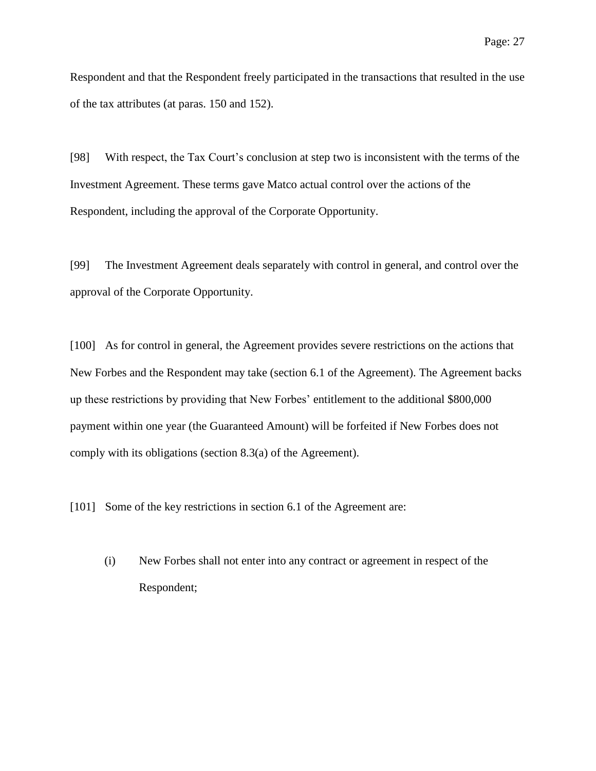Respondent and that the Respondent freely participated in the transactions that resulted in the use of the tax attributes (at paras. 150 and 152).

[98] With respect, the Tax Court's conclusion at step two is inconsistent with the terms of the Investment Agreement. These terms gave Matco actual control over the actions of the Respondent, including the approval of the Corporate Opportunity.

[99] The Investment Agreement deals separately with control in general, and control over the approval of the Corporate Opportunity.

[100] As for control in general, the Agreement provides severe restrictions on the actions that New Forbes and the Respondent may take (section 6.1 of the Agreement). The Agreement backs up these restrictions by providing that New Forbes' entitlement to the additional $800,000 payment within one year (the Guaranteed Amount) will be forfeited if New Forbes does not comply with its obligations (section 8.3(a) of the Agreement).

[101] Some of the key restrictions in section 6.1 of the Agreement are:

(i) New Forbes shall not enter into any contract or agreement in respect of the Respondent;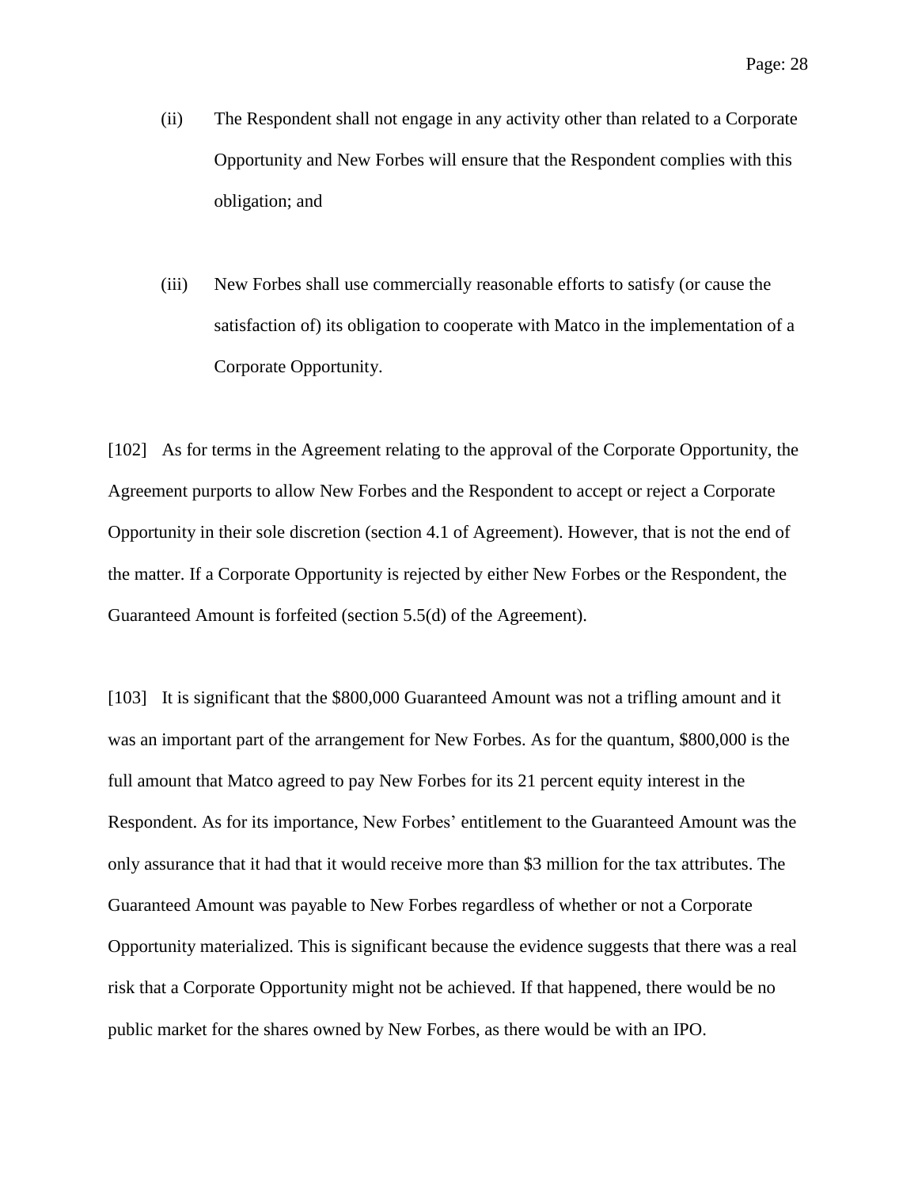(ii) The Respondent shall not engage in any activity other than related to a Corporate Opportunity and New Forbes will ensure that the Respondent complies with this obligation; and

(iii) New Forbes shall use commercially reasonable efforts to satisfy (or cause the satisfaction of) its obligation to cooperate with Matco in the implementation of a Corporate Opportunity.

[102] As for terms in the Agreement relating to the approval of the Corporate Opportunity, the Agreement purports to allow New Forbes and the Respondent to accept or reject a Corporate Opportunity in their sole discretion (section 4.1 of Agreement). However, that is not the end of the matter. If a Corporate Opportunity is rejected by either New Forbes or the Respondent, the Guaranteed Amount is forfeited (section 5.5(d) of the Agreement).

[103] It is significant that the $800,000 Guaranteed Amount was not a trifling amount and it was an important part of the arrangement for New Forbes. As for the quantum, $800,000 is the full amount that Matco agreed to pay New Forbes for its 21 percent equity interest in the Respondent. As for its importance, New Forbes' entitlement to the Guaranteed Amount was the only assurance that it had that it would receive more than $3 million for the tax attributes. The Guaranteed Amount was payable to New Forbes regardless of whether or not a Corporate Opportunity materialized. This is significant because the evidence suggests that there was a real risk that a Corporate Opportunity might not be achieved. If that happened, there would be no public market for the shares owned by New Forbes, as there would be with an IPO.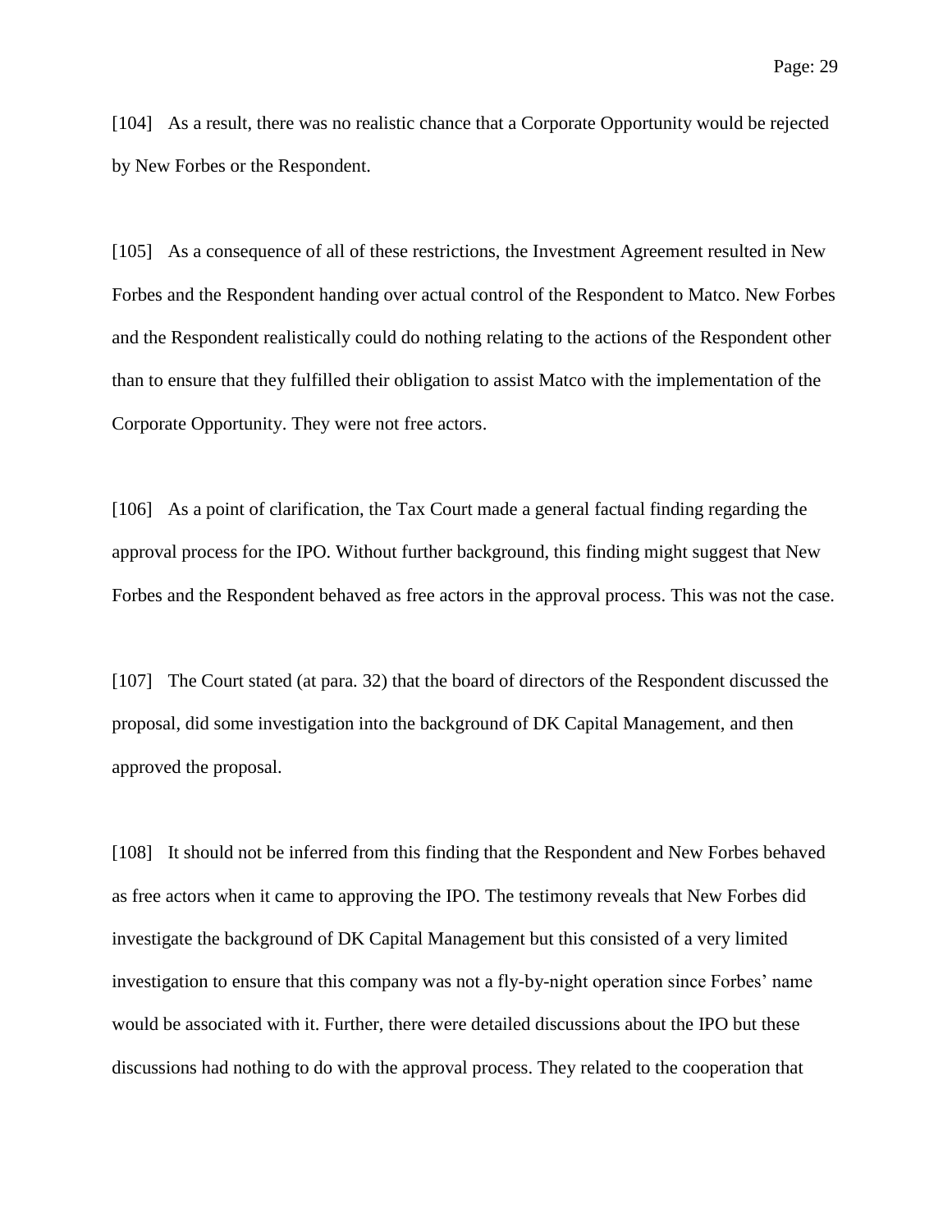[104] As a result, there was no realistic chance that a Corporate Opportunity would be rejected by New Forbes or the Respondent.

[105] As a consequence of all of these restrictions, the Investment Agreement resulted in New Forbes and the Respondent handing over actual control of the Respondent to Matco. New Forbes and the Respondent realistically could do nothing relating to the actions of the Respondent other than to ensure that they fulfilled their obligation to assist Matco with the implementation of the Corporate Opportunity. They were not free actors.

[106] As a point of clarification, the Tax Court made a general factual finding regarding the approval process for the IPO. Without further background, this finding might suggest that New Forbes and the Respondent behaved as free actors in the approval process. This was not the case.

[107] The Court stated (at para. 32) that the board of directors of the Respondent discussed the proposal, did some investigation into the background of DK Capital Management, and then approved the proposal.

[108] It should not be inferred from this finding that the Respondent and New Forbes behaved as free actors when it came to approving the IPO. The testimony reveals that New Forbes did investigate the background of DK Capital Management but this consisted of a very limited investigation to ensure that this company was not a fly-by-night operation since Forbes' name would be associated with it. Further, there were detailed discussions about the IPO but these discussions had nothing to do with the approval process. They related to the cooperation that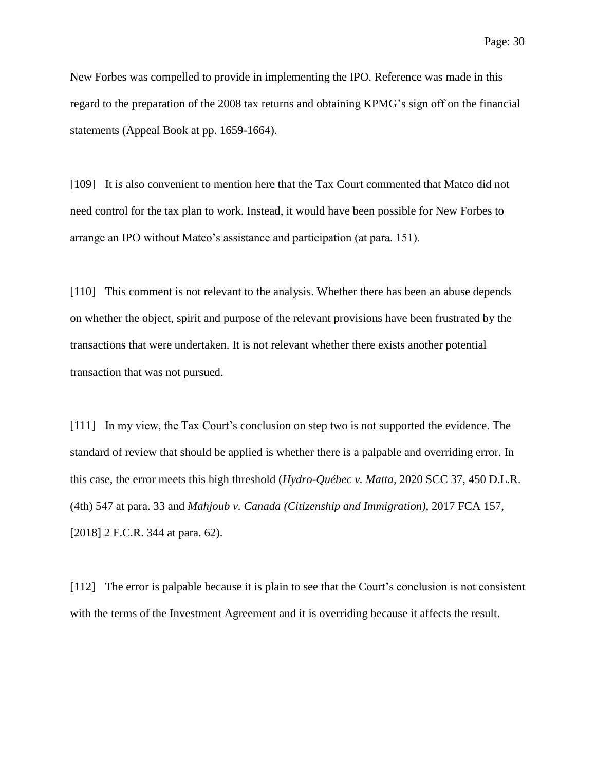New Forbes was compelled to provide in implementing the IPO. Reference was made in this regard to the preparation of the 2008 tax returns and obtaining KPMG's sign off on the financial statements (Appeal Book at pp. 1659-1664).

[109] It is also convenient to mention here that the Tax Court commented that Matco did not need control for the tax plan to work. Instead, it would have been possible for New Forbes to arrange an IPO without Matco's assistance and participation (at para. 151).

[110] This comment is not relevant to the analysis. Whether there has been an abuse depends on whether the object, spirit and purpose of the relevant provisions have been frustrated by the transactions that were undertaken. It is not relevant whether there exists another potential transaction that was not pursued.

[111] In my view, the Tax Court's conclusion on step two is not supported the evidence. The standard of review that should be applied is whether there is a palpable and overriding error. In this case, the error meets this high threshold (*Hydro-Québec v. Matta*, 2020 SCC 37, 450 D.L.R. (4th) 547 at para. 33 and *Mahjoub v. Canada (Citizenship and Immigration)*, 2017 FCA 157, [2018] 2 F.C.R. 344 at para. 62).

[112] The error is palpable because it is plain to see that the Court's conclusion is not consistent with the terms of the Investment Agreement and it is overriding because it affects the result.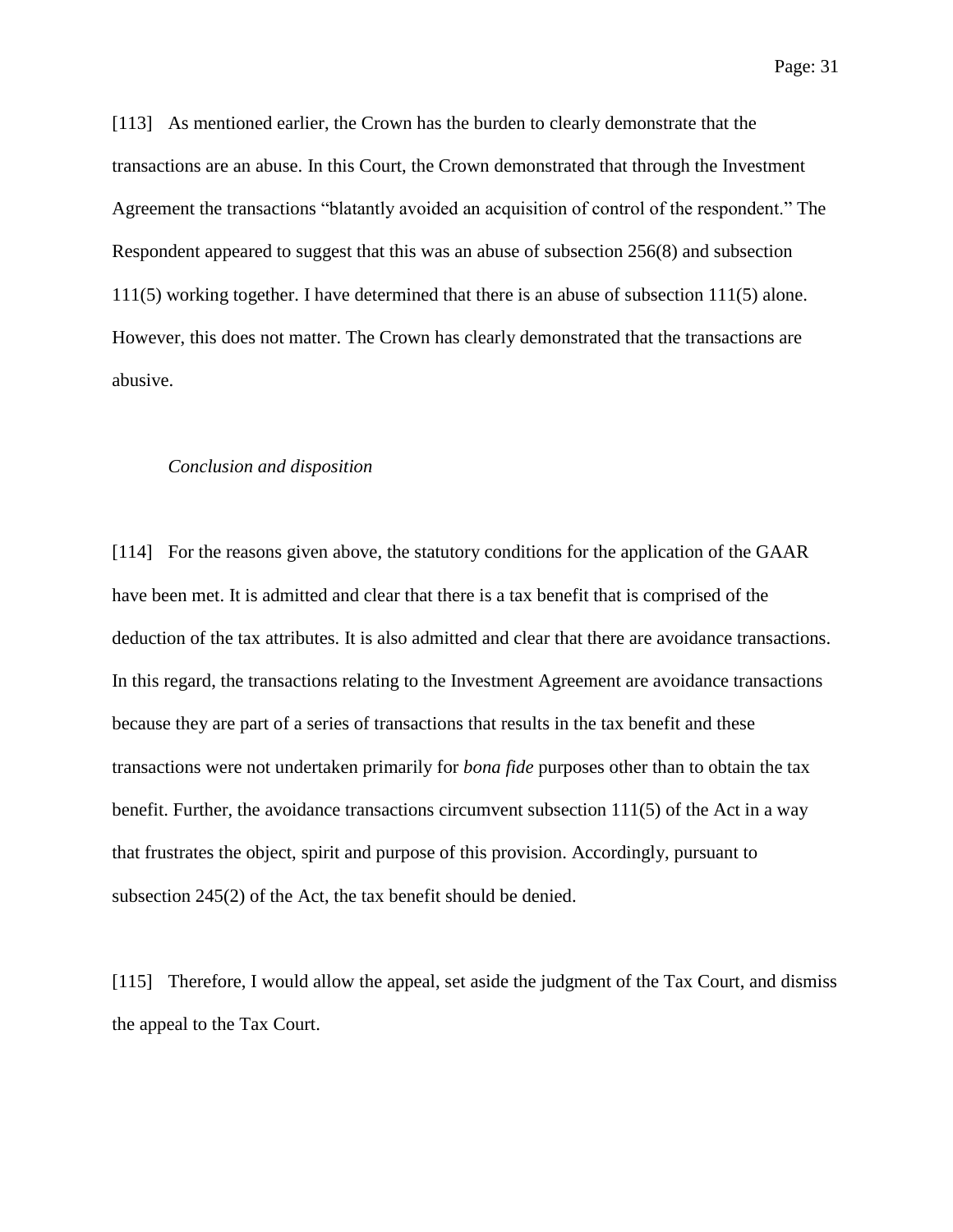[113] As mentioned earlier, the Crown has the burden to clearly demonstrate that the transactions are an abuse. In this Court, the Crown demonstrated that through the Investment Agreement the transactions "blatantly avoided an acquisition of control of the respondent." The Respondent appeared to suggest that this was an abuse of subsection 256(8) and subsection 111(5) working together. I have determined that there is an abuse of subsection 111(5) alone. However, this does not matter. The Crown has clearly demonstrated that the transactions are abusive.

*Conclusion and disposition*

[114] For the reasons given above, the statutory conditions for the application of the GAAR have been met. It is admitted and clear that there is a tax benefit that is comprised of the deduction of the tax attributes. It is also admitted and clear that there are avoidance transactions. In this regard, the transactions relating to the Investment Agreement are avoidance transactions because they are part of a series of transactions that results in the tax benefit and these transactions were not undertaken primarily for *bona fide* purposes other than to obtain the tax benefit. Further, the avoidance transactions circumvent subsection 111(5) of the Act in a way that frustrates the object, spirit and purpose of this provision. Accordingly, pursuant to subsection 245(2) of the Act, the tax benefit should be denied.

[115] Therefore, I would allow the appeal, set aside the judgment of the Tax Court, and dismiss the appeal to the Tax Court.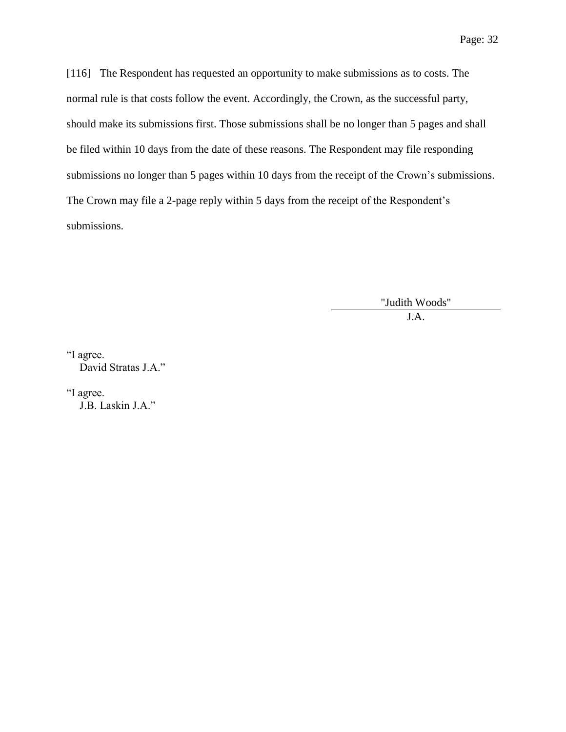[116] The Respondent has requested an opportunity to make submissions as to costs. The normal rule is that costs follow the event. Accordingly, the Crown, as the successful party, should make its submissions first. Those submissions shall be no longer than 5 pages and shall be filed within 10 days from the date of these reasons. The Respondent may file responding submissions no longer than 5 pages within 10 days from the receipt of the Crown's submissions. The Crown may file a 2-page reply within 5 days from the receipt of the Respondent's submissions.

"Judith Woods"
J.A.

"I agree.
David Stratas J.A."

"I agree.
J.B. Laskin J.A."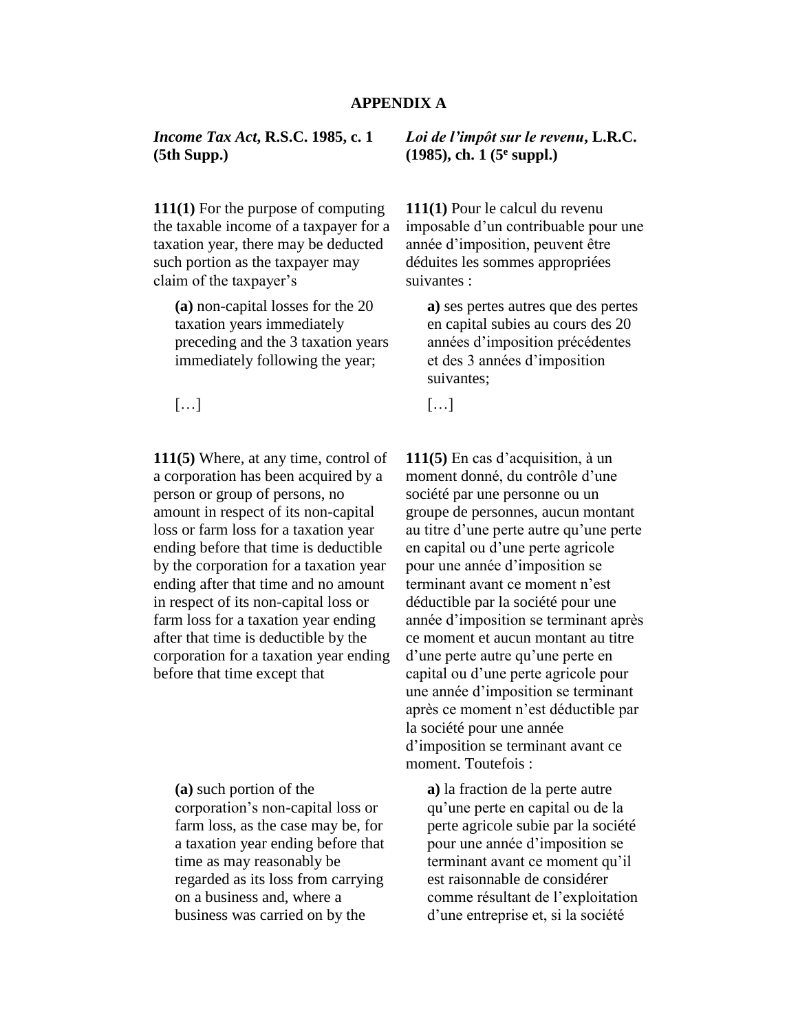## APPENDIX A

| *Income Tax Act*, R.S.C. 1985, c. 1 (5th Supp.) | *Loi de l'impôt sur le revenu*, L.R.C. (1985), ch. 1 (5e suppl.) |
|---|---|
| **111(1)** For the purpose of computing the taxable income of a taxpayer for a taxation year, there may be deducted such portion as the taxpayer may claim of the taxpayer's | **111(1)** Pour le calcul du revenu imposable d'un contribuable pour une année d'imposition, peuvent être déduites les sommes appropriées suivantes : |
| **(a)** non-capital losses for the 20 taxation years immediately preceding and the 3 taxation years immediately following the year; | **a)** ses pertes autres que des pertes en capital subies au cours des 20 années d'imposition précédentes et des 3 années d'imposition suivantes; |
| […] | […] |
| **111(5)** Where, at any time, control of a corporation has been acquired by a person or group of persons, no amount in respect of its non-capital loss or farm loss for a taxation year ending before that time is deductible by the corporation for a taxation year ending after that time and no amount in respect of its non-capital loss or farm loss for a taxation year ending after that time is deductible by the corporation for a taxation year ending before that time except that | **111(5)** En cas d'acquisition, à un moment donné, du contrôle d'une société par une personne ou un groupe de personnes, aucun montant au titre d'une perte autre qu'une perte en capital ou d'une perte agricole pour une année d'imposition se terminant avant ce moment n'est déductible par la société pour une année d'imposition se terminant après ce moment et aucun montant au titre d'une perte autre qu'une perte en capital ou d'une perte agricole pour une année d'imposition se terminant après ce moment n'est déductible par la société pour une année d'imposition se terminant avant ce moment. Toutefois : |
| **(a)** such portion of the corporation's non-capital loss or farm loss, as the case may be, for a taxation year ending before that time as may reasonably be regarded as its loss from carrying on a business and, where a business was carried on by the | **a)** la fraction de la perte autre qu'une perte en capital ou de la perte agricole subie par la société pour une année d'imposition se terminant avant ce moment qu'il est raisonnable de considérer comme résultant de l'exploitation d'une entreprise et, si la société |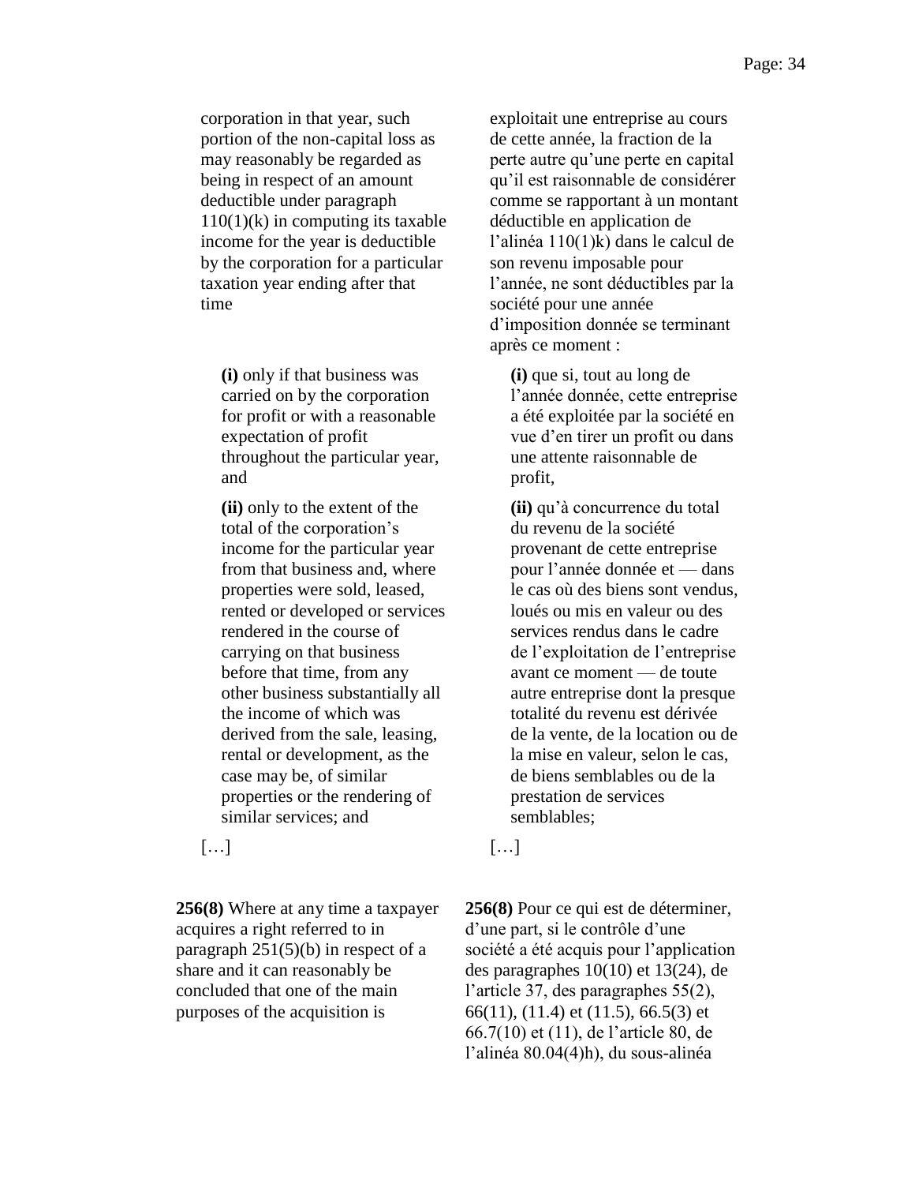corporation in that year, such portion of the non-capital loss as may reasonably be regarded as being in respect of an amount deductible under paragraph 110(1)(k) in computing its taxable income for the year is deductible by the corporation for a particular taxation year ending after that time

**(i)** only if that business was carried on by the corporation for profit or with a reasonable expectation of profit throughout the particular year, and

**(ii)** only to the extent of the total of the corporation's income for the particular year from that business and, where properties were sold, leased, rented or developed or services rendered in the course of carrying on that business before that time, from any other business substantially all the income of which was derived from the sale, leasing, rental or development, as the case may be, of similar properties or the rendering of similar services; and

[…]

exploitait une entreprise au cours de cette année, la fraction de la perte autre qu'une perte en capital qu'il est raisonnable de considérer comme se rapportant à un montant déductible en application de l'alinéa 110(1)k) dans le calcul de son revenu imposable pour l'année, ne sont déductibles par la société pour une année d'imposition donnée se terminant après ce moment :

**(i)** que si, tout au long de l'année donnée, cette entreprise a été exploitée par la société en vue d'en tirer un profit ou dans une attente raisonnable de profit,

**(ii)** qu'à concurrence du total du revenu de la société provenant de cette entreprise pour l'année donnée et — dans le cas où des biens sont vendus, loués ou mis en valeur ou des services rendus dans le cadre de l'exploitation de l'entreprise avant ce moment — de toute autre entreprise dont la presque totalité du revenu est dérivée de la vente, de la location ou de la mise en valeur, selon le cas, de biens semblables ou de la prestation de services semblables;

[…]

**256(8)** Where at any time a taxpayer acquires a right referred to in paragraph 251(5)(b) in respect of a share and it can reasonably be concluded that one of the main purposes of the acquisition is

**256(8)** Pour ce qui est de déterminer, d'une part, si le contrôle d'une société a été acquis pour l'application des paragraphes 10(10) et 13(24), de l'article 37, des paragraphes 55(2), 66(11), (11.4) et (11.5), 66.5(3) et 66.7(10) et (11), de l'article 80, de l'alinéa 80.04(4)h), du sous-alinéa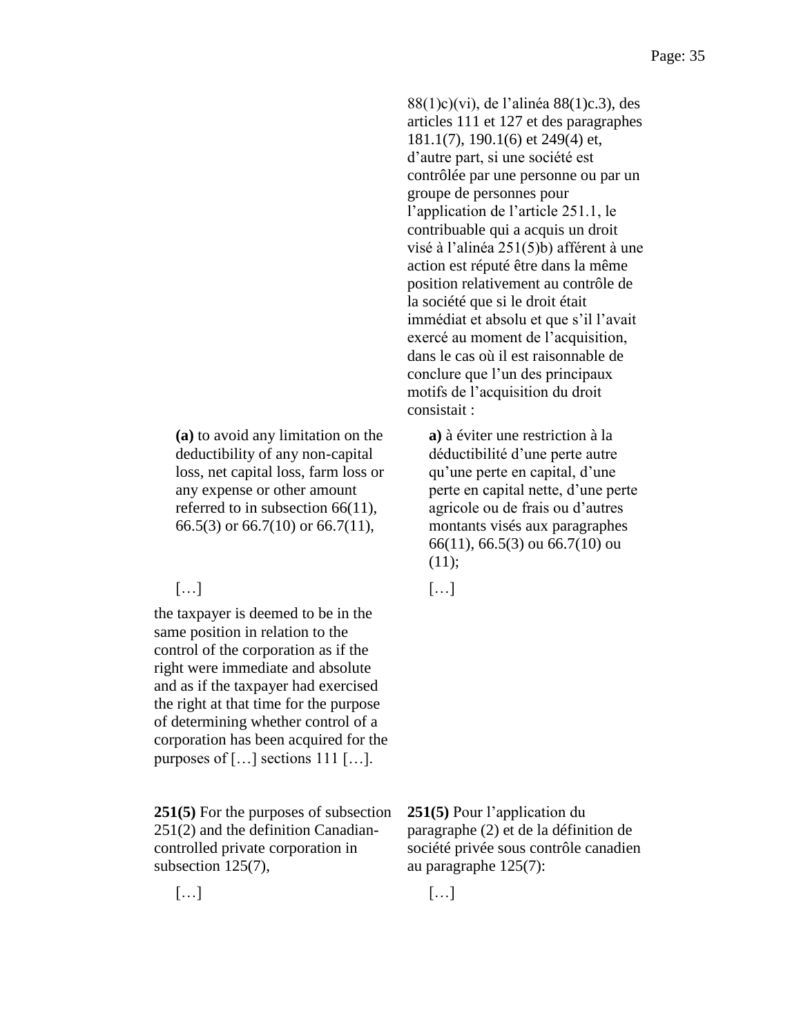88(1)c)(vi), de l'alinéa 88(1)c.3), des articles 111 et 127 et des paragraphes 181.1(7), 190.1(6) et 249(4) et, d'autre part, si une société est contrôlée par une personne ou par un groupe de personnes pour l'application de l'article 251.1, le contribuable qui a acquis un droit visé à l'alinéa 251(5)b) afférent à une action est réputé être dans la même position relativement au contrôle de la société que si le droit était immédiat et absolu et que s'il l'avait exercé au moment de l'acquisition, dans le cas où il est raisonnable de conclure que l'un des principaux motifs de l'acquisition du droit consistait :

**(a)** to avoid any limitation on the deductibility of any non-capital loss, net capital loss, farm loss or any expense or other amount referred to in subsection 66(11), 66.5(3) or 66.7(10) or 66.7(11),

**a)** à éviter une restriction à la déductibilité d'une perte autre qu'une perte en capital, d'une perte en capital nette, d'une perte agricole ou de frais ou d'autres montants visés aux paragraphes 66(11), 66.5(3) ou 66.7(10) ou (11);

[…]

[…]

the taxpayer is deemed to be in the same position in relation to the control of the corporation as if the right were immediate and absolute and as if the taxpayer had exercised the right at that time for the purpose of determining whether control of a corporation has been acquired for the purposes of […] sections 111 […].

**251(5)** For the purposes of subsection 251(2) and the definition Canadian-controlled private corporation in subsection 125(7),

**251(5)** Pour l'application du paragraphe (2) et de la définition de société privée sous contrôle canadien au paragraphe 125(7):

[…]

[…]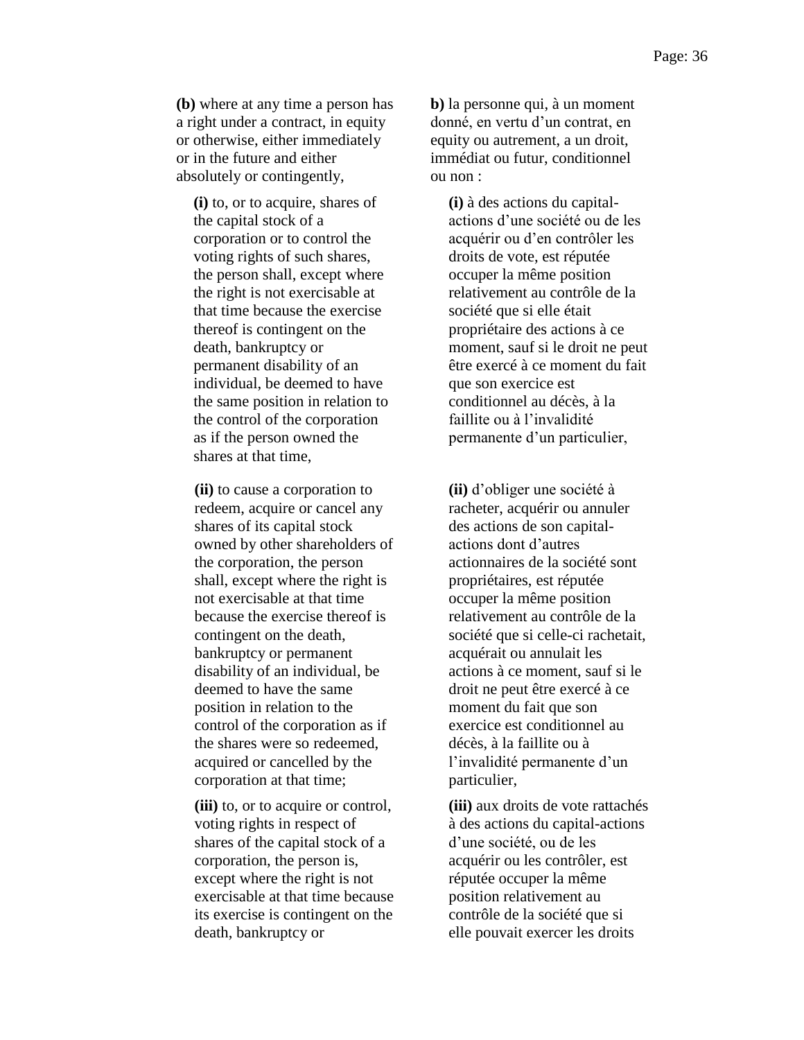**(b)** where at any time a person has a right under a contract, in equity or otherwise, either immediately or in the future and either absolutely or contingently,

**(i)** to, or to acquire, shares of the capital stock of a corporation or to control the voting rights of such shares, the person shall, except where the right is not exercisable at that time because the exercise thereof is contingent on the death, bankruptcy or permanent disability of an individual, be deemed to have the same position in relation to the control of the corporation as if the person owned the shares at that time,

**(ii)** to cause a corporation to redeem, acquire or cancel any shares of its capital stock owned by other shareholders of the corporation, the person shall, except where the right is not exercisable at that time because the exercise thereof is contingent on the death, bankruptcy or permanent disability of an individual, be deemed to have the same position in relation to the control of the corporation as if the shares were so redeemed, acquired or cancelled by the corporation at that time;

**(iii)** to, or to acquire or control, voting rights in respect of shares of the capital stock of a corporation, the person is, except where the right is not exercisable at that time because its exercise is contingent on the death, bankruptcy or

**b)** la personne qui, à un moment donné, en vertu d'un contrat, en equity ou autrement, a un droit, immédiat ou futur, conditionnel ou non :

**(i)** à des actions du capital-actions d'une société ou de les acquérir ou d'en contrôler les droits de vote, est réputée occuper la même position relativement au contrôle de la société que si elle était propriétaire des actions à ce moment, sauf si le droit ne peut être exercé à ce moment du fait que son exercice est conditionnel au décès, à la faillite ou à l'invalidité permanente d'un particulier,

**(ii)** d'obliger une société à racheter, acquérir ou annuler des actions de son capital-actions dont d'autres actionnaires de la société sont propriétaires, est réputée occuper la même position relativement au contrôle de la société que si celle-ci rachetait, acquérait ou annulait les actions à ce moment, sauf si le droit ne peut être exercé à ce moment du fait que son exercice est conditionnel au décès, à la faillite ou à l'invalidité permanente d'un particulier,

**(iii)** aux droits de vote rattachés à des actions du capital-actions d'une société, ou de les acquérir ou les contrôler, est réputée occuper la même position relativement au contrôle de la société que si elle pouvait exercer les droits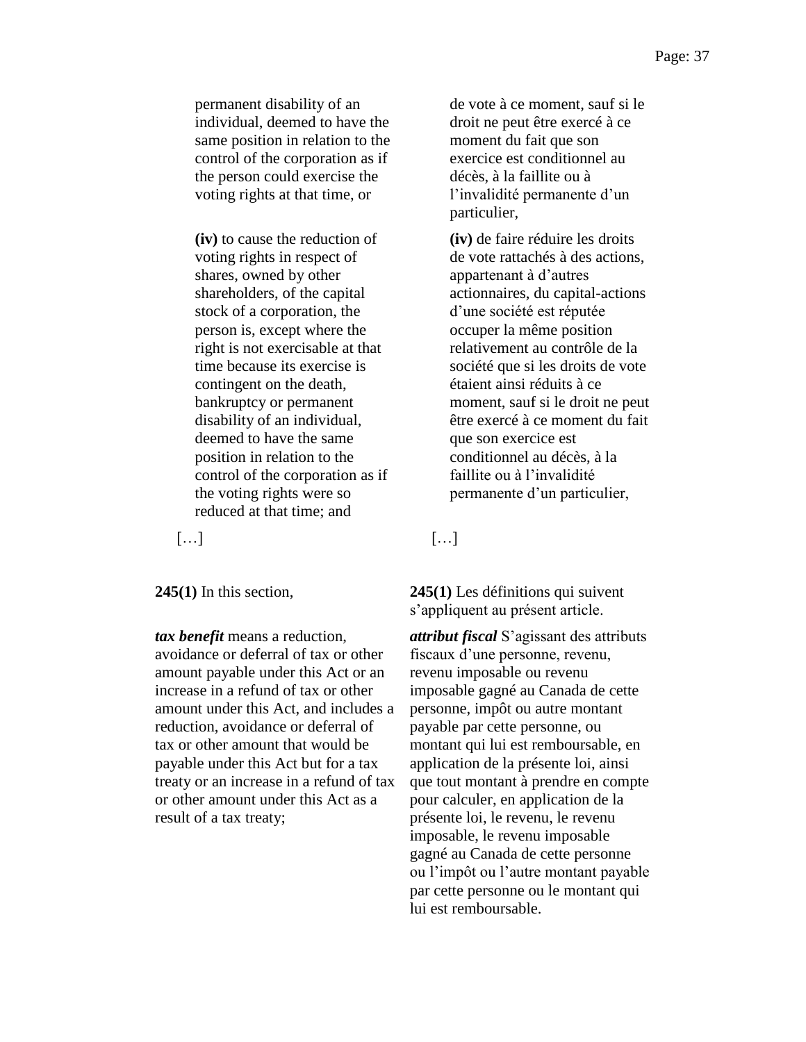permanent disability of an individual, deemed to have the same position in relation to the control of the corporation as if the person could exercise the voting rights at that time, or

de vote à ce moment, sauf si le droit ne peut être exercé à ce moment du fait que son exercice est conditionnel au décès, à la faillite ou à l'invalidité permanente d'un particulier,

**(iv)** to cause the reduction of voting rights in respect of shares, owned by other shareholders, of the capital stock of a corporation, the person is, except where the right is not exercisable at that time because its exercise is contingent on the death, bankruptcy or permanent disability of an individual, deemed to have the same position in relation to the control of the corporation as if the voting rights were so reduced at that time; and

**(iv)** de faire réduire les droits de vote rattachés à des actions, appartenant à d'autres actionnaires, du capital-actions d'une société est réputée occuper la même position relativement au contrôle de la société que si les droits de vote étaient ainsi réduits à ce moment, sauf si le droit ne peut être exercé à ce moment du fait que son exercice est conditionnel au décès, à la faillite ou à l'invalidité permanente d'un particulier,

[…]

[…]

**245(1)** In this section,

**245(1)** Les définitions qui suivent s'appliquent au présent article.

***tax benefit*** means a reduction, avoidance or deferral of tax or other amount payable under this Act or an increase in a refund of tax or other amount under this Act, and includes a reduction, avoidance or deferral of tax or other amount that would be payable under this Act but for a tax treaty or an increase in a refund of tax or other amount under this Act as a result of a tax treaty;

***attribut fiscal*** S'agissant des attributs fiscaux d'une personne, revenu, revenu imposable ou revenu imposable gagné au Canada de cette personne, impôt ou autre montant payable par cette personne, ou montant qui lui est remboursable, en application de la présente loi, ainsi que tout montant à prendre en compte pour calculer, en application de la présente loi, le revenu, le revenu imposable, le revenu imposable gagné au Canada de cette personne ou l'impôt ou l'autre montant payable par cette personne ou le montant qui lui est remboursable.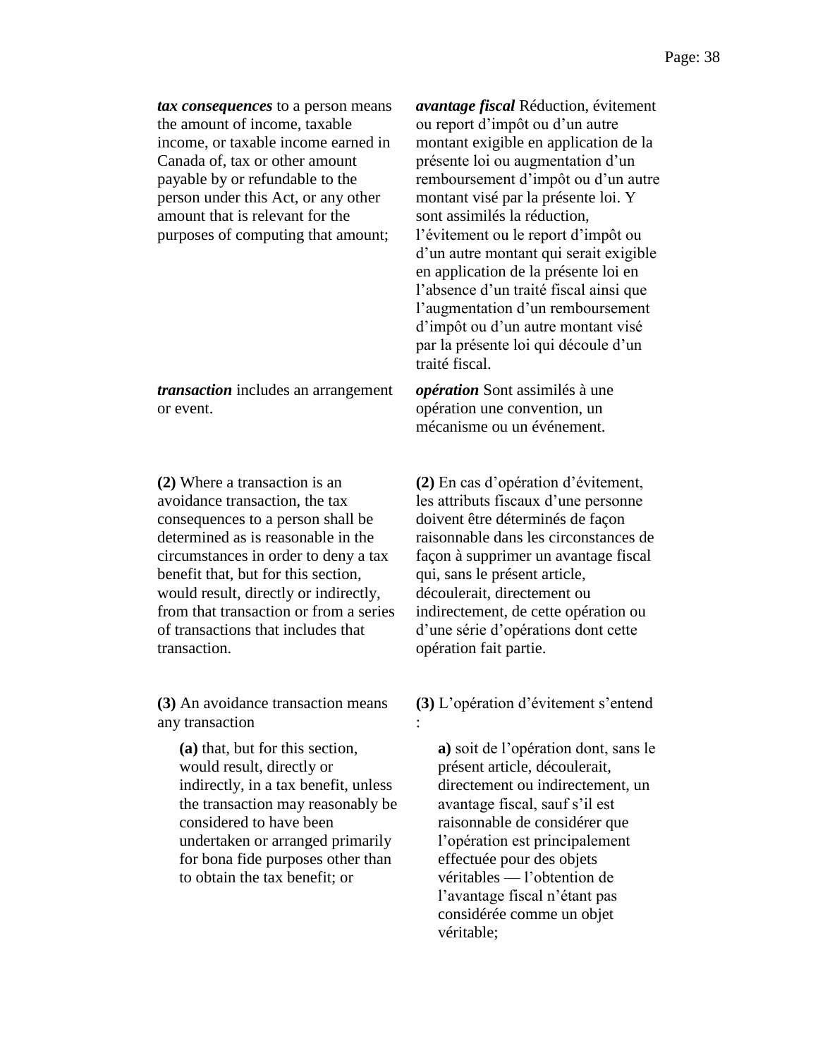***tax consequences*** to a person means the amount of income, taxable income, or taxable income earned in Canada of, tax or other amount payable by or refundable to the person under this Act, or any other amount that is relevant for the purposes of computing that amount;

***avantage fiscal*** Réduction, évitement ou report d'impôt ou d'un autre montant exigible en application de la présente loi ou augmentation d'un remboursement d'impôt ou d'un autre montant visé par la présente loi. Y sont assimilés la réduction, l'évitement ou le report d'impôt ou d'un autre montant qui serait exigible en application de la présente loi en l'absence d'un traité fiscal ainsi que l'augmentation d'un remboursement d'impôt ou d'un autre montant visé par la présente loi qui découle d'un traité fiscal.

***transaction*** includes an arrangement or event.

***opération*** Sont assimilés à une opération une convention, un mécanisme ou un événement.

**(2)** Where a transaction is an avoidance transaction, the tax consequences to a person shall be determined as is reasonable in the circumstances in order to deny a tax benefit that, but for this section, would result, directly or indirectly, from that transaction or from a series of transactions that includes that transaction.

**(2)** En cas d'opération d'évitement, les attributs fiscaux d'une personne doivent être déterminés de façon raisonnable dans les circonstances de façon à supprimer un avantage fiscal qui, sans le présent article, découlerait, directement ou indirectement, de cette opération ou d'une série d'opérations dont cette opération fait partie.

**(3)** An avoidance transaction means any transaction

> **(a)** that, but for this section, would result, directly or indirectly, in a tax benefit, unless the transaction may reasonably be considered to have been undertaken or arranged primarily for bona fide purposes other than to obtain the tax benefit; or

**(3)** L'opération d'évitement s'entend :

> **a)** soit de l'opération dont, sans le présent article, découlerait, directement ou indirectement, un avantage fiscal, sauf s'il est raisonnable de considérer que l'opération est principalement effectuée pour des objets véritables — l'obtention de l'avantage fiscal n'étant pas considérée comme un objet véritable;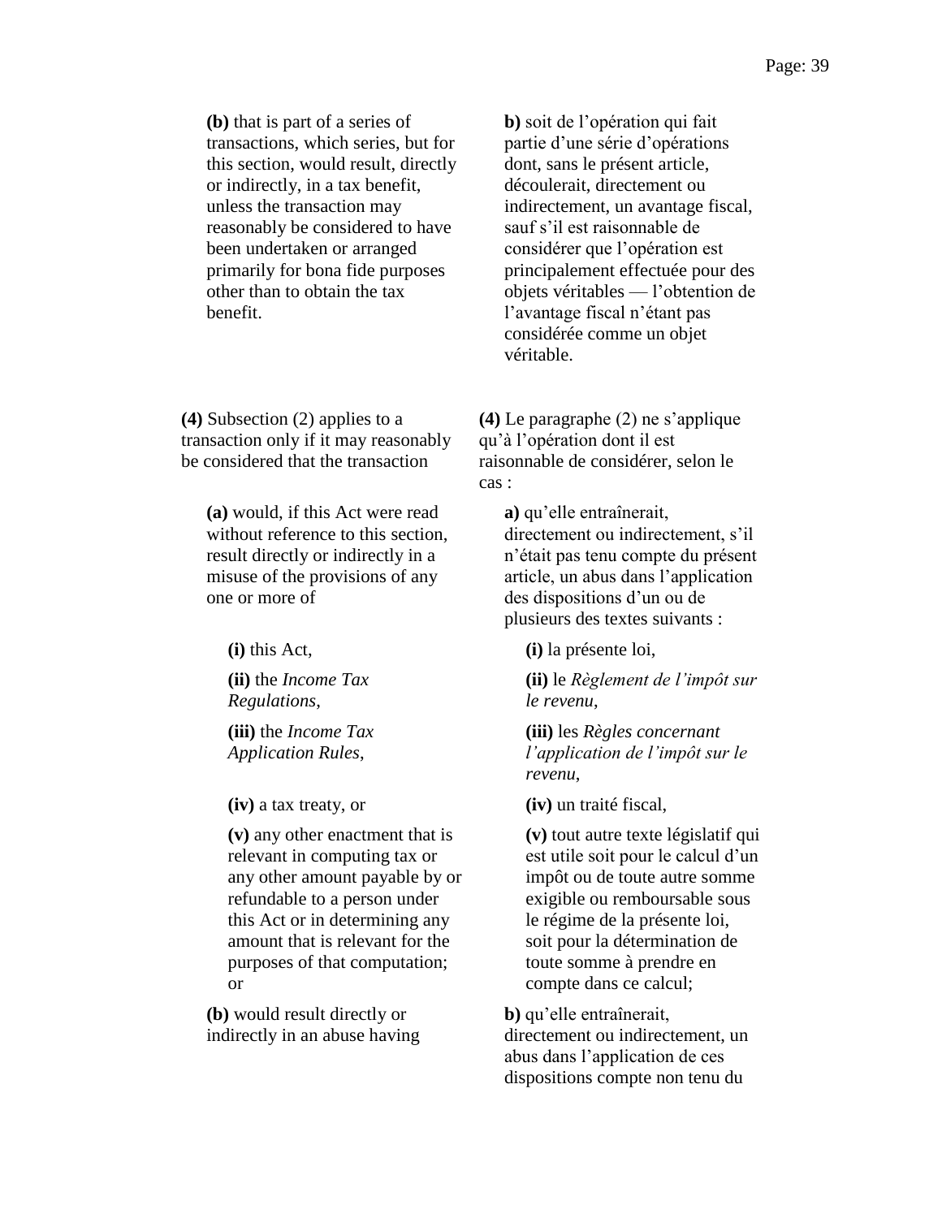**(b)** that is part of a series of transactions, which series, but for this section, would result, directly or indirectly, in a tax benefit, unless the transaction may reasonably be considered to have been undertaken or arranged primarily for bona fide purposes other than to obtain the tax benefit.

**b)** soit de l'opération qui fait partie d'une série d'opérations dont, sans le présent article, découlerait, directement ou indirectement, un avantage fiscal, sauf s'il est raisonnable de considérer que l'opération est principalement effectuée pour des objets véritables — l'obtention de l'avantage fiscal n'étant pas considérée comme un objet véritable.

**(4)** Subsection (2) applies to a transaction only if it may reasonably be considered that the transaction

**(a)** would, if this Act were read without reference to this section, result directly or indirectly in a misuse of the provisions of any one or more of

**(i)** this Act,

**(ii)** the *Income Tax Regulations*,

**(iii)** the *Income Tax Application Rules*,

**(iv)** a tax treaty, or

**(v)** any other enactment that is relevant in computing tax or any other amount payable by or refundable to a person under this Act or in determining any amount that is relevant for the purposes of that computation; or

**(b)** would result directly or indirectly in an abuse having

**(4)** Le paragraphe (2) ne s'applique qu'à l'opération dont il est raisonnable de considérer, selon le cas :

**a)** qu'elle entraînerait, directement ou indirectement, s'il n'était pas tenu compte du présent article, un abus dans l'application des dispositions d'un ou de plusieurs des textes suivants :

**(i)** la présente loi,

**(ii)** le *Règlement de l'impôt sur le revenu*,

**(iii)** les *Règles concernant l'application de l'impôt sur le revenu*,

**(iv)** un traité fiscal,

**(v)** tout autre texte législatif qui est utile soit pour le calcul d'un impôt ou de toute autre somme exigible ou remboursable sous le régime de la présente loi, soit pour la détermination de toute somme à prendre en compte dans ce calcul;

**b)** qu'elle entraînerait, directement ou indirectement, un abus dans l'application de ces dispositions compte non tenu du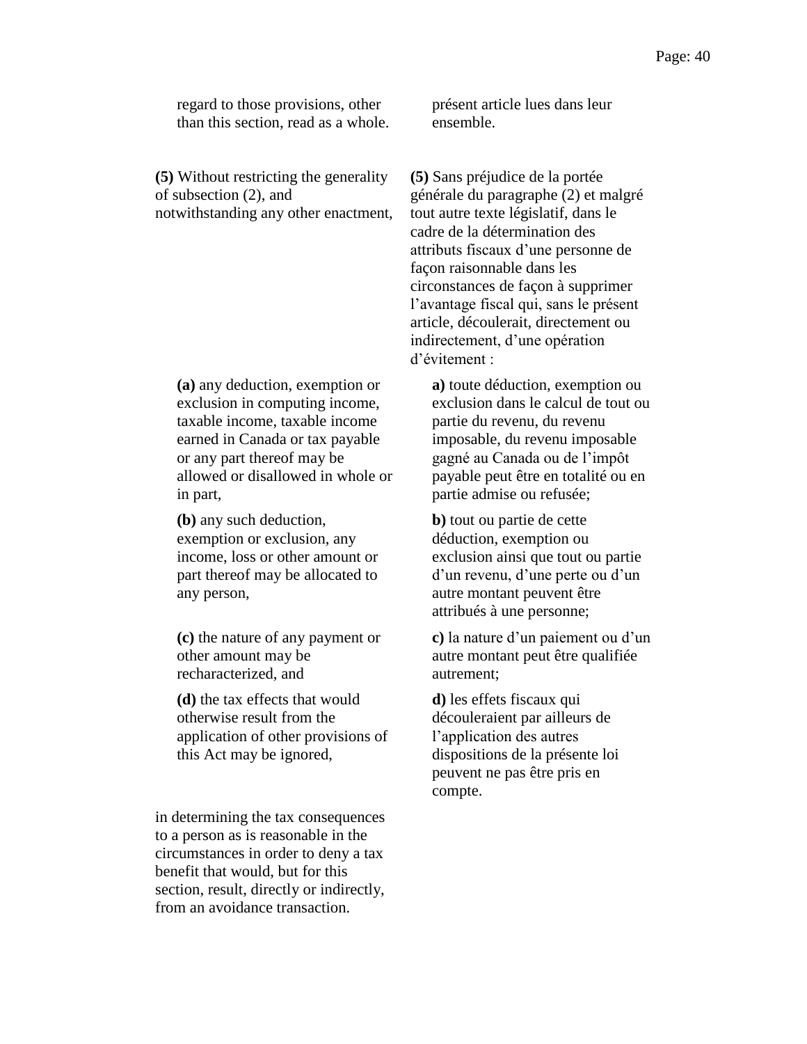regard to those provisions, other than this section, read as a whole.

présent article lues dans leur ensemble.

**(5)** Without restricting the generality of subsection (2), and notwithstanding any other enactment,

> **(a)** any deduction, exemption or exclusion in computing income, taxable income, taxable income earned in Canada or tax payable or any part thereof may be allowed or disallowed in whole or in part,
>
> **(b)** any such deduction, exemption or exclusion, any income, loss or other amount or part thereof may be allocated to any person,
>
> **(c)** the nature of any payment or other amount may be recharacterized, and
>
> **(d)** the tax effects that would otherwise result from the application of other provisions of this Act may be ignored,

in determining the tax consequences to a person as is reasonable in the circumstances in order to deny a tax benefit that would, but for this section, result, directly or indirectly, from an avoidance transaction.

**(5)** Sans préjudice de la portée générale du paragraphe (2) et malgré tout autre texte législatif, dans le cadre de la détermination des attributs fiscaux d'une personne de façon raisonnable dans les circonstances de façon à supprimer l'avantage fiscal qui, sans le présent article, découlerait, directement ou indirectement, d'une opération d'évitement :

> **a)** toute déduction, exemption ou exclusion dans le calcul de tout ou partie du revenu, du revenu imposable, du revenu imposable gagné au Canada ou de l'impôt payable peut être en totalité ou en partie admise ou refusée;
>
> **b)** tout ou partie de cette déduction, exemption ou exclusion ainsi que tout ou partie d'un revenu, d'une perte ou d'un autre montant peuvent être attribués à une personne;
>
> **c)** la nature d'un paiement ou d'un autre montant peut être qualifiée autrement;
>
> **d)** les effets fiscaux qui découleraient par ailleurs de l'application des autres dispositions de la présente loi peuvent ne pas être pris en compte.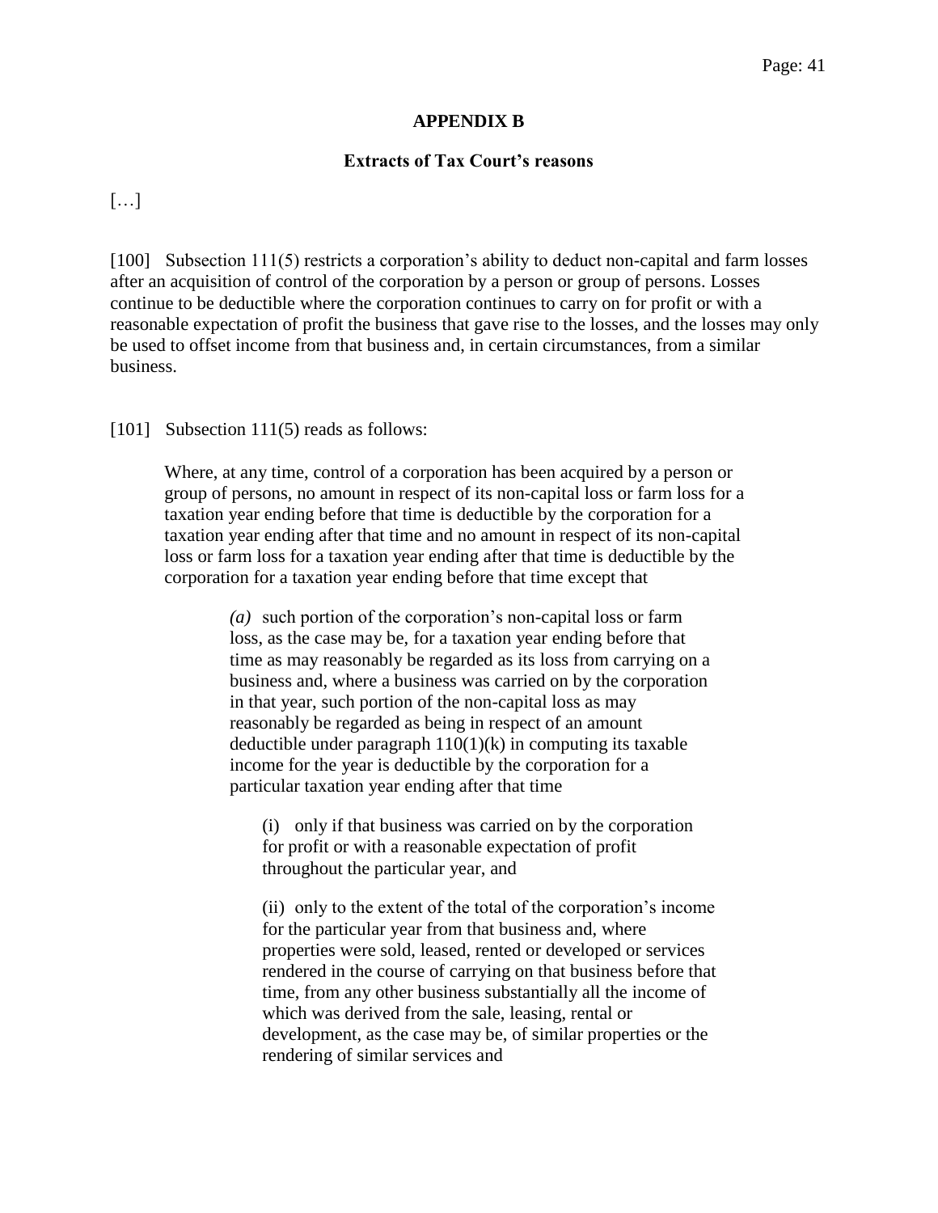## APPENDIX B

### Extracts of Tax Court's reasons

[…]

[100] Subsection 111(5) restricts a corporation's ability to deduct non-capital and farm losses after an acquisition of control of the corporation by a person or group of persons. Losses continue to be deductible where the corporation continues to carry on for profit or with a reasonable expectation of profit the business that gave rise to the losses, and the losses may only be used to offset income from that business and, in certain circumstances, from a similar business.

[101] Subsection 111(5) reads as follows:

> Where, at any time, control of a corporation has been acquired by a person or group of persons, no amount in respect of its non-capital loss or farm loss for a taxation year ending before that time is deductible by the corporation for a taxation year ending after that time and no amount in respect of its non-capital loss or farm loss for a taxation year ending after that time is deductible by the corporation for a taxation year ending before that time except that
>
> > *(a)* such portion of the corporation's non-capital loss or farm loss, as the case may be, for a taxation year ending before that time as may reasonably be regarded as its loss from carrying on a business and, where a business was carried on by the corporation in that year, such portion of the non-capital loss as may reasonably be regarded as being in respect of an amount deductible under paragraph 110(1)(k) in computing its taxable income for the year is deductible by the corporation for a particular taxation year ending after that time
> >
> > > (i) only if that business was carried on by the corporation for profit or with a reasonable expectation of profit throughout the particular year, and
> > >
> > > (ii) only to the extent of the total of the corporation's income for the particular year from that business and, where properties were sold, leased, rented or developed or services rendered in the course of carrying on that business before that time, from any other business substantially all the income of which was derived from the sale, leasing, rental or development, as the case may be, of similar properties or the rendering of similar services and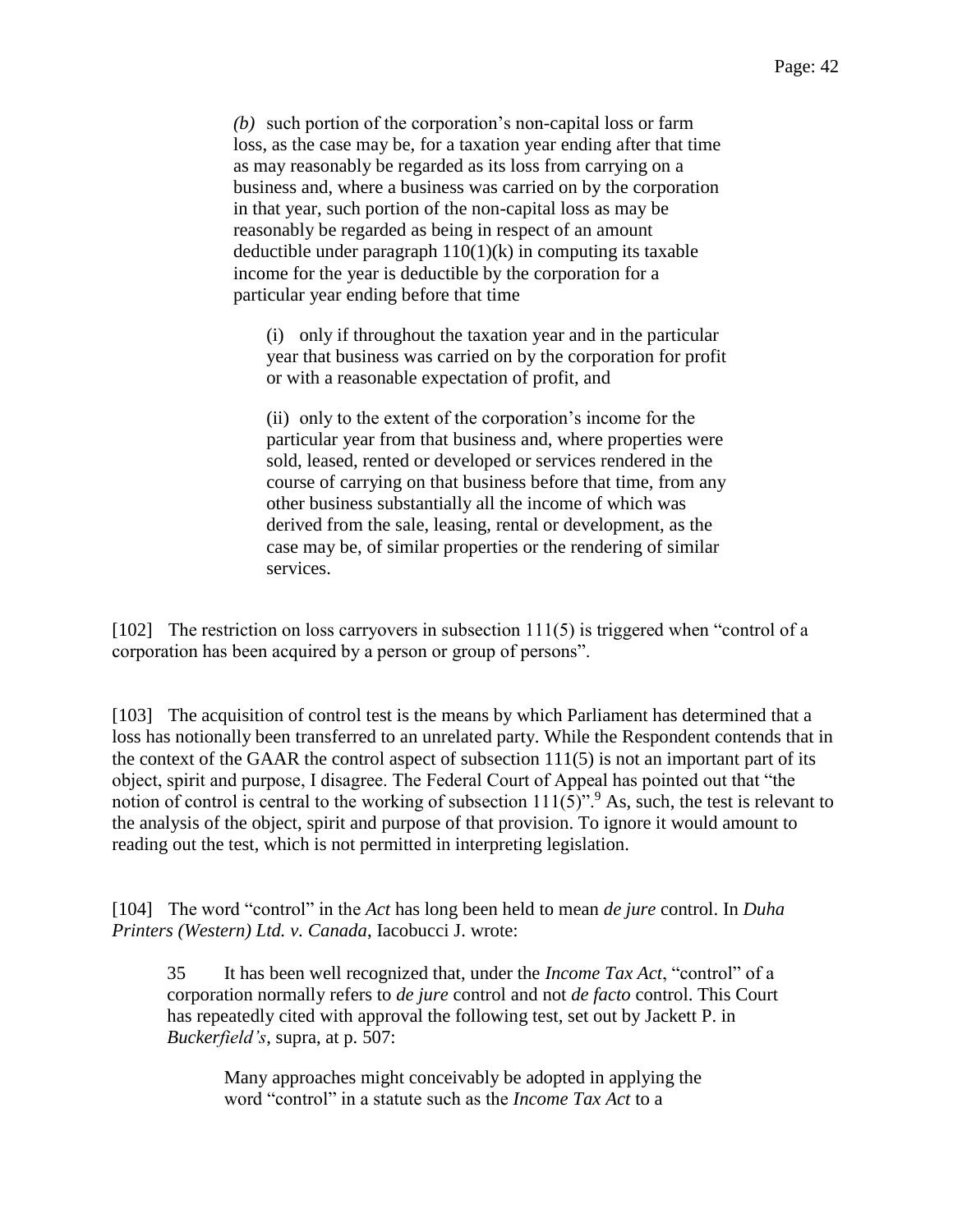> *(b)* such portion of the corporation's non-capital loss or farm loss, as the case may be, for a taxation year ending after that time as may reasonably be regarded as its loss from carrying on a business and, where a business was carried on by the corporation in that year, such portion of the non-capital loss as may be reasonably be regarded as being in respect of an amount deductible under paragraph 110(1)(k) in computing its taxable income for the year is deductible by the corporation for a particular year ending before that time
>
> > (i) only if throughout the taxation year and in the particular year that business was carried on by the corporation for profit or with a reasonable expectation of profit, and
> >
> > (ii) only to the extent of the corporation's income for the particular year from that business and, where properties were sold, leased, rented or developed or services rendered in the course of carrying on that business before that time, from any other business substantially all the income of which was derived from the sale, leasing, rental or development, as the case may be, of similar properties or the rendering of similar services.

[102] The restriction on loss carryovers in subsection 111(5) is triggered when "control of a corporation has been acquired by a person or group of persons".

[103] The acquisition of control test is the means by which Parliament has determined that a loss has notionally been transferred to an unrelated party. While the Respondent contends that in the context of the GAAR the control aspect of subsection 111(5) is not an important part of its object, spirit and purpose, I disagree. The Federal Court of Appeal has pointed out that "the notion of control is central to the working of subsection 111(5)".[9] As, such, the test is relevant to the analysis of the object, spirit and purpose of that provision. To ignore it would amount to reading out the test, which is not permitted in interpreting legislation.

[104] The word "control" in the *Act* has long been held to mean *de jure* control. In *Duha Printers (Western) Ltd. v. Canada*, Iacobucci J. wrote:

> 35 It has been well recognized that, under the *Income Tax Act*, "control" of a corporation normally refers to *de jure* control and not *de facto* control. This Court has repeatedly cited with approval the following test, set out by Jackett P. in *Buckerfield's*, supra, at p. 507:
>
> > Many approaches might conceivably be adopted in applying the word "control" in a statute such as the *Income Tax Act* to a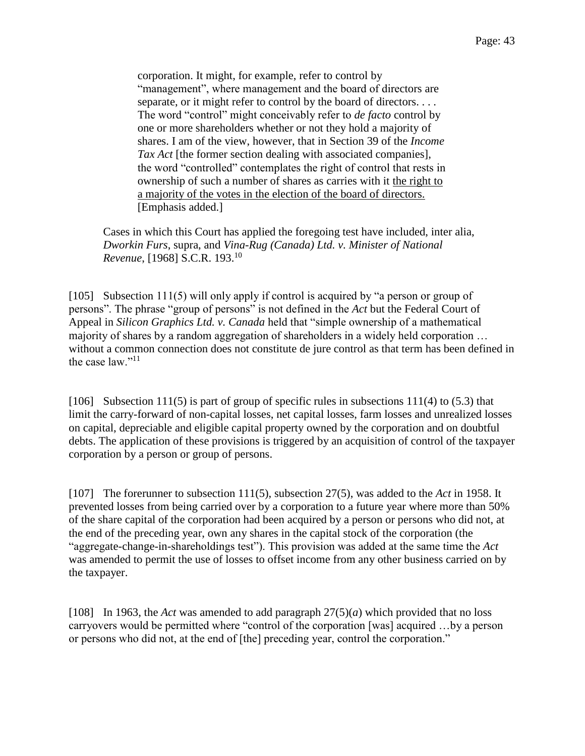> corporation. It might, for example, refer to control by "management", where management and the board of directors are separate, or it might refer to control by the board of directors. . . . The word "control" might conceivably refer to *de facto* control by one or more shareholders whether or not they hold a majority of shares. I am of the view, however, that in Section 39 of the *Income Tax Act* [the former section dealing with associated companies], the word "controlled" contemplates the right of control that rests in ownership of such a number of shares as carries with it <u>the right to a majority of the votes in the election of the board of directors.</u> [Emphasis added.]

Cases in which this Court has applied the foregoing test have included, inter alia, *Dworkin Furs*, supra, and *Vina-Rug (Canada) Ltd. v. Minister of National Revenue*, [1968] S.C.R. 193.[10]

[105] Subsection 111(5) will only apply if control is acquired by "a person or group of persons". The phrase "group of persons" is not defined in the *Act* but the Federal Court of Appeal in *Silicon Graphics Ltd. v. Canada* held that "simple ownership of a mathematical majority of shares by a random aggregation of shareholders in a widely held corporation … without a common connection does not constitute de jure control as that term has been defined in the case law."[11]

[106] Subsection 111(5) is part of group of specific rules in subsections 111(4) to (5.3) that limit the carry-forward of non-capital losses, net capital losses, farm losses and unrealized losses on capital, depreciable and eligible capital property owned by the corporation and on doubtful debts. The application of these provisions is triggered by an acquisition of control of the taxpayer corporation by a person or group of persons.

[107] The forerunner to subsection 111(5), subsection 27(5), was added to the *Act* in 1958. It prevented losses from being carried over by a corporation to a future year where more than 50% of the share capital of the corporation had been acquired by a person or persons who did not, at the end of the preceding year, own any shares in the capital stock of the corporation (the "aggregate-change-in-shareholdings test"). This provision was added at the same time the *Act* was amended to permit the use of losses to offset income from any other business carried on by the taxpayer.

[108] In 1963, the *Act* was amended to add paragraph 27(5)(*a*) which provided that no loss carryovers would be permitted where "control of the corporation [was] acquired …by a person or persons who did not, at the end of [the] preceding year, control the corporation."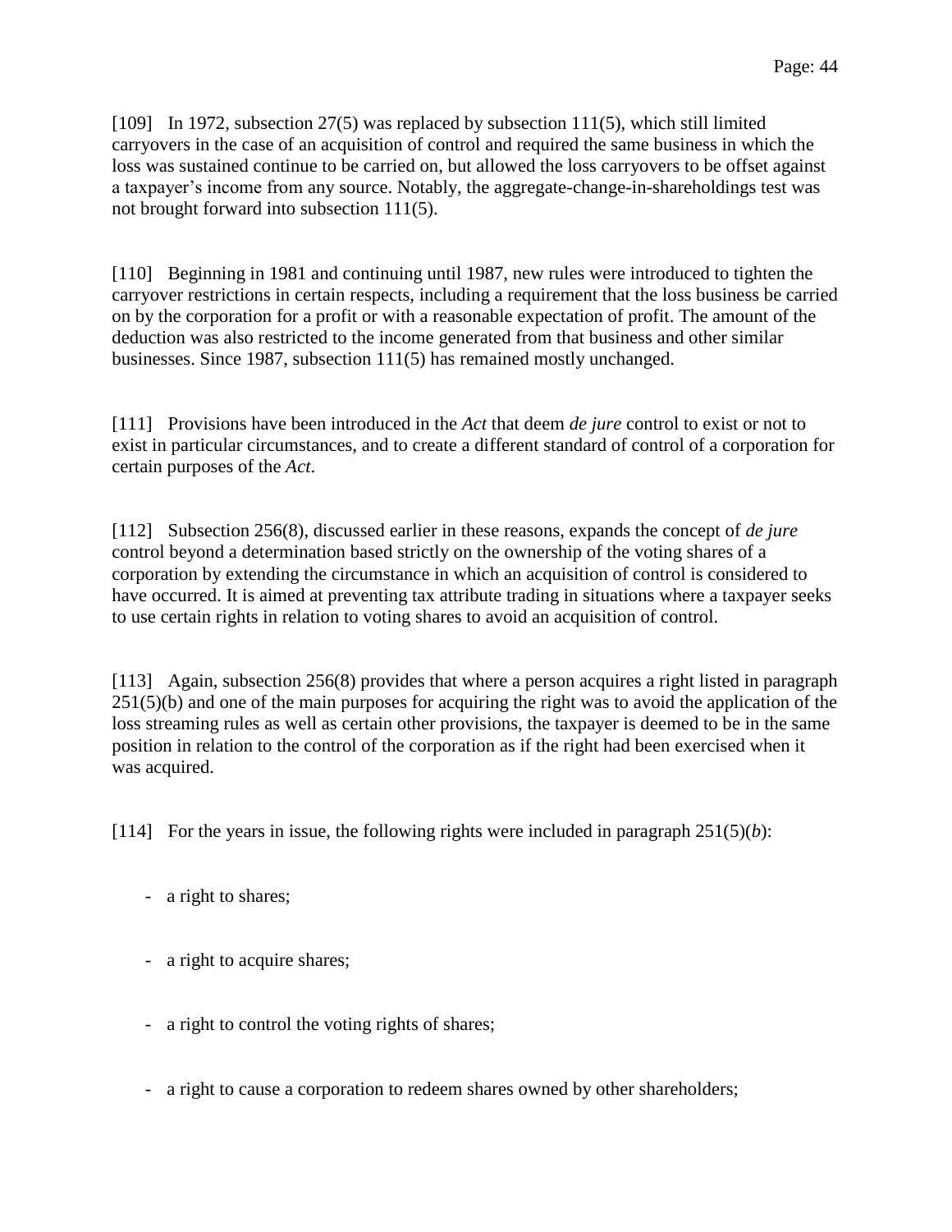[109] In 1972, subsection 27(5) was replaced by subsection 111(5), which still limited carryovers in the case of an acquisition of control and required the same business in which the loss was sustained continue to be carried on, but allowed the loss carryovers to be offset against a taxpayer's income from any source. Notably, the aggregate-change-in-shareholdings test was not brought forward into subsection 111(5).

[110] Beginning in 1981 and continuing until 1987, new rules were introduced to tighten the carryover restrictions in certain respects, including a requirement that the loss business be carried on by the corporation for a profit or with a reasonable expectation of profit. The amount of the deduction was also restricted to the income generated from that business and other similar businesses. Since 1987, subsection 111(5) has remained mostly unchanged.

[111] Provisions have been introduced in the *Act* that deem *de jure* control to exist or not to exist in particular circumstances, and to create a different standard of control of a corporation for certain purposes of the *Act*.

[112] Subsection 256(8), discussed earlier in these reasons, expands the concept of *de jure* control beyond a determination based strictly on the ownership of the voting shares of a corporation by extending the circumstance in which an acquisition of control is considered to have occurred. It is aimed at preventing tax attribute trading in situations where a taxpayer seeks to use certain rights in relation to voting shares to avoid an acquisition of control.

[113] Again, subsection 256(8) provides that where a person acquires a right listed in paragraph 251(5)(b) and one of the main purposes for acquiring the right was to avoid the application of the loss streaming rules as well as certain other provisions, the taxpayer is deemed to be in the same position in relation to the control of the corporation as if the right had been exercised when it was acquired.

[114] For the years in issue, the following rights were included in paragraph 251(5)(*b*):

- a right to shares;

- a right to acquire shares;

- a right to control the voting rights of shares;

- a right to cause a corporation to redeem shares owned by other shareholders;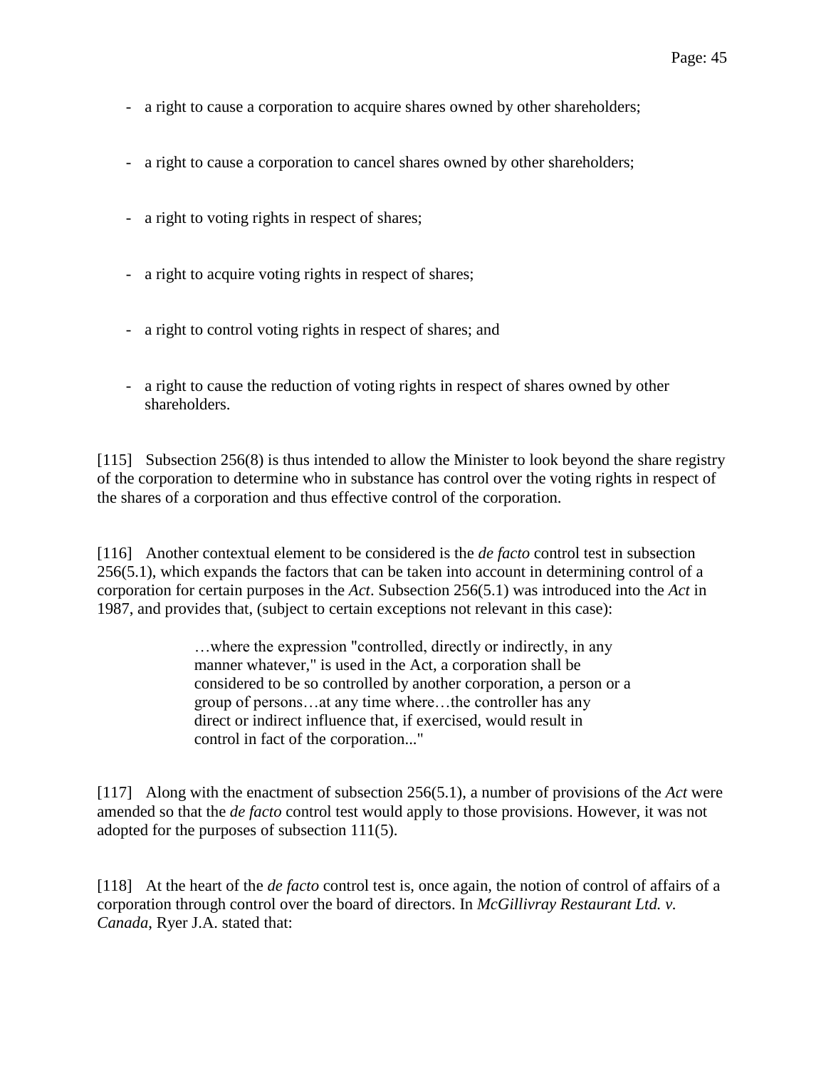- a right to cause a corporation to acquire shares owned by other shareholders;

- a right to cause a corporation to cancel shares owned by other shareholders;

- a right to voting rights in respect of shares;

- a right to acquire voting rights in respect of shares;

- a right to control voting rights in respect of shares; and

- a right to cause the reduction of voting rights in respect of shares owned by other shareholders.

[115] Subsection 256(8) is thus intended to allow the Minister to look beyond the share registry of the corporation to determine who in substance has control over the voting rights in respect of the shares of a corporation and thus effective control of the corporation.

[116] Another contextual element to be considered is the *de facto* control test in subsection 256(5.1), which expands the factors that can be taken into account in determining control of a corporation for certain purposes in the *Act*. Subsection 256(5.1) was introduced into the *Act* in 1987, and provides that, (subject to certain exceptions not relevant in this case):

> …where the expression "controlled, directly or indirectly, in any manner whatever," is used in the Act, a corporation shall be considered to be so controlled by another corporation, a person or a group of persons…at any time where…the controller has any direct or indirect influence that, if exercised, would result in control in fact of the corporation..."

[117] Along with the enactment of subsection 256(5.1), a number of provisions of the *Act* were amended so that the *de facto* control test would apply to those provisions. However, it was not adopted for the purposes of subsection 111(5).

[118] At the heart of the *de facto* control test is, once again, the notion of control of affairs of a corporation through control over the board of directors. In *McGillivray Restaurant Ltd. v. Canada*, Ryer J.A. stated that: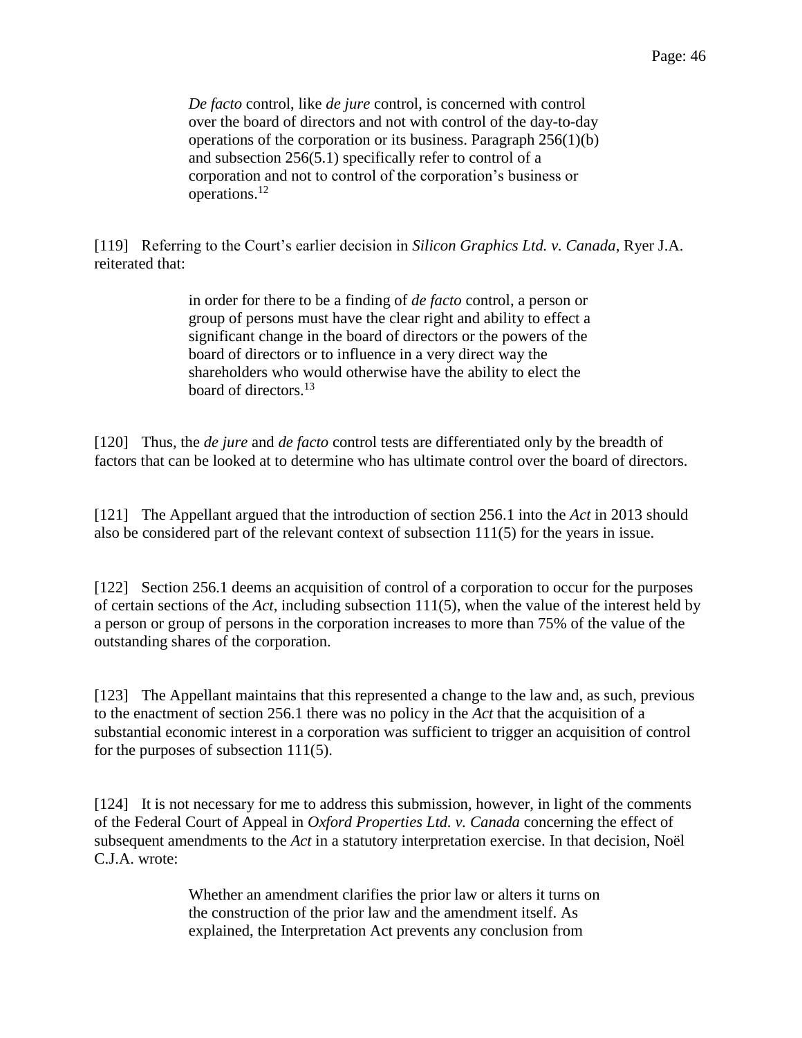> *De facto* control, like *de jure* control, is concerned with control over the board of directors and not with control of the day-to-day operations of the corporation or its business. Paragraph 256(1)(b) and subsection 256(5.1) specifically refer to control of a corporation and not to control of the corporation's business or operations.[12]

[119] Referring to the Court's earlier decision in *Silicon Graphics Ltd. v. Canada*, Ryer J.A. reiterated that:

> in order for there to be a finding of *de facto* control, a person or group of persons must have the clear right and ability to effect a significant change in the board of directors or the powers of the board of directors or to influence in a very direct way the shareholders who would otherwise have the ability to elect the board of directors.[13]

[120] Thus, the *de jure* and *de facto* control tests are differentiated only by the breadth of factors that can be looked at to determine who has ultimate control over the board of directors.

[121] The Appellant argued that the introduction of section 256.1 into the *Act* in 2013 should also be considered part of the relevant context of subsection 111(5) for the years in issue.

[122] Section 256.1 deems an acquisition of control of a corporation to occur for the purposes of certain sections of the *Act*, including subsection 111(5), when the value of the interest held by a person or group of persons in the corporation increases to more than 75% of the value of the outstanding shares of the corporation.

[123] The Appellant maintains that this represented a change to the law and, as such, previous to the enactment of section 256.1 there was no policy in the *Act* that the acquisition of a substantial economic interest in a corporation was sufficient to trigger an acquisition of control for the purposes of subsection 111(5).

[124] It is not necessary for me to address this submission, however, in light of the comments of the Federal Court of Appeal in *Oxford Properties Ltd. v. Canada* concerning the effect of subsequent amendments to the *Act* in a statutory interpretation exercise. In that decision, Noël C.J.A. wrote:

> Whether an amendment clarifies the prior law or alters it turns on the construction of the prior law and the amendment itself. As explained, the Interpretation Act prevents any conclusion from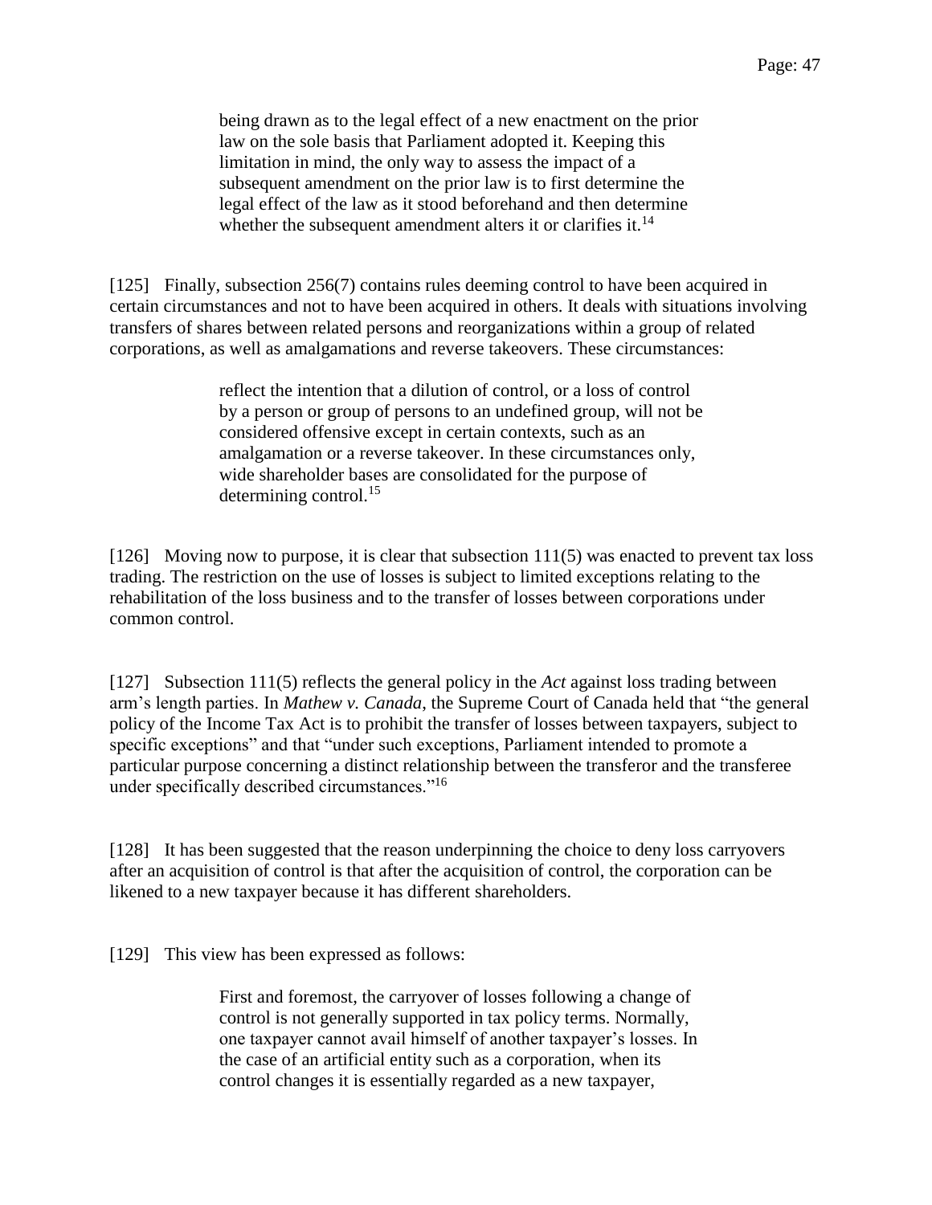> being drawn as to the legal effect of a new enactment on the prior law on the sole basis that Parliament adopted it. Keeping this limitation in mind, the only way to assess the impact of a subsequent amendment on the prior law is to first determine the legal effect of the law as it stood beforehand and then determine whether the subsequent amendment alters it or clarifies it.[14]

[125] Finally, subsection 256(7) contains rules deeming control to have been acquired in certain circumstances and not to have been acquired in others. It deals with situations involving transfers of shares between related persons and reorganizations within a group of related corporations, as well as amalgamations and reverse takeovers. These circumstances:

> reflect the intention that a dilution of control, or a loss of control by a person or group of persons to an undefined group, will not be considered offensive except in certain contexts, such as an amalgamation or a reverse takeover. In these circumstances only, wide shareholder bases are consolidated for the purpose of determining control.[15]

[126] Moving now to purpose, it is clear that subsection 111(5) was enacted to prevent tax loss trading. The restriction on the use of losses is subject to limited exceptions relating to the rehabilitation of the loss business and to the transfer of losses between corporations under common control.

[127] Subsection 111(5) reflects the general policy in the *Act* against loss trading between arm's length parties. In *Mathew v. Canada*, the Supreme Court of Canada held that "the general policy of the Income Tax Act is to prohibit the transfer of losses between taxpayers, subject to specific exceptions" and that "under such exceptions, Parliament intended to promote a particular purpose concerning a distinct relationship between the transferor and the transferee under specifically described circumstances."[16]

[128] It has been suggested that the reason underpinning the choice to deny loss carryovers after an acquisition of control is that after the acquisition of control, the corporation can be likened to a new taxpayer because it has different shareholders.

[129] This view has been expressed as follows:

> First and foremost, the carryover of losses following a change of control is not generally supported in tax policy terms. Normally, one taxpayer cannot avail himself of another taxpayer's losses. In the case of an artificial entity such as a corporation, when its control changes it is essentially regarded as a new taxpayer,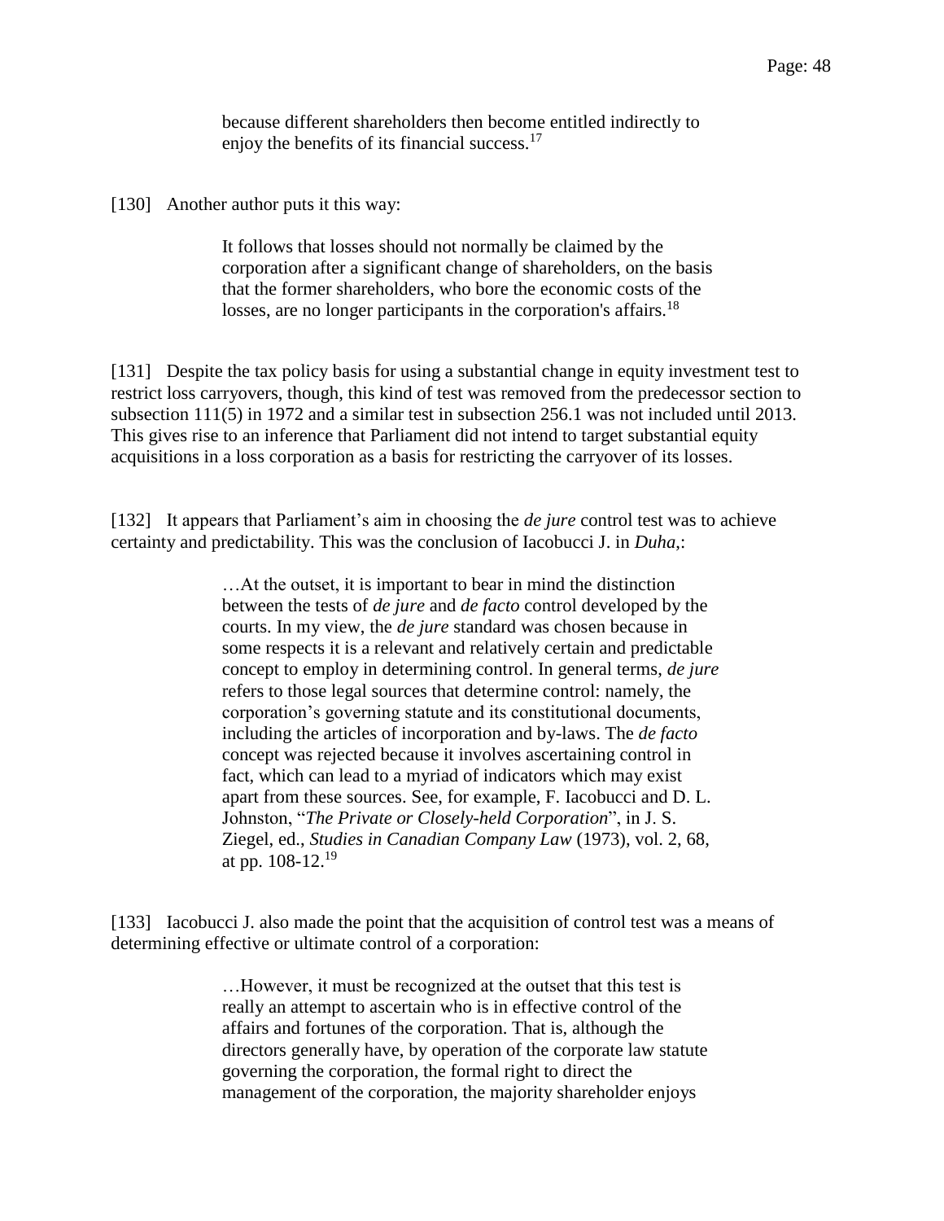> because different shareholders then become entitled indirectly to enjoy the benefits of its financial success.[17]

[130] Another author puts it this way:

> It follows that losses should not normally be claimed by the corporation after a significant change of shareholders, on the basis that the former shareholders, who bore the economic costs of the losses, are no longer participants in the corporation's affairs.[18]

[131] Despite the tax policy basis for using a substantial change in equity investment test to restrict loss carryovers, though, this kind of test was removed from the predecessor section to subsection 111(5) in 1972 and a similar test in subsection 256.1 was not included until 2013. This gives rise to an inference that Parliament did not intend to target substantial equity acquisitions in a loss corporation as a basis for restricting the carryover of its losses.

[132] It appears that Parliament's aim in choosing the *de jure* control test was to achieve certainty and predictability. This was the conclusion of Iacobucci J. in *Duha*,:

> …At the outset, it is important to bear in mind the distinction between the tests of *de jure* and *de facto* control developed by the courts. In my view, the *de jure* standard was chosen because in some respects it is a relevant and relatively certain and predictable concept to employ in determining control. In general terms, *de jure* refers to those legal sources that determine control: namely, the corporation's governing statute and its constitutional documents, including the articles of incorporation and by-laws. The *de facto* concept was rejected because it involves ascertaining control in fact, which can lead to a myriad of indicators which may exist apart from these sources. See, for example, F. Iacobucci and D. L. Johnston, "*The Private or Closely-held Corporation*", in J. S. Ziegel, ed., *Studies in Canadian Company Law* (1973), vol. 2, 68, at pp. 108-12.[19]

[133] Iacobucci J. also made the point that the acquisition of control test was a means of determining effective or ultimate control of a corporation:

> …However, it must be recognized at the outset that this test is really an attempt to ascertain who is in effective control of the affairs and fortunes of the corporation. That is, although the directors generally have, by operation of the corporate law statute governing the corporation, the formal right to direct the management of the corporation, the majority shareholder enjoys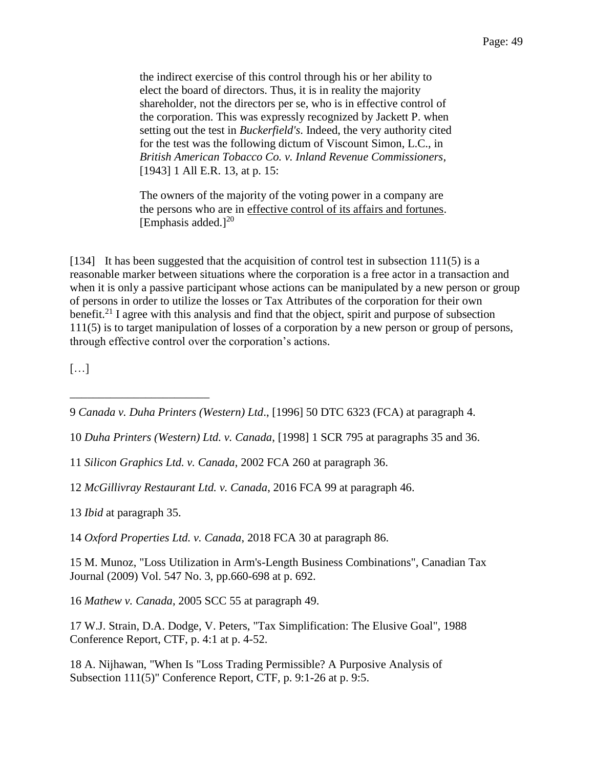> the indirect exercise of this control through his or her ability to elect the board of directors. Thus, it is in reality the majority shareholder, not the directors per se, who is in effective control of the corporation. This was expressly recognized by Jackett P. when setting out the test in *Buckerfield's*. Indeed, the very authority cited for the test was the following dictum of Viscount Simon, L.C., in *British American Tobacco Co. v. Inland Revenue Commissioners*, [1943] 1 All E.R. 13, at p. 15:
>
> > The owners of the majority of the voting power in a company are the persons who are in <u>effective control of its affairs and fortunes</u>. [Emphasis added.][20]

[134] It has been suggested that the acquisition of control test in subsection 111(5) is a reasonable marker between situations where the corporation is a free actor in a transaction and when it is only a passive participant whose actions can be manipulated by a new person or group of persons in order to utilize the losses or Tax Attributes of the corporation for their own benefit.[21] I agree with this analysis and find that the object, spirit and purpose of subsection 111(5) is to target manipulation of losses of a corporation by a new person or group of persons, through effective control over the corporation's actions.

[…]

---

9 *Canada v. Duha Printers (Western) Ltd*., [1996] 50 DTC 6323 (FCA) at paragraph 4.

10 *Duha Printers (Western) Ltd. v. Canada*, [1998] 1 SCR 795 at paragraphs 35 and 36.

11 *Silicon Graphics Ltd. v. Canada*, 2002 FCA 260 at paragraph 36.

12 *McGillivray Restaurant Ltd. v. Canada*, 2016 FCA 99 at paragraph 46.

13 *Ibid* at paragraph 35.

14 *Oxford Properties Ltd. v. Canada*, 2018 FCA 30 at paragraph 86.

15 M. Munoz, "Loss Utilization in Arm's-Length Business Combinations", Canadian Tax Journal (2009) Vol. 547 No. 3, pp.660-698 at p. 692.

16 *Mathew v. Canada*, 2005 SCC 55 at paragraph 49.

17 W.J. Strain, D.A. Dodge, V. Peters, "Tax Simplification: The Elusive Goal", 1988 Conference Report, CTF, p. 4:1 at p. 4-52.

18 A. Nijhawan, "When Is "Loss Trading Permissible? A Purposive Analysis of Subsection 111(5)" Conference Report, CTF, p. 9:1-26 at p. 9:5.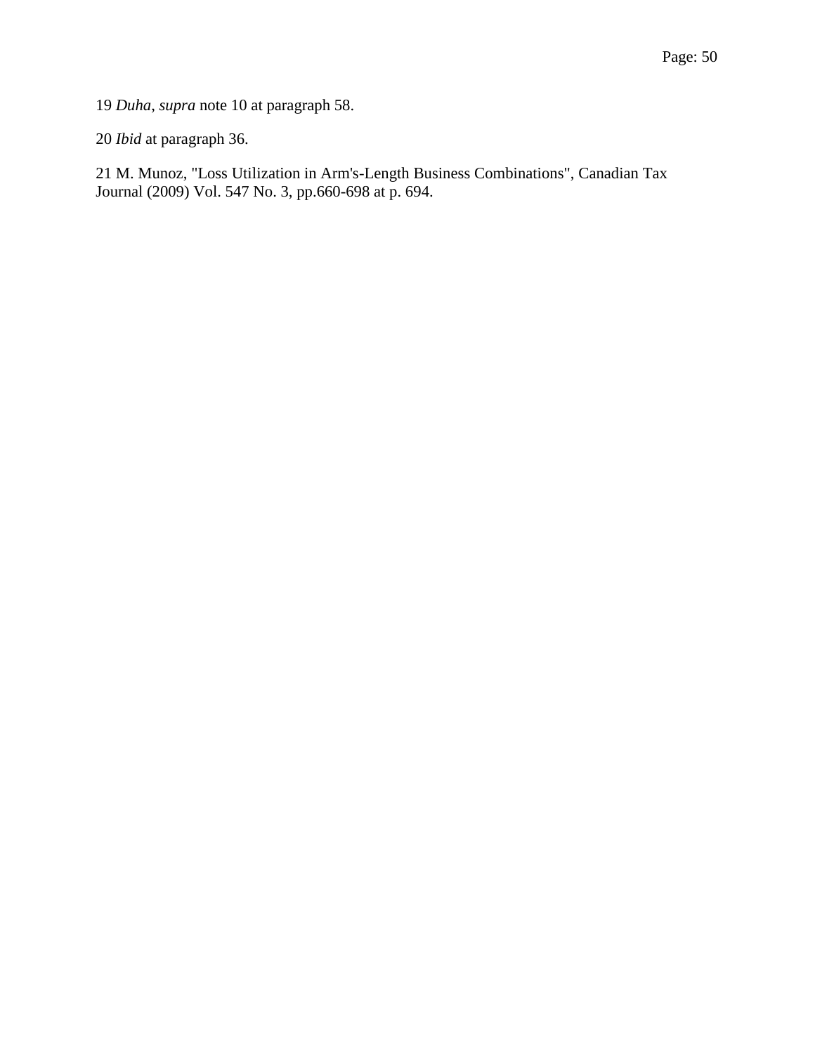19 *Duha*, *supra* note 10 at paragraph 58.

20 *Ibid* at paragraph 36.

21 M. Munoz, "Loss Utilization in Arm's-Length Business Combinations", Canadian Tax Journal (2009) Vol. 547 No. 3, pp.660-698 at p. 694.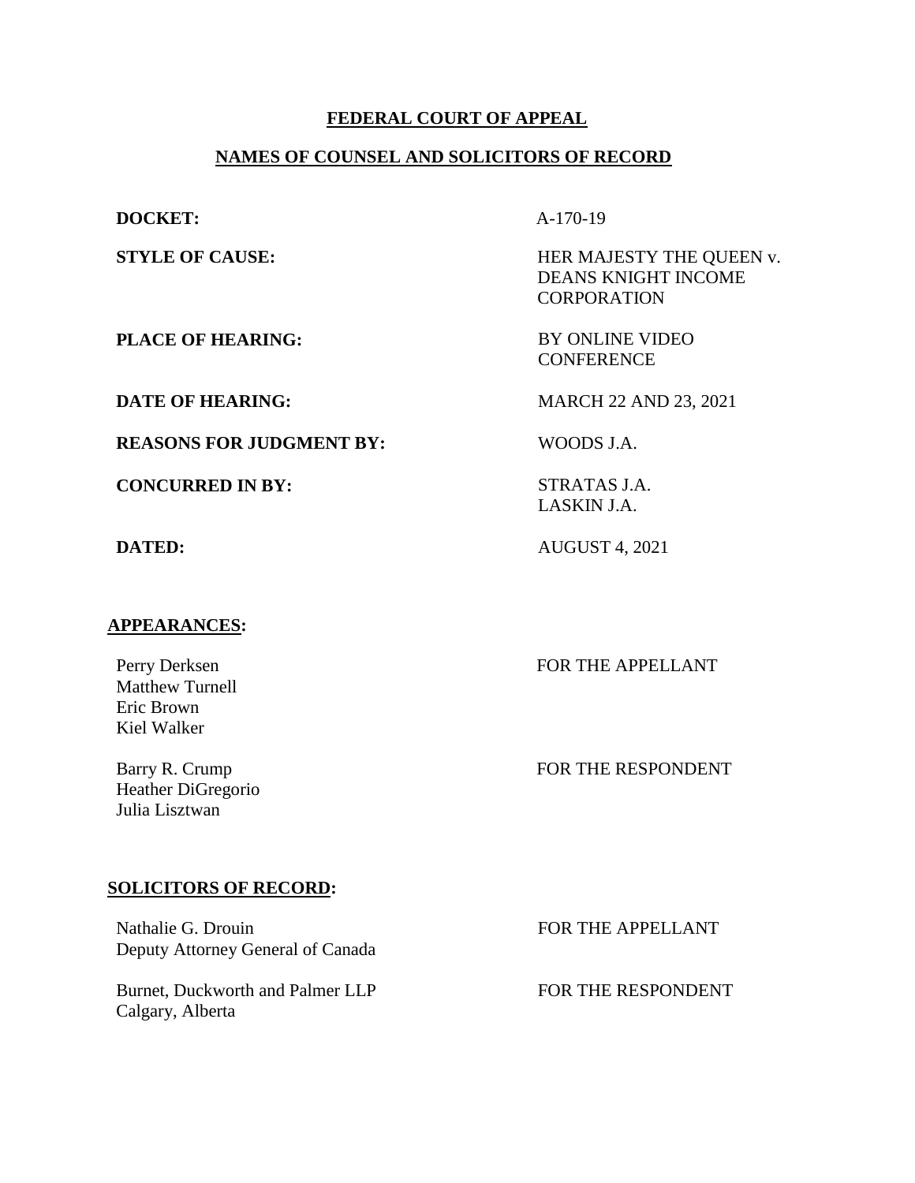# FEDERAL COURT OF APPEAL

## NAMES OF COUNSEL AND SOLICITORS OF RECORD

| | |
|---|---|
| **DOCKET:** | A-170-19 |
| **STYLE OF CAUSE:** | HER MAJESTY THE QUEEN v. DEANS KNIGHT INCOME CORPORATION |
| **PLACE OF HEARING:** | BY ONLINE VIDEO CONFERENCE |
| **DATE OF HEARING:** | MARCH 22 AND 23, 2021 |
| **REASONS FOR JUDGMENT BY:** | WOODS J.A. |
| **CONCURRED IN BY:** | STRATAS J.A.<br>LASKIN J.A. |
| **DATED:** | AUGUST 4, 2021 |

**APPEARANCES:**

| | |
|---|---|
| Perry Derksen<br>Matthew Turnell<br>Eric Brown<br>Kiel Walker | FOR THE APPELLANT |
| Barry R. Crump<br>Heather DiGregorio<br>Julia Lisztwan | FOR THE RESPONDENT |

**SOLICITORS OF RECORD:**

| | |
|---|---|
| Nathalie G. Drouin<br>Deputy Attorney General of Canada | FOR THE APPELLANT |
| Burnet, Duckworth and Palmer LLP<br>Calgary, Alberta | FOR THE RESPONDENT |